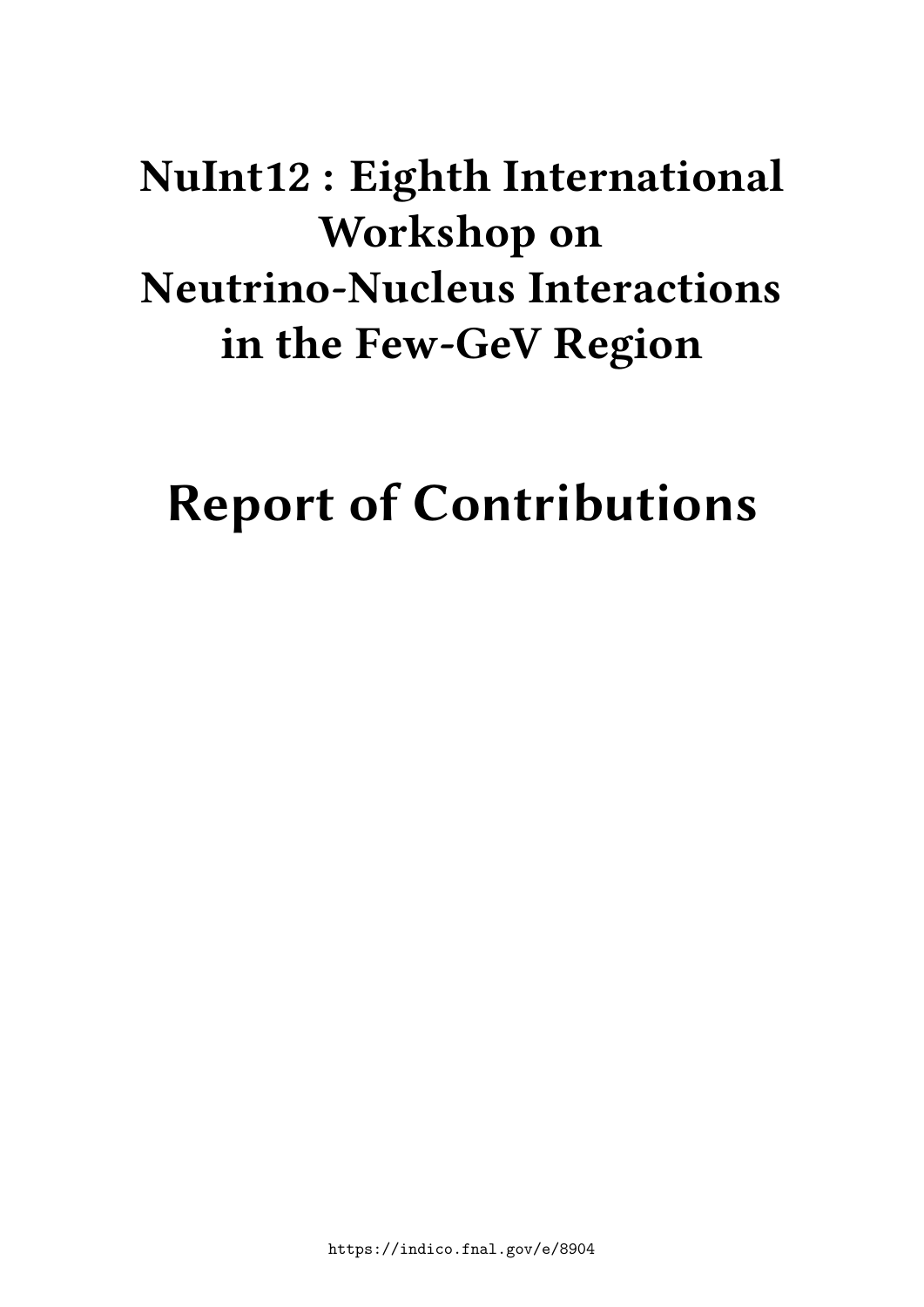# NuInt12 : Eighth International Workshop on Neutrino-Nucleus Interactions in the Few-GeV Region

# Report of Contributions

https://indico.fnal.gov/e/8904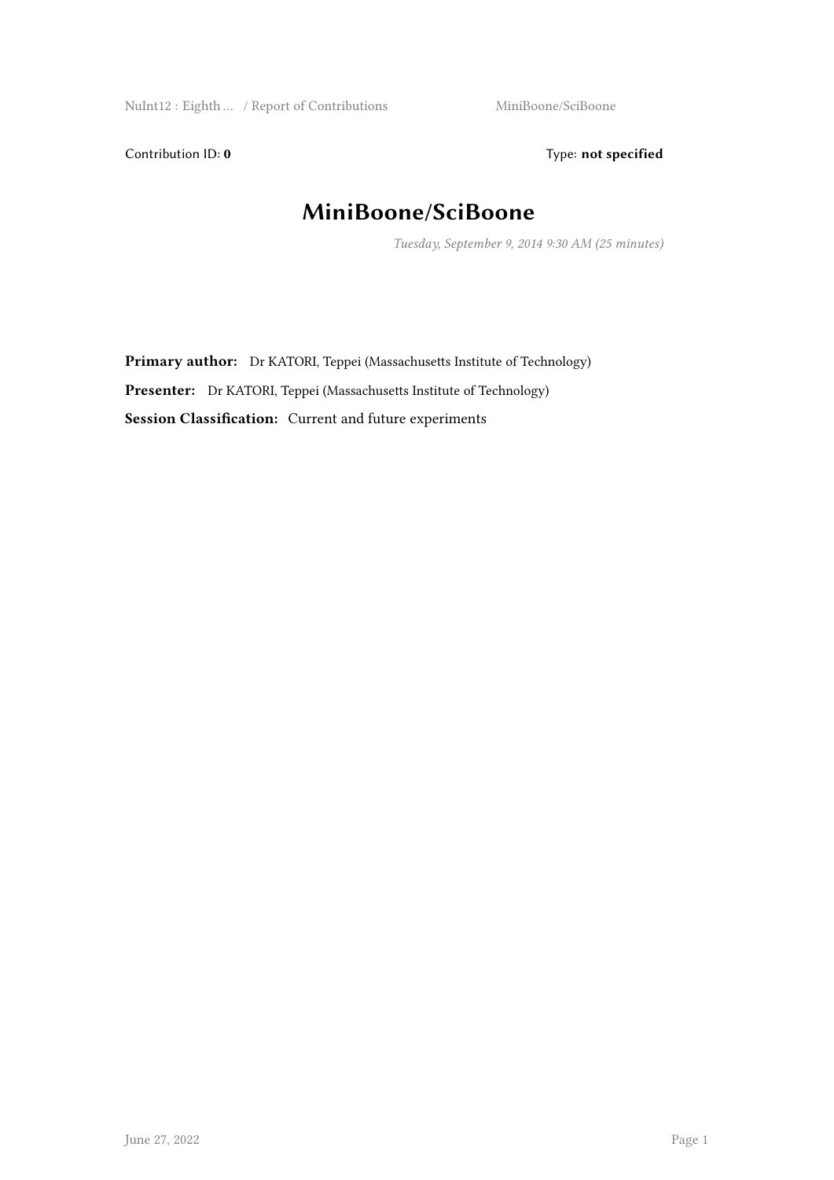Contribution ID: **0**

Type: **not specified**

# MiniBoone/SciBoone

*Tuesday, September 9, 2014 9:30 AM (25 minutes)*

**Primary author:** Dr KATORI, Teppei (Massachusetts Institute of Technology)

**Presenter:** Dr KATORI, Teppei (Massachusetts Institute of Technology)

**Session Classification:** Current and future experiments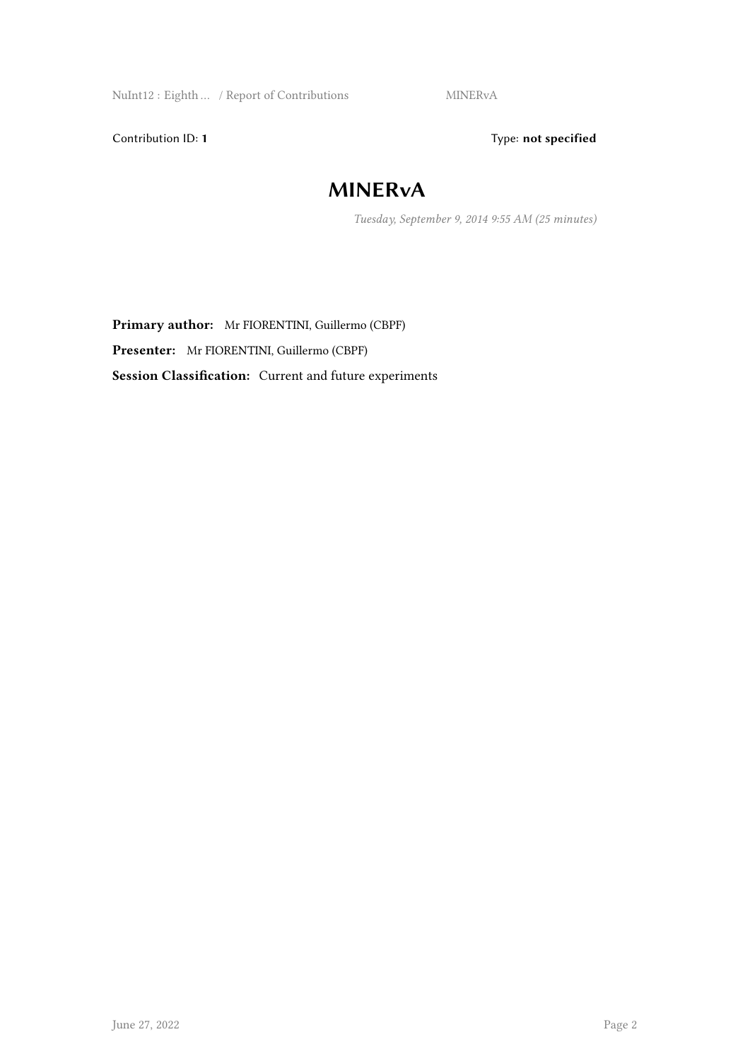Contribution ID: **1** Type: **not specified**

# MINERvA

*Tuesday, September 9, 2014 9:55 AM (25 minutes)*

**Primary author:** Mr FIORENTINI, Guillermo (CBPF)

**Presenter:** Mr FIORENTINI, Guillermo (CBPF)

**Session Classification:** Current and future experiments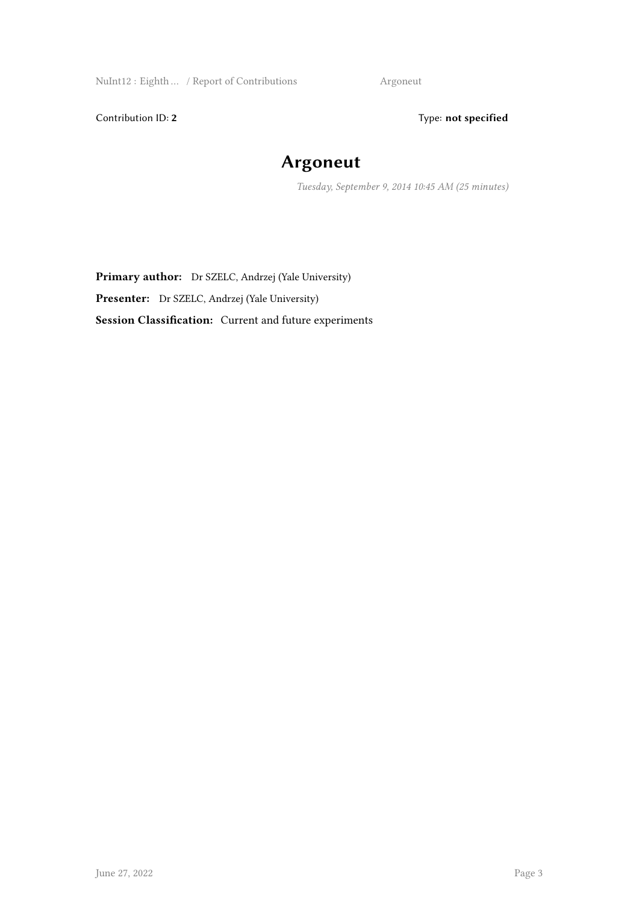Contribution ID: **2** Type: **not specified**

# Argoneut

*Tuesday, September 9, 2014 10:45 AM (25 minutes)*

**Primary author:** Dr SZELC, Andrzej (Yale University)

**Presenter:** Dr SZELC, Andrzej (Yale University)

**Session Classification:** Current and future experiments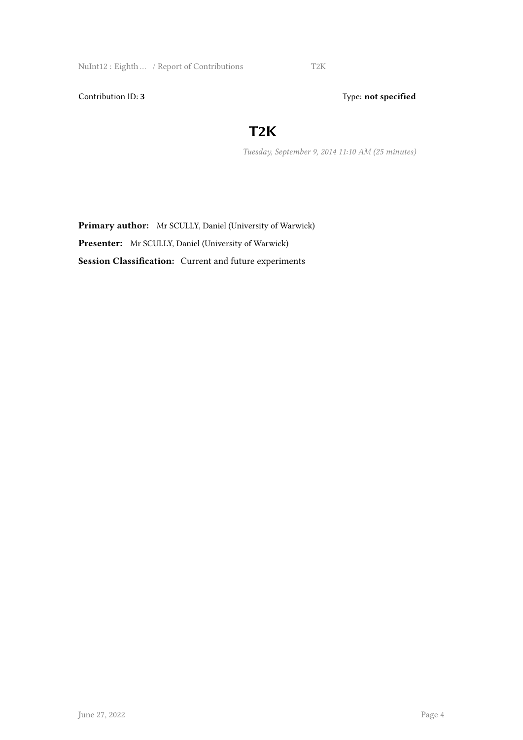Contribution ID: **3**

Type: **not specified**

# T2K

*Tuesday, September 9, 2014 11:10 AM (25 minutes)*

**Primary author:** Mr SCULLY, Daniel (University of Warwick)

**Presenter:** Mr SCULLY, Daniel (University of Warwick)

**Session Classification:** Current and future experiments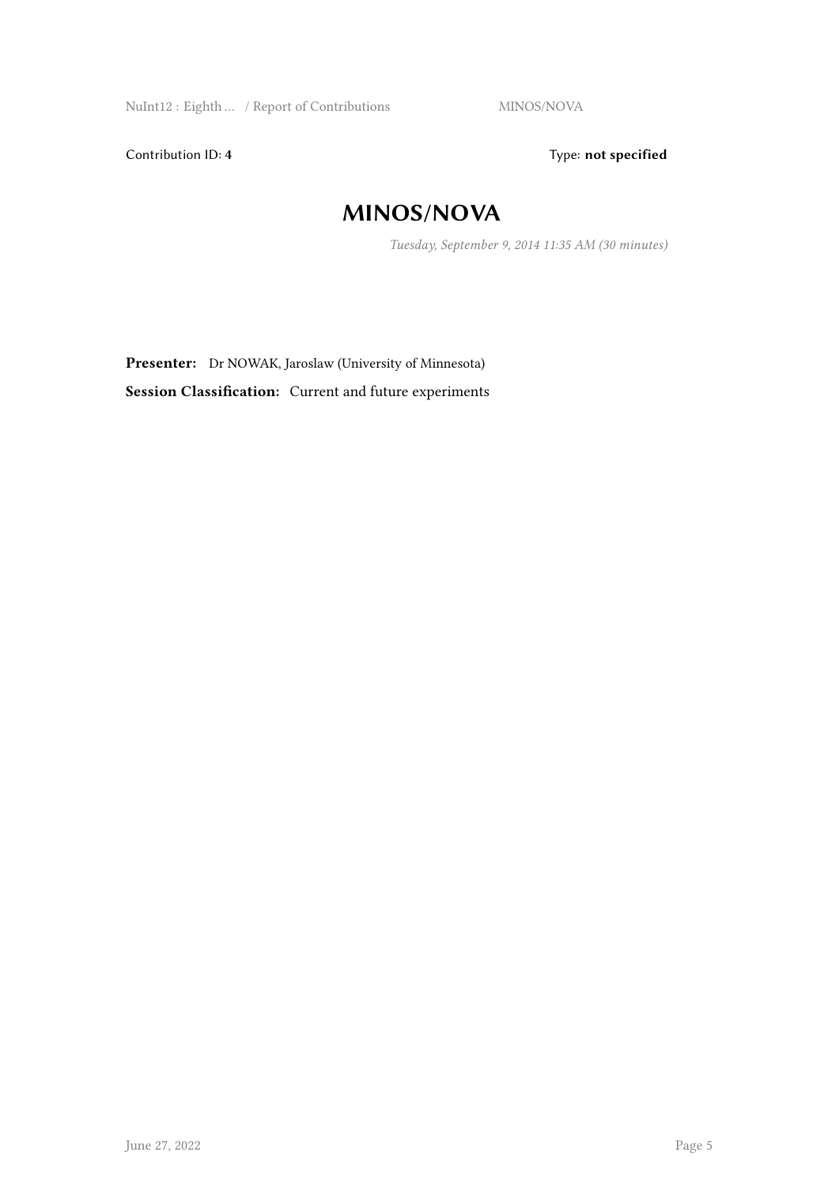Contribution ID: **4**

Type: **not specified**

# MINOS/NOVA

*Tuesday, September 9, 2014 11:35 AM (30 minutes)*

**Presenter:** Dr NOWAK, Jaroslaw (University of Minnesota)

**Session Classification:** Current and future experiments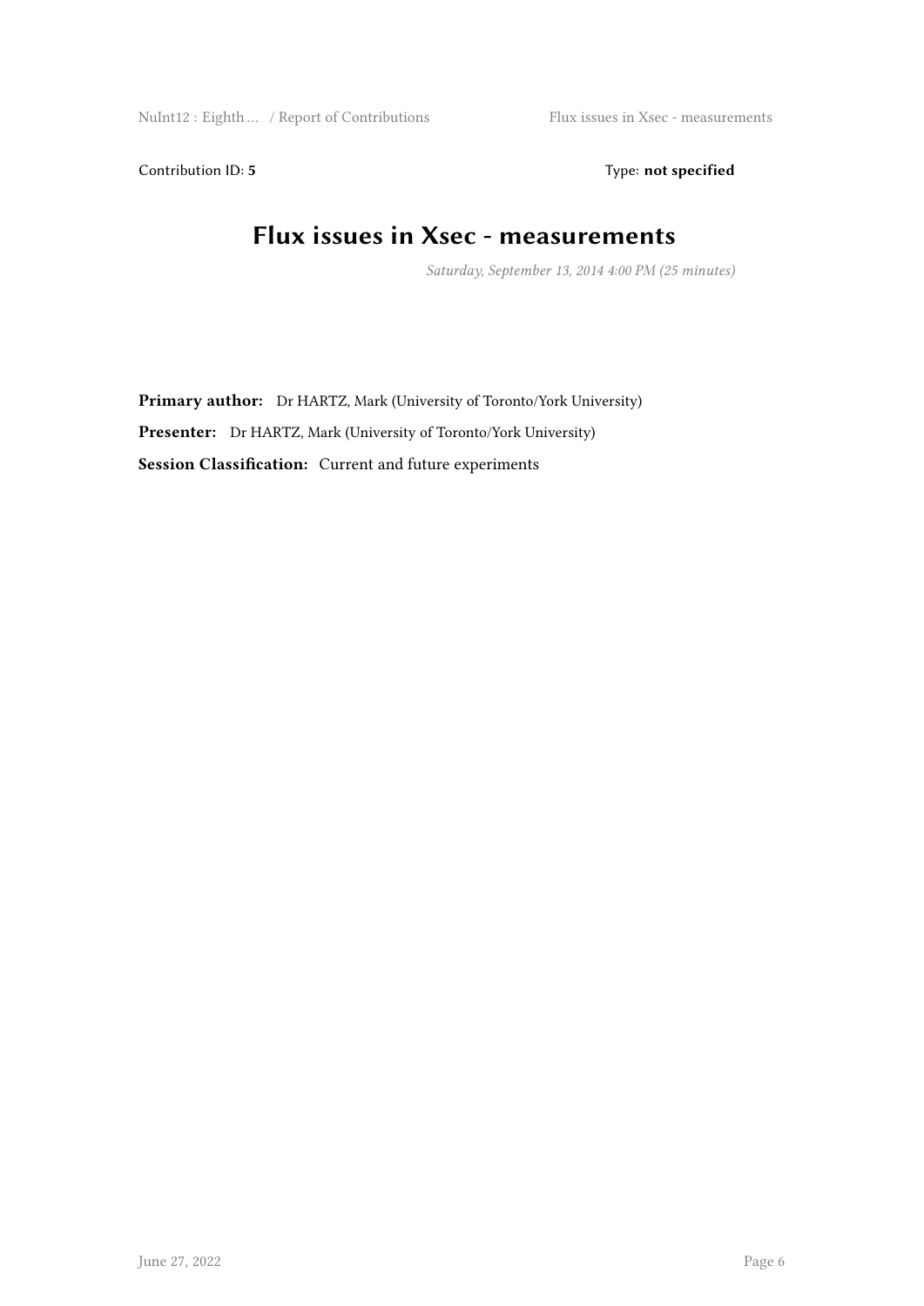Contribution ID: **5** Type: **not specified**

# Flux issues in Xsec - measurements

*Saturday, September 13, 2014 4:00 PM (25 minutes)*

**Primary author:** Dr HARTZ, Mark (University of Toronto/York University)

**Presenter:** Dr HARTZ, Mark (University of Toronto/York University)

**Session Classification:** Current and future experiments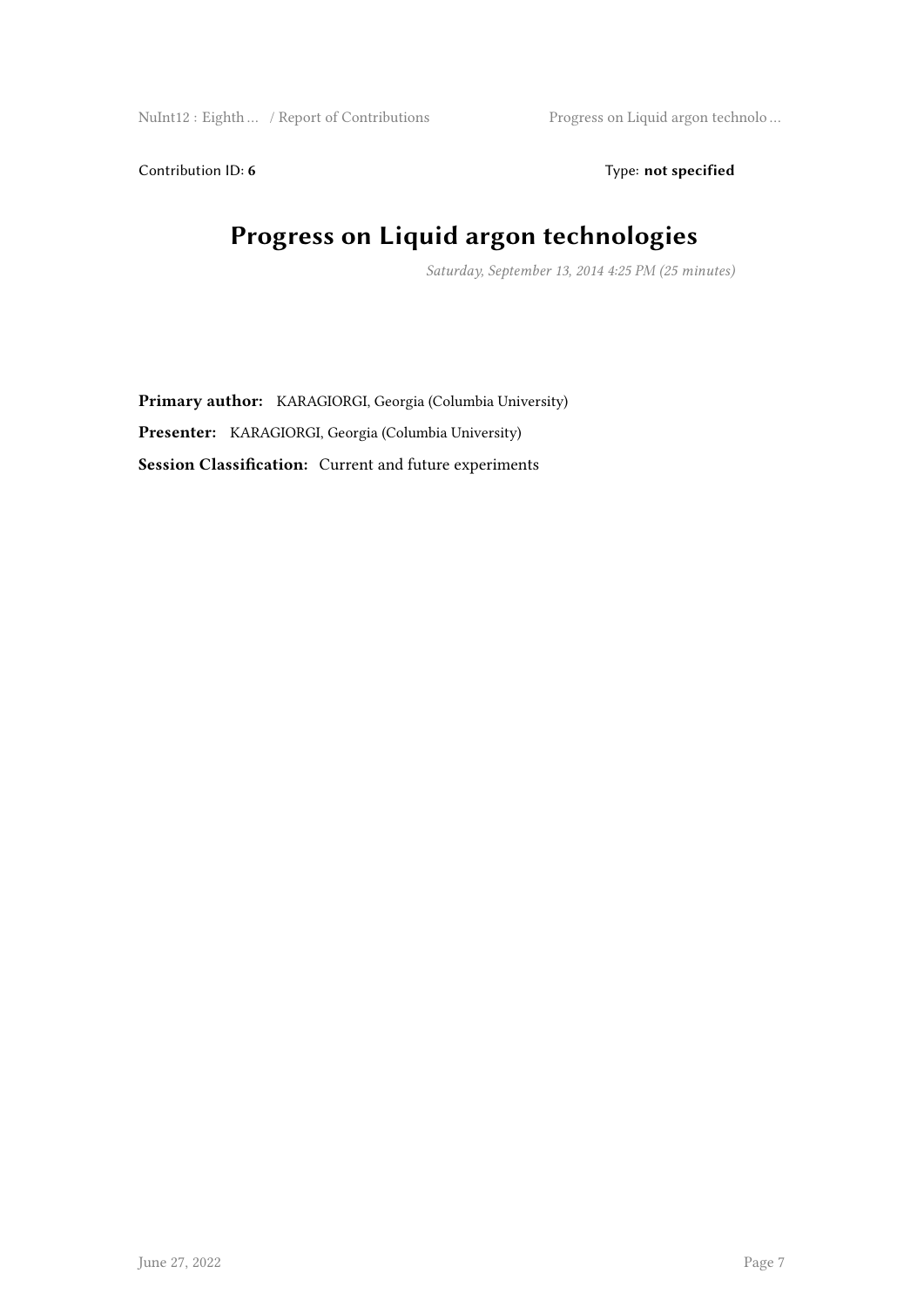Contribution ID: **6** Type: **not specified**

# Progress on Liquid argon technologies

*Saturday, September 13, 2014 4:25 PM (25 minutes)*

**Primary author:** KARAGIORGI, Georgia (Columbia University)

**Presenter:** KARAGIORGI, Georgia (Columbia University)

**Session Classification:** Current and future experiments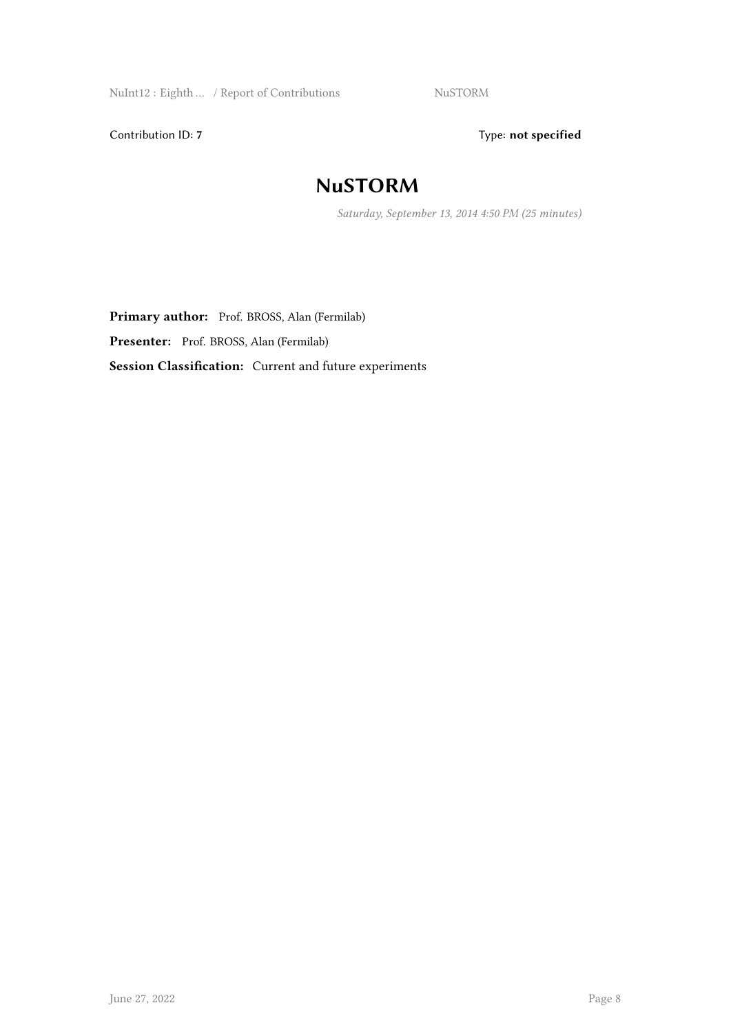Contribution ID: **7** Type: **not specified**

# NuSTORM

*Saturday, September 13, 2014 4:50 PM (25 minutes)*

**Primary author:** Prof. BROSS, Alan (Fermilab)

**Presenter:** Prof. BROSS, Alan (Fermilab)

**Session Classification:** Current and future experiments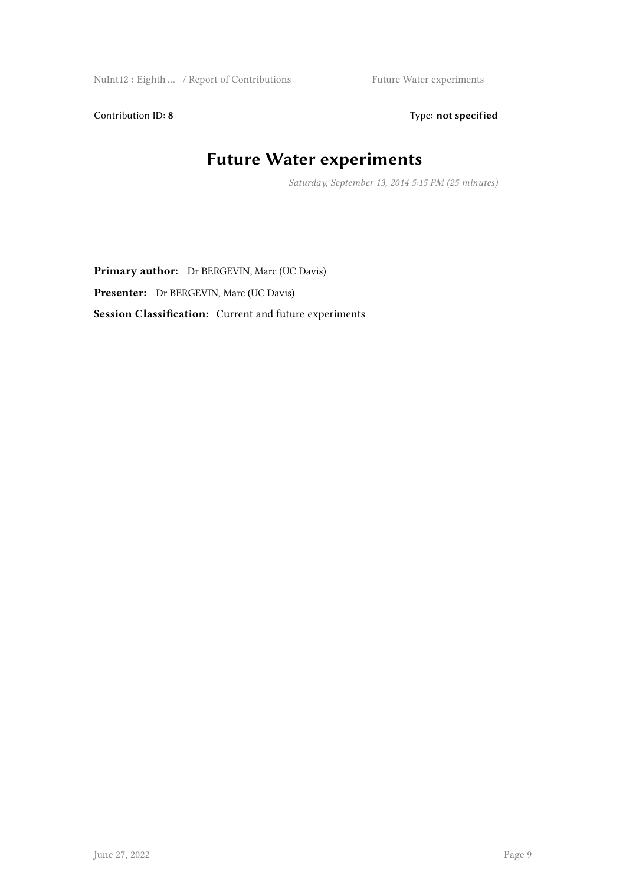Contribution ID: **8** Type: **not specified**

# Future Water experiments

*Saturday, September 13, 2014 5:15 PM (25 minutes)*

**Primary author:** Dr BERGEVIN, Marc (UC Davis)

**Presenter:** Dr BERGEVIN, Marc (UC Davis)

**Session Classification:** Current and future experiments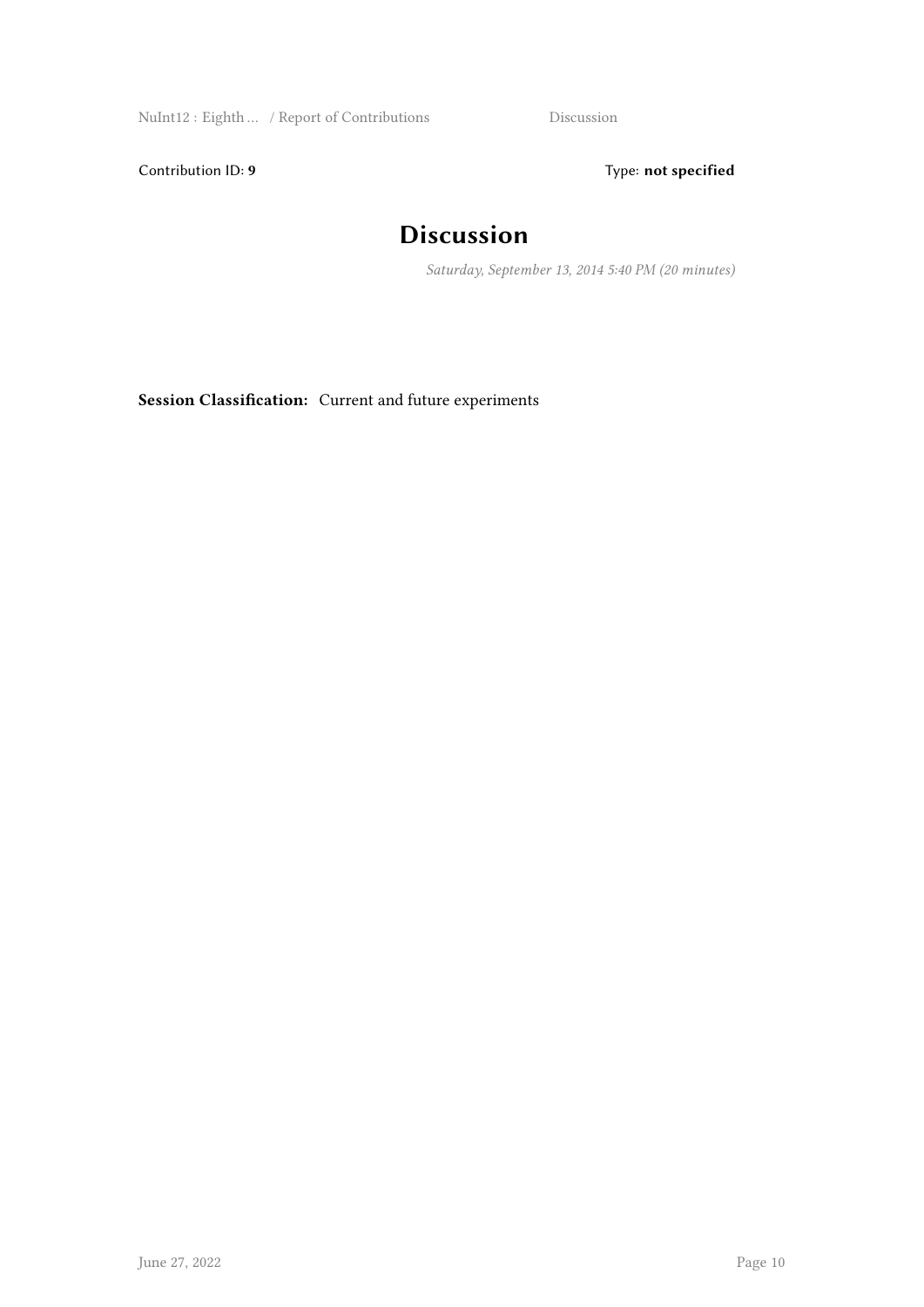Contribution ID: **9** Type: **not specified**

# Discussion

*Saturday, September 13, 2014 5:40 PM (20 minutes)*

**Session Classification:** Current and future experiments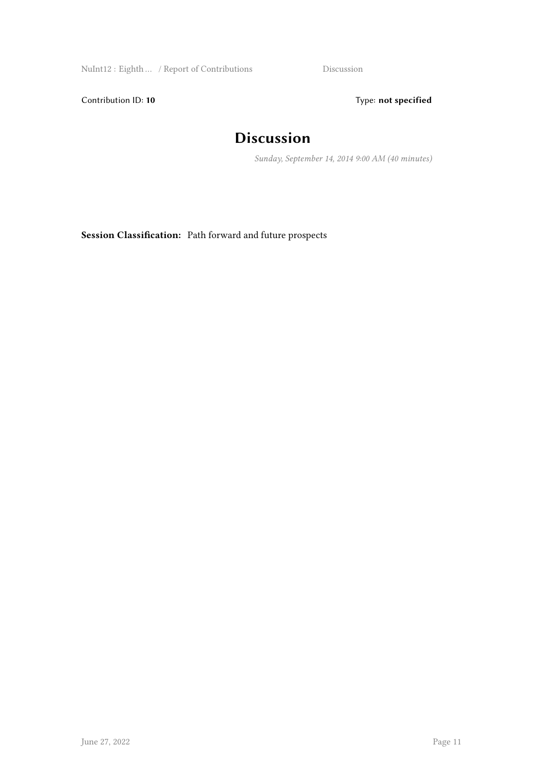Contribution ID: **10** Type: **not specified**

# Discussion

*Sunday, September 14, 2014 9:00 AM (40 minutes)*

**Session Classification:** Path forward and future prospects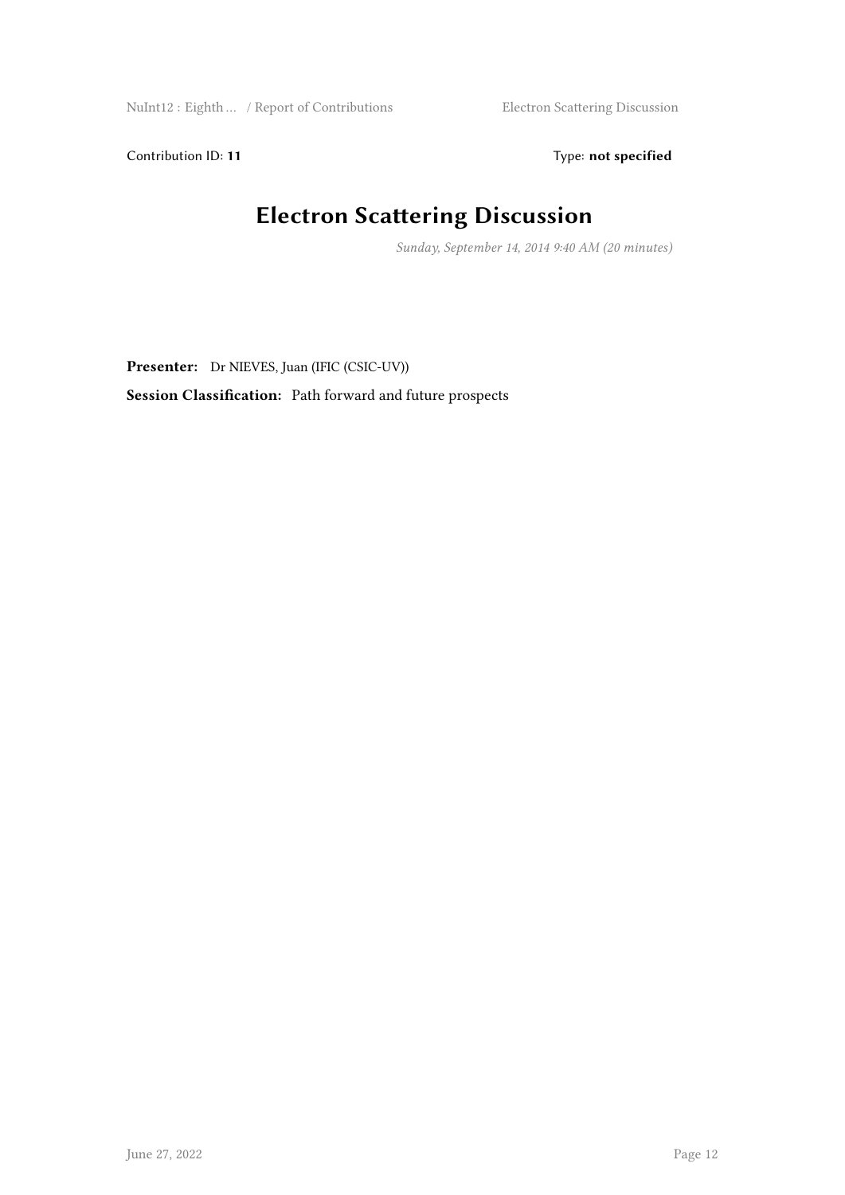Contribution ID: **11** Type: **not specified**

# Electron Scattering Discussion

*Sunday, September 14, 2014 9:40 AM (20 minutes)*

**Presenter:** Dr NIEVES, Juan (IFIC (CSIC-UV))

**Session Classification:** Path forward and future prospects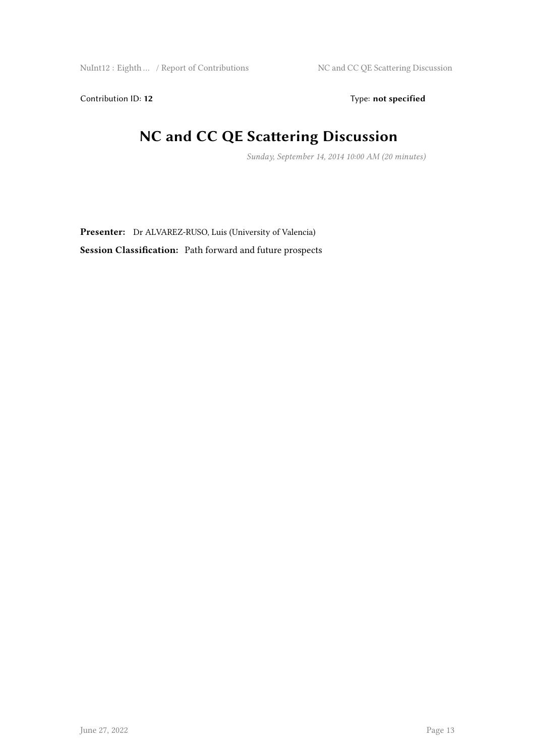Contribution ID: **12** Type: **not specified**

# NC and CC QE Scattering Discussion

*Sunday, September 14, 2014 10:00 AM (20 minutes)*

**Presenter:** Dr ALVAREZ-RUSO, Luis (University of Valencia)

**Session Classification:** Path forward and future prospects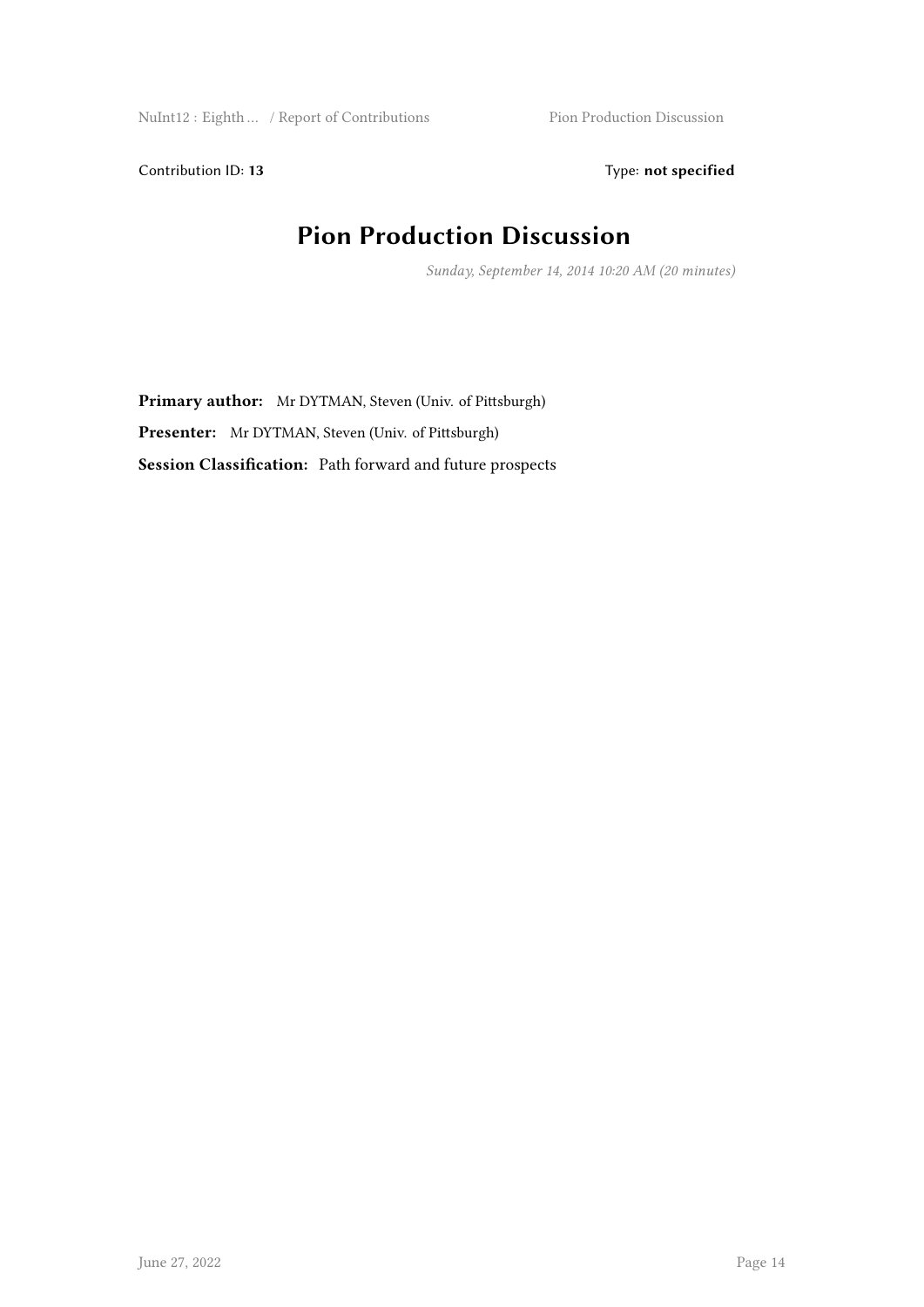Contribution ID: **13** Type: **not specified**

# Pion Production Discussion

*Sunday, September 14, 2014 10:20 AM (20 minutes)*

**Primary author:** Mr DYTMAN, Steven (Univ. of Pittsburgh)

**Presenter:** Mr DYTMAN, Steven (Univ. of Pittsburgh)

**Session Classification:** Path forward and future prospects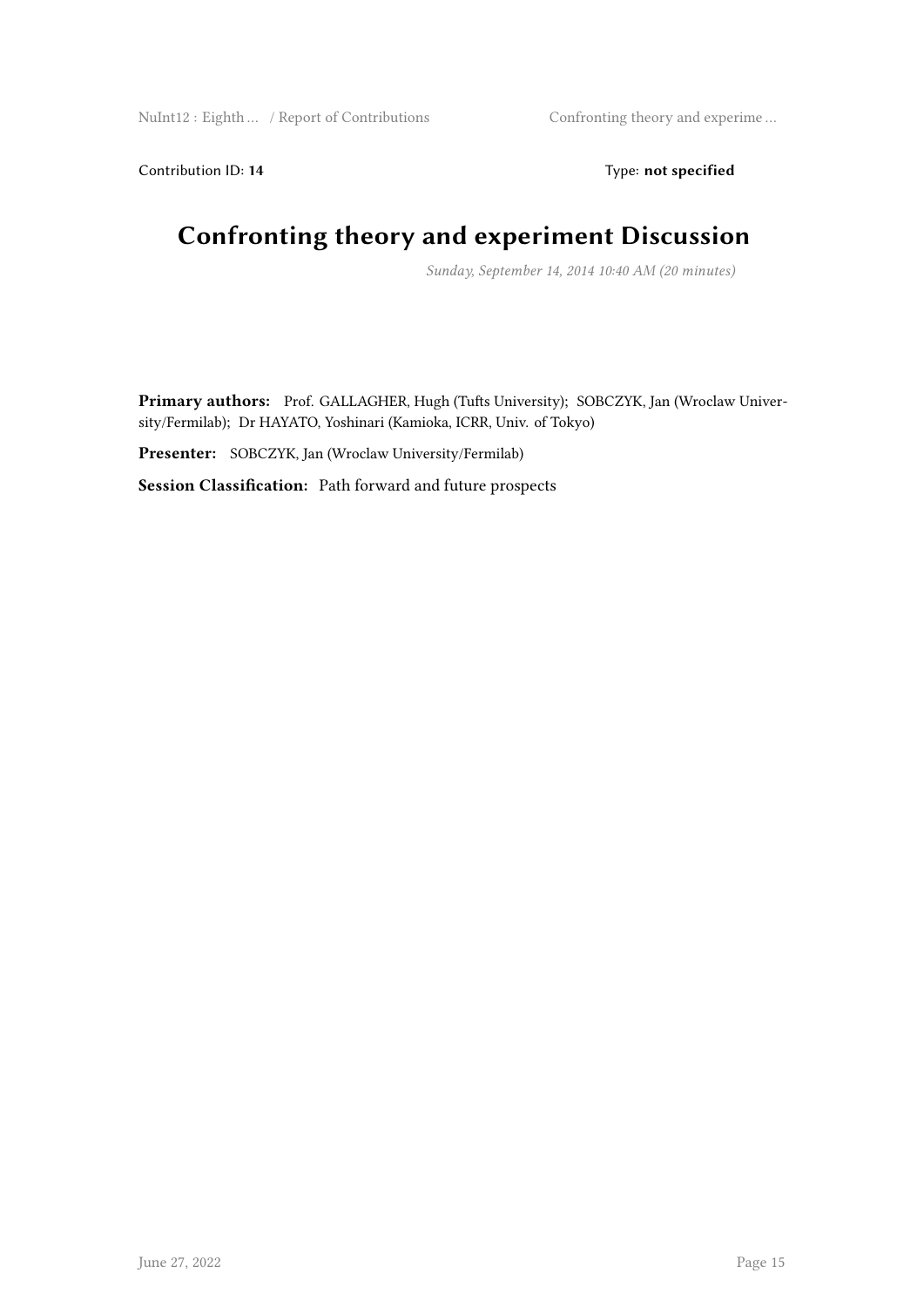Contribution ID: **14** Type: **not specified**

# Confronting theory and experiment Discussion

*Sunday, September 14, 2014 10:40 AM (20 minutes)*

**Primary authors:** Prof. GALLAGHER, Hugh (Tufts University); SOBCZYK, Jan (Wroclaw University/Fermilab); Dr HAYATO, Yoshinari (Kamioka, ICRR, Univ. of Tokyo)

**Presenter:** SOBCZYK, Jan (Wroclaw University/Fermilab)

**Session Classification:** Path forward and future prospects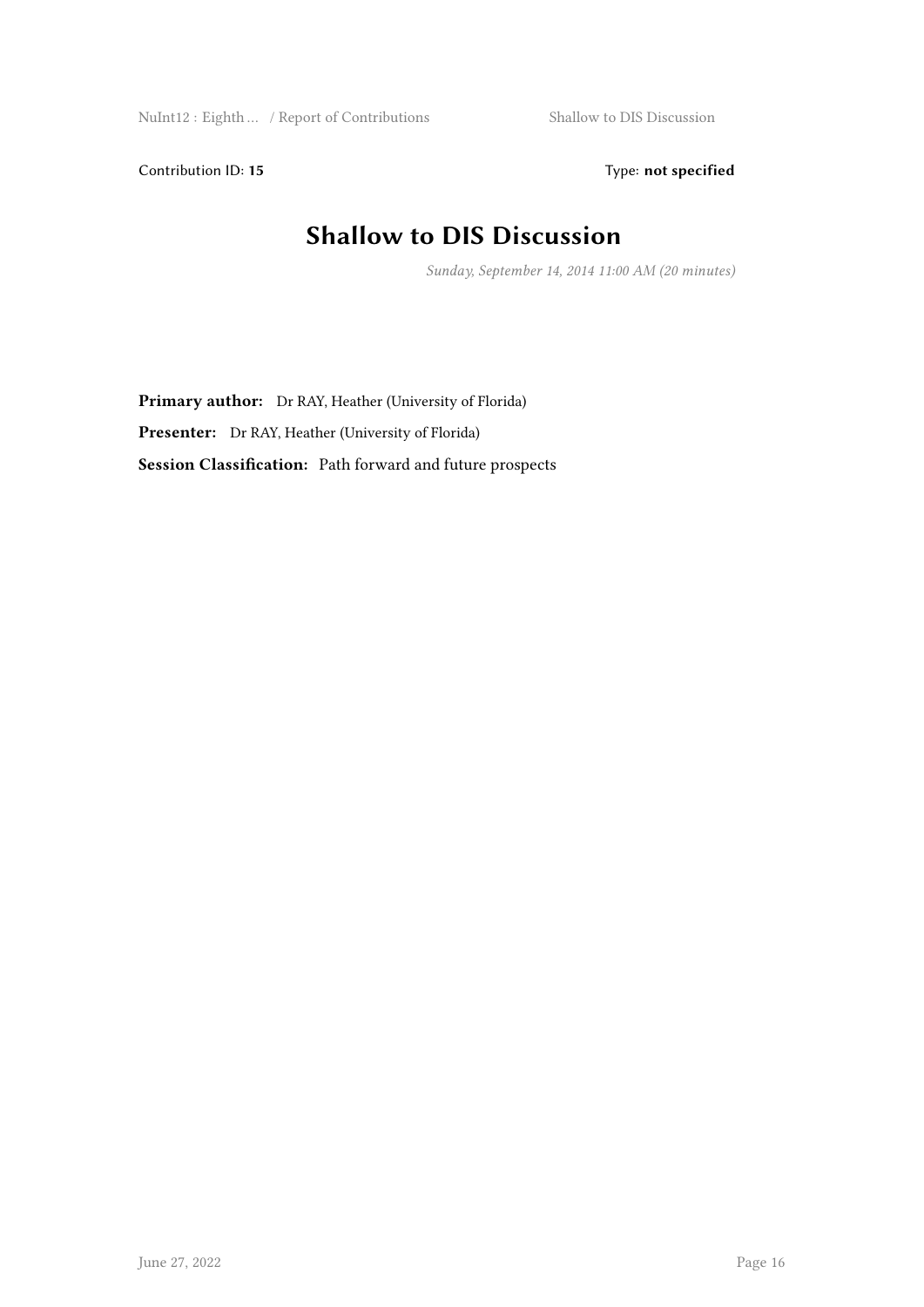Contribution ID: **15** Type: **not specified**

# Shallow to DIS Discussion

*Sunday, September 14, 2014 11:00 AM (20 minutes)*

**Primary author:** Dr RAY, Heather (University of Florida)

**Presenter:** Dr RAY, Heather (University of Florida)

**Session Classification:** Path forward and future prospects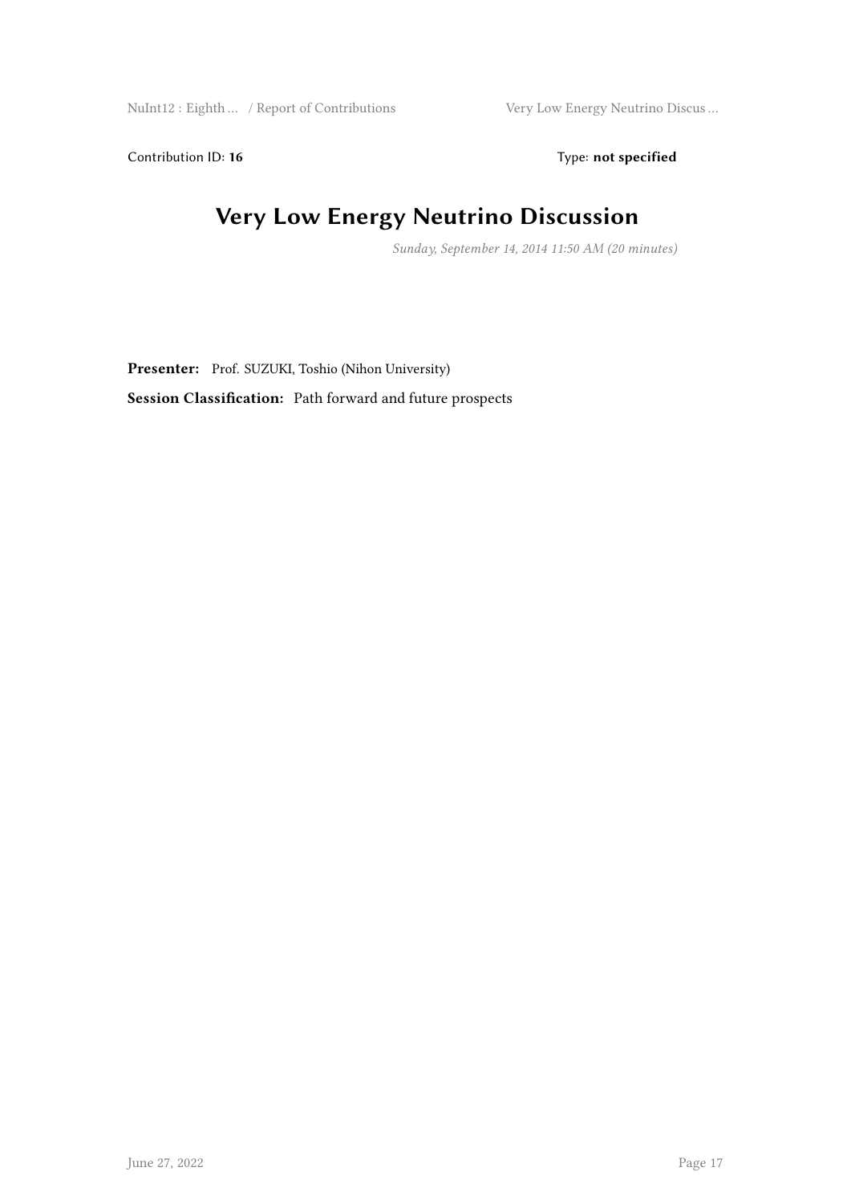Contribution ID: **16** Type: **not specified**

# Very Low Energy Neutrino Discussion

*Sunday, September 14, 2014 11:50 AM (20 minutes)*

**Presenter:** Prof. SUZUKI, Toshio (Nihon University)

**Session Classification:** Path forward and future prospects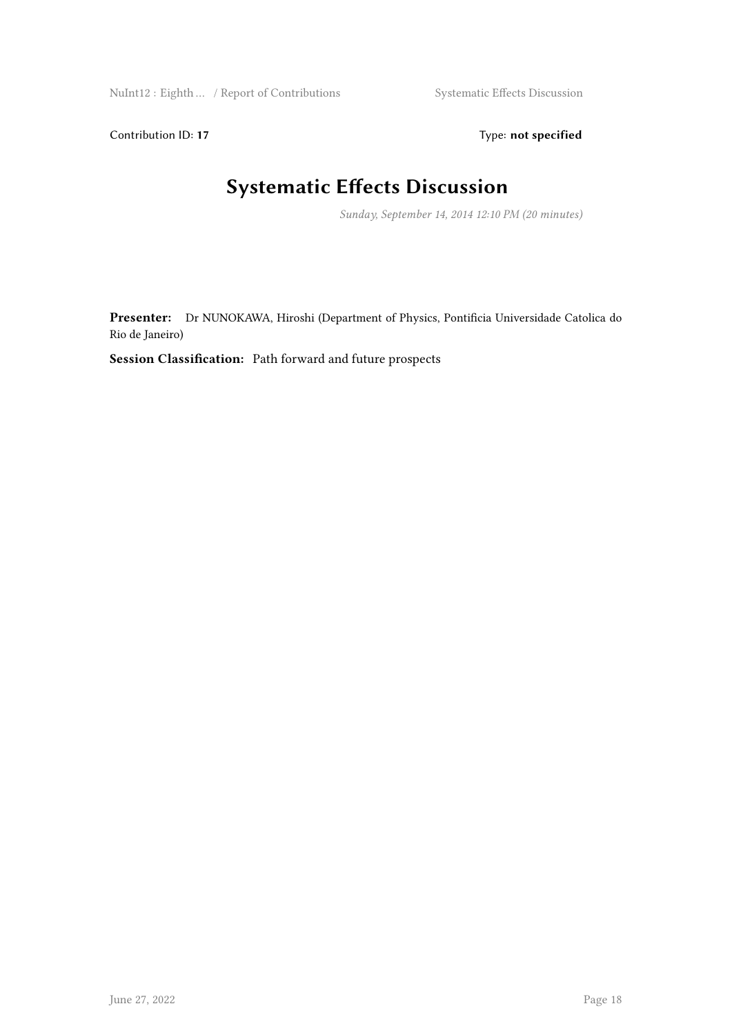Contribution ID: **17** Type: **not specified**

# Systematic Effects Discussion

*Sunday, September 14, 2014 12:10 PM (20 minutes)*

**Presenter:** Dr NUNOKAWA, Hiroshi (Department of Physics, Pontificia Universidade Catolica do Rio de Janeiro)

**Session Classification:** Path forward and future prospects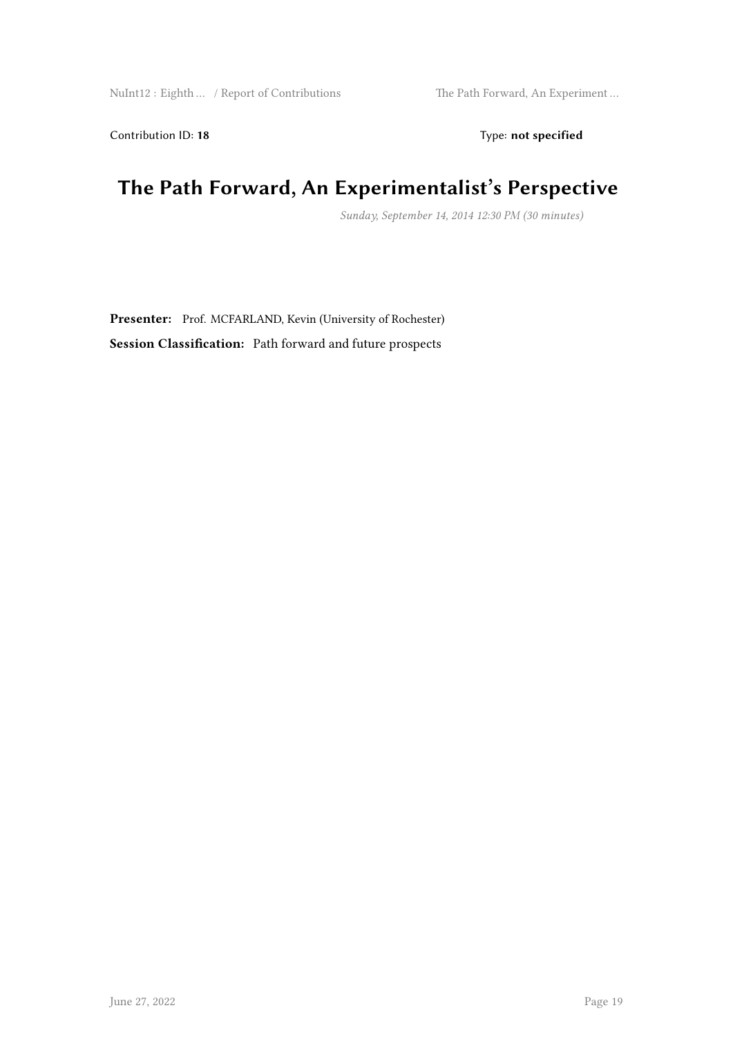Contribution ID: **18** Type: **not specified**

# The Path Forward, An Experimentalist's Perspective

*Sunday, September 14, 2014 12:30 PM (30 minutes)*

**Presenter:** Prof. MCFARLAND, Kevin (University of Rochester)

**Session Classification:** Path forward and future prospects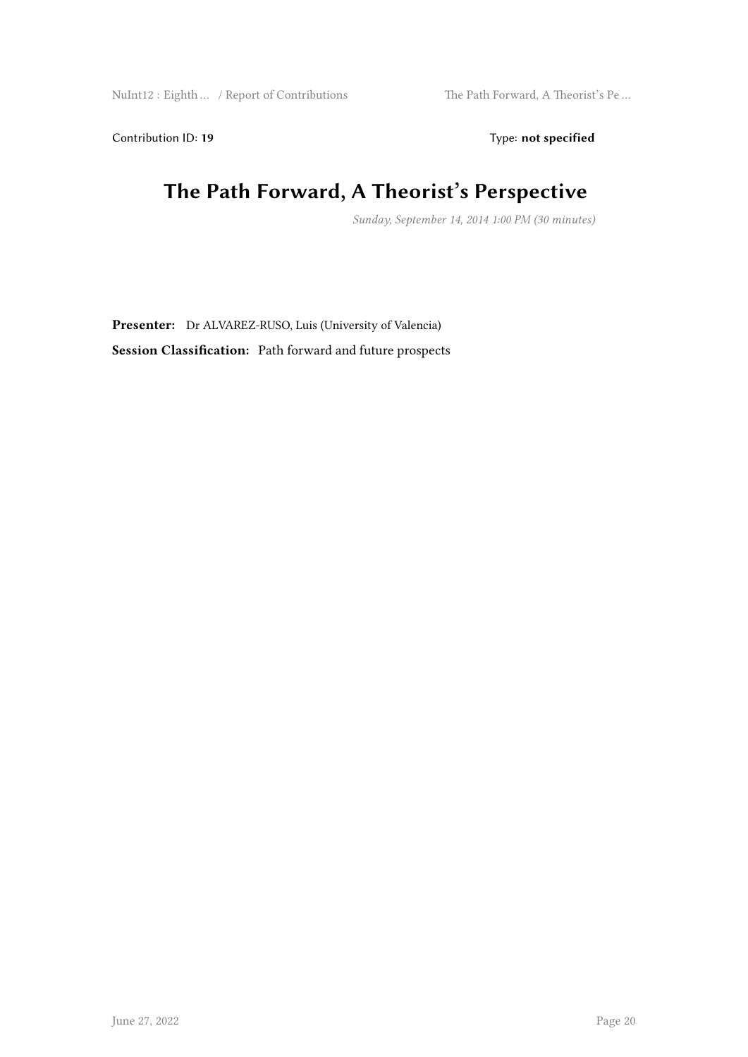Contribution ID: **19** Type: **not specified**

# The Path Forward, A Theorist's Perspective

*Sunday, September 14, 2014 1:00 PM (30 minutes)*

**Presenter:** Dr ALVAREZ-RUSO, Luis (University of Valencia)

**Session Classification:** Path forward and future prospects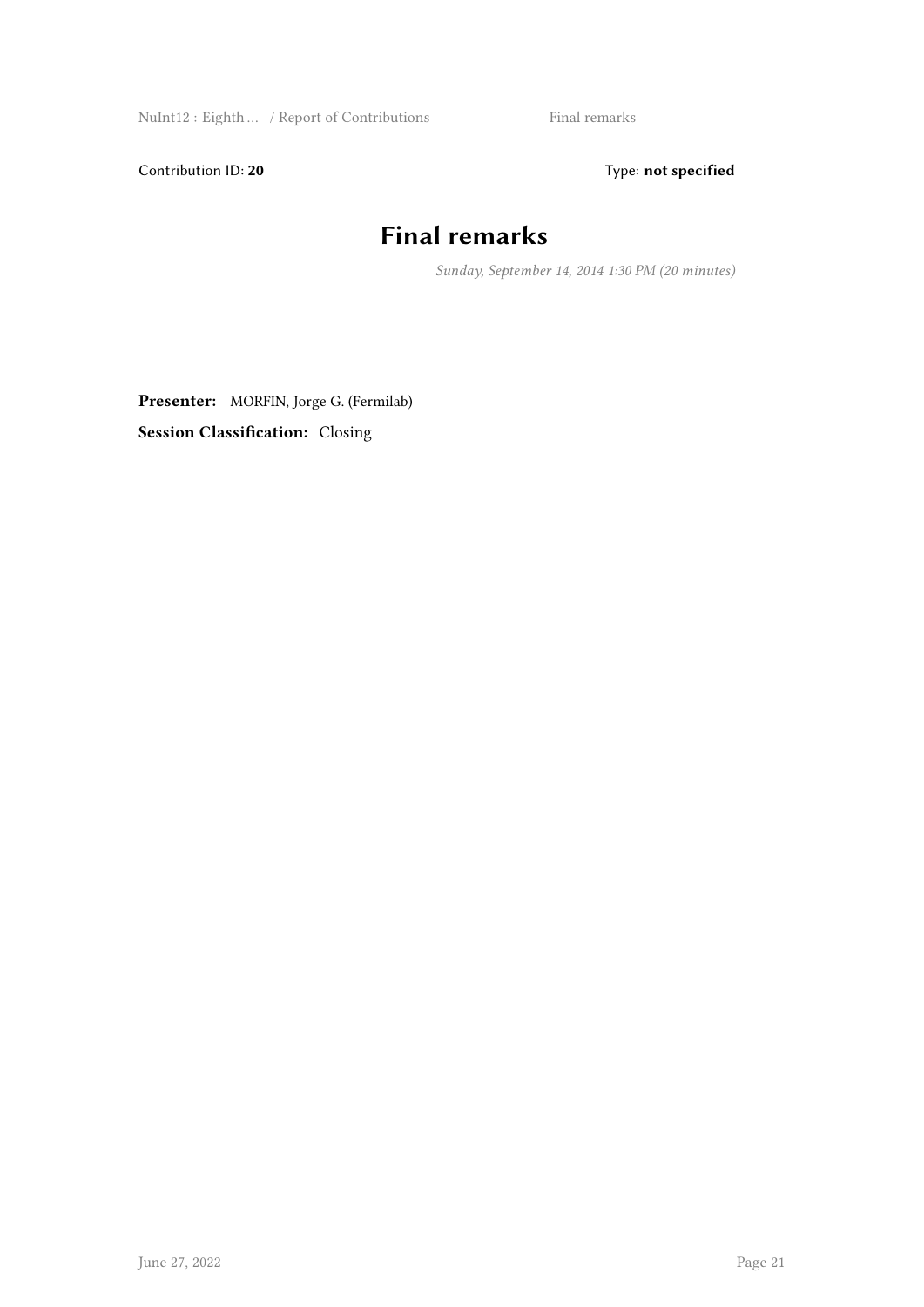Contribution ID: **20** Type: **not specified**

# Final remarks

*Sunday, September 14, 2014 1:30 PM (20 minutes)*

**Presenter:** MORFIN, Jorge G. (Fermilab)

**Session Classification:** Closing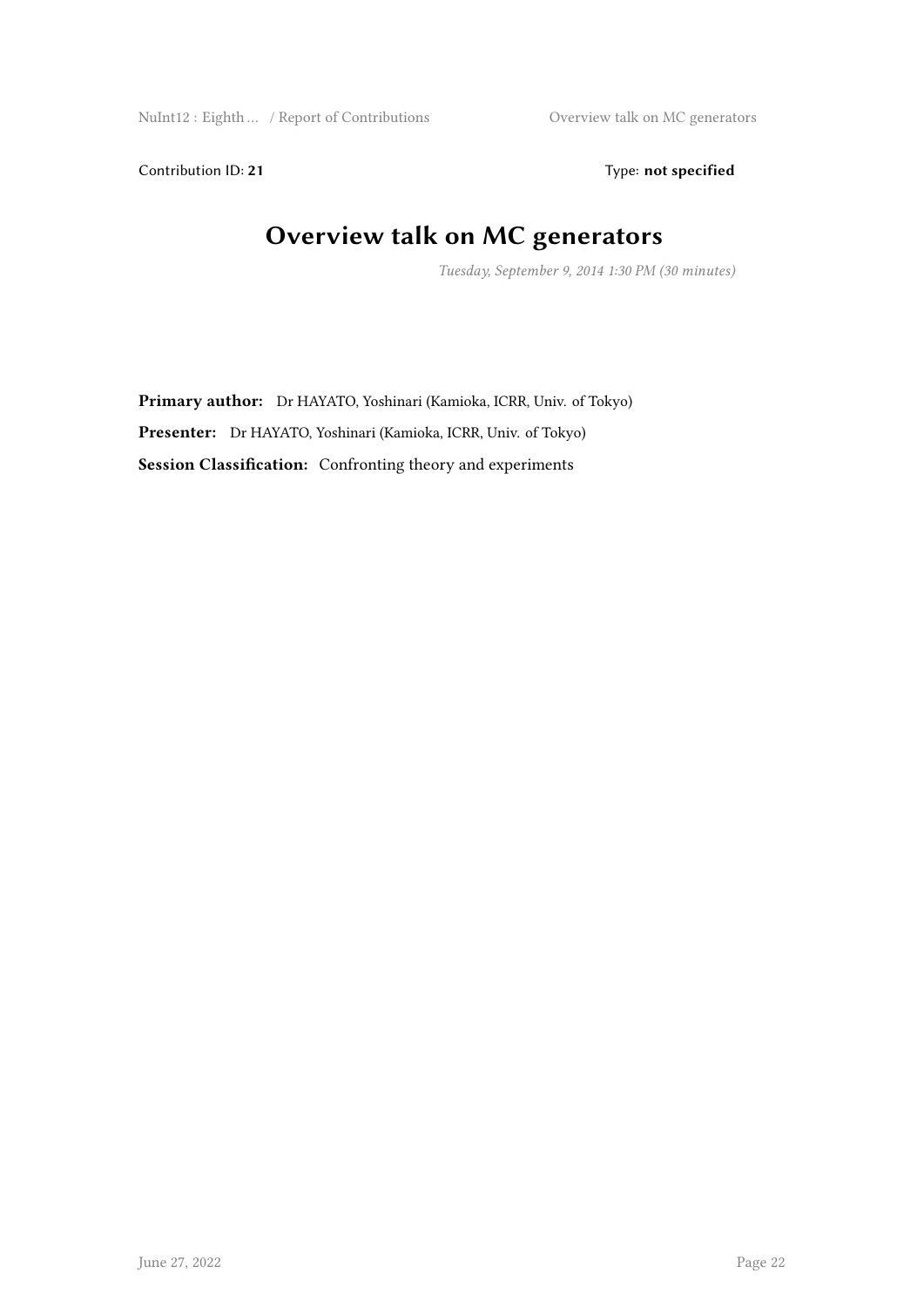Contribution ID: **21** Type: **not specified**

# Overview talk on MC generators

*Tuesday, September 9, 2014 1:30 PM (30 minutes)*

**Primary author:** Dr HAYATO, Yoshinari (Kamioka, ICRR, Univ. of Tokyo)

**Presenter:** Dr HAYATO, Yoshinari (Kamioka, ICRR, Univ. of Tokyo)

**Session Classification:** Confronting theory and experiments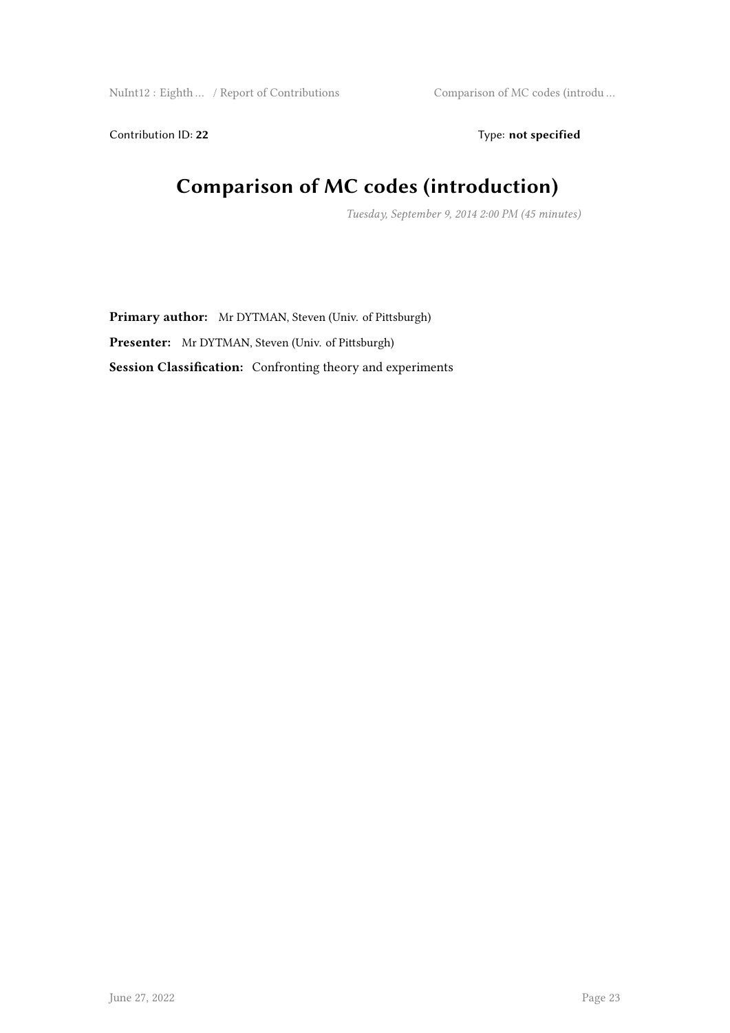Contribution ID: **22** Type: **not specified**

# Comparison of MC codes (introduction)

*Tuesday, September 9, 2014 2:00 PM (45 minutes)*

**Primary author:** Mr DYTMAN, Steven (Univ. of Pittsburgh)

**Presenter:** Mr DYTMAN, Steven (Univ. of Pittsburgh)

**Session Classification:** Confronting theory and experiments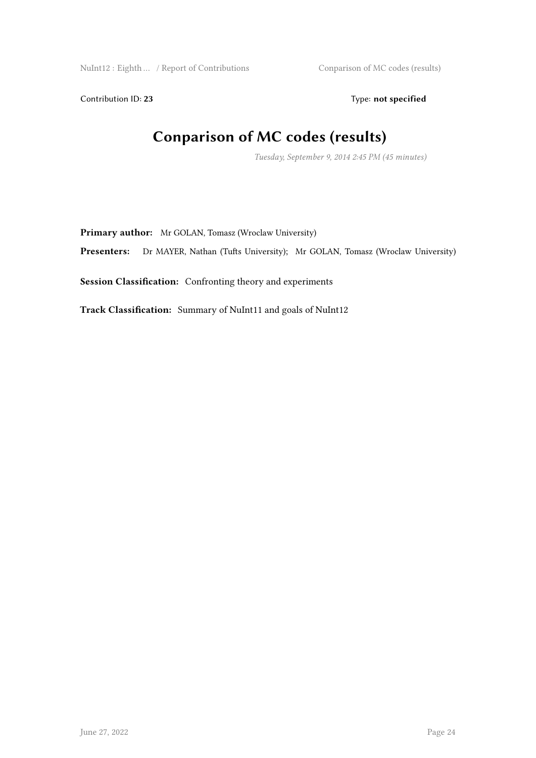Contribution ID: **23** Type: **not specified**

# Conparison of MC codes (results)

*Tuesday, September 9, 2014 2:45 PM (45 minutes)*

**Primary author:** Mr GOLAN, Tomasz (Wroclaw University)

**Presenters:** Dr MAYER, Nathan (Tufts University); Mr GOLAN, Tomasz (Wroclaw University)

**Session Classification:** Confronting theory and experiments

**Track Classification:** Summary of NuInt11 and goals of NuInt12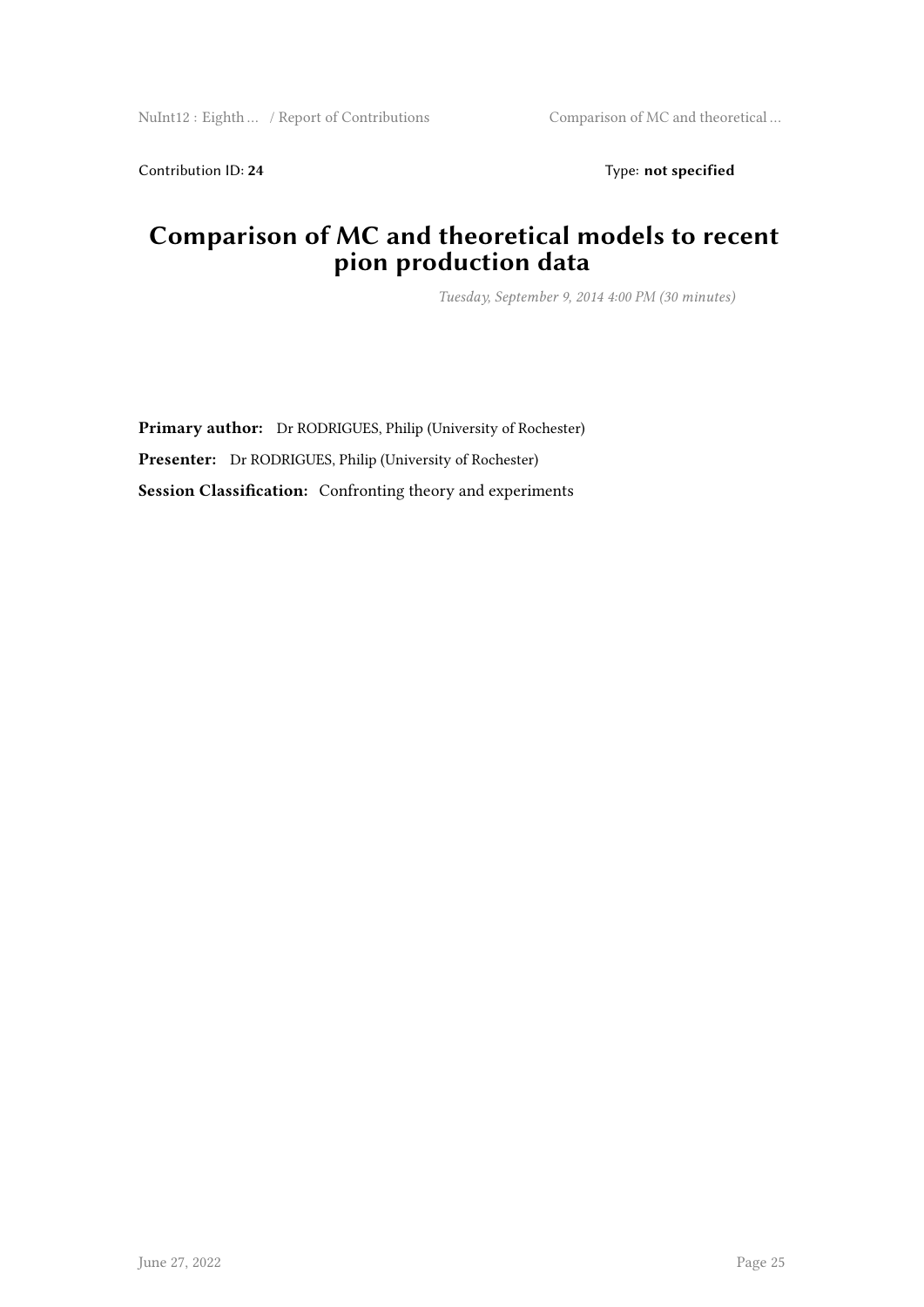Contribution ID: **24** Type: **not specified**

# Comparison of MC and theoretical models to recent pion production data

*Tuesday, September 9, 2014 4:00 PM (30 minutes)*

**Primary author:** Dr RODRIGUES, Philip (University of Rochester)

**Presenter:** Dr RODRIGUES, Philip (University of Rochester)

**Session Classification:** Confronting theory and experiments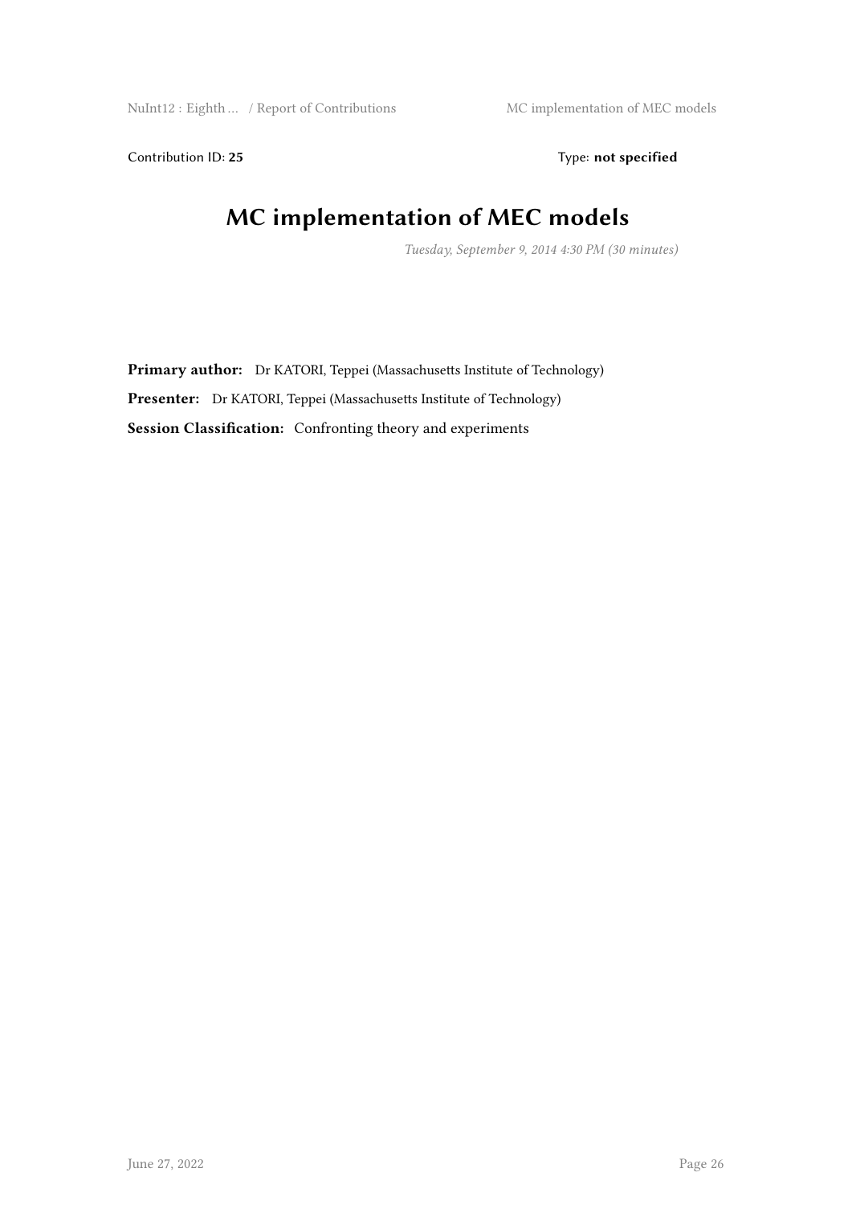Contribution ID: **25** Type: **not specified**

# MC implementation of MEC models

*Tuesday, September 9, 2014 4:30 PM (30 minutes)*

**Primary author:** Dr KATORI, Teppei (Massachusetts Institute of Technology)

**Presenter:** Dr KATORI, Teppei (Massachusetts Institute of Technology)

**Session Classification:** Confronting theory and experiments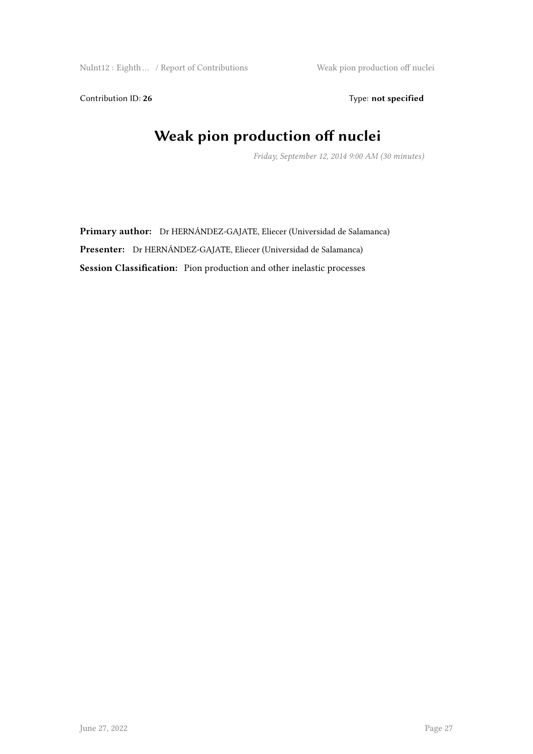Contribution ID: **26** Type: **not specified**

# Weak pion production off nuclei

*Friday, September 12, 2014 9:00 AM (30 minutes)*

**Primary author:** Dr HERNÁNDEZ-GAJATE, Eliecer (Universidad de Salamanca)

**Presenter:** Dr HERNÁNDEZ-GAJATE, Eliecer (Universidad de Salamanca)

**Session Classification:** Pion production and other inelastic processes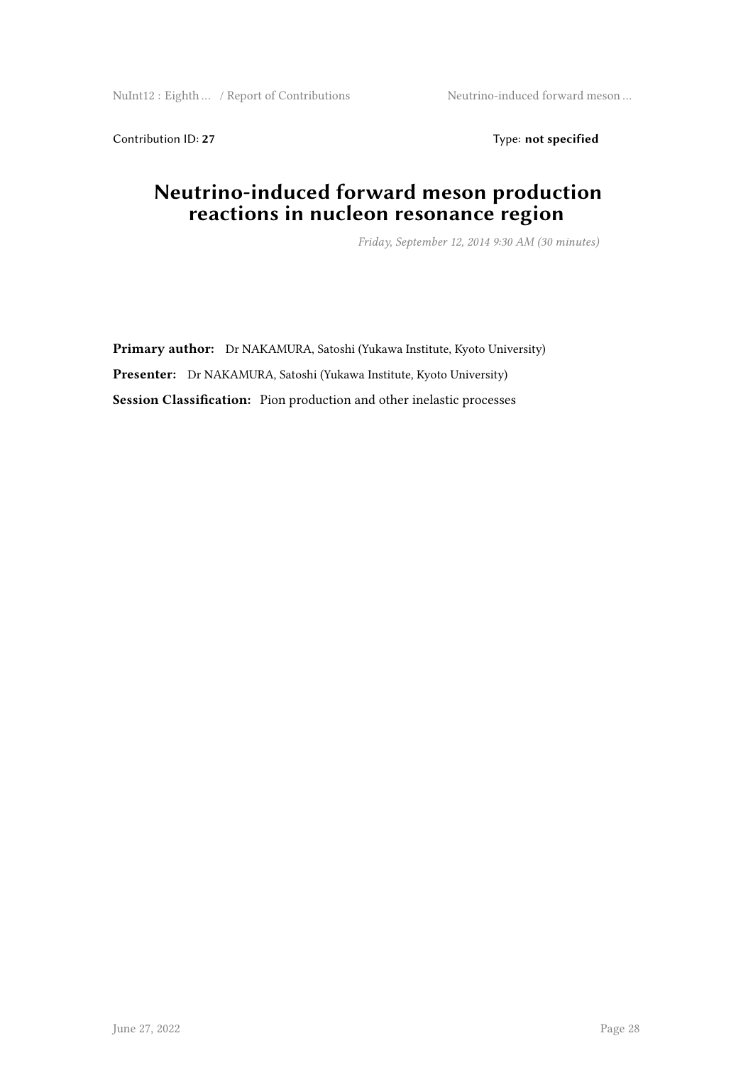Contribution ID: **27** Type: **not specified**

# Neutrino-induced forward meson production reactions in nucleon resonance region

*Friday, September 12, 2014 9:30 AM (30 minutes)*

**Primary author:** Dr NAKAMURA, Satoshi (Yukawa Institute, Kyoto University)

**Presenter:** Dr NAKAMURA, Satoshi (Yukawa Institute, Kyoto University)

**Session Classification:** Pion production and other inelastic processes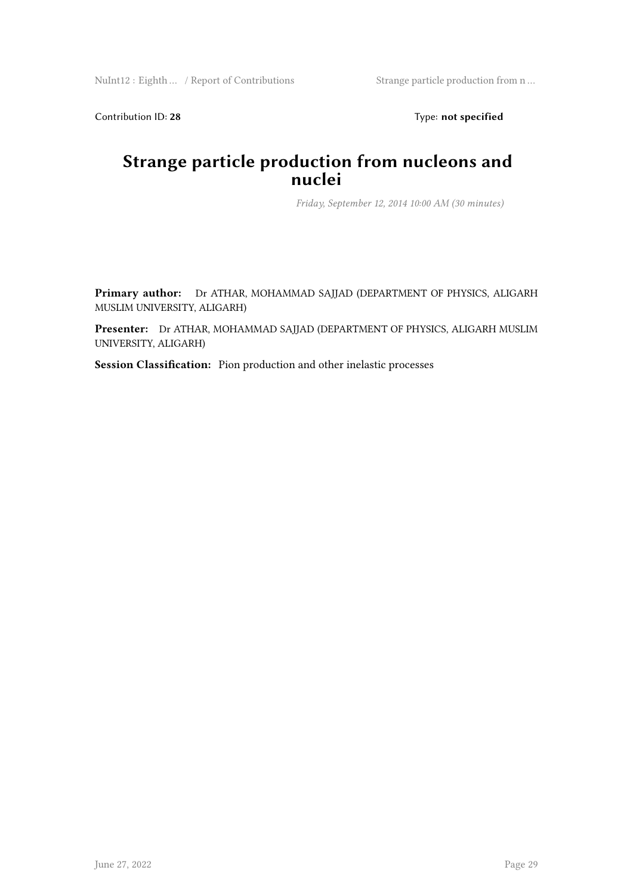Contribution ID: **28** Type: **not specified**

# Strange particle production from nucleons and nuclei

*Friday, September 12, 2014 10:00 AM (30 minutes)*

**Primary author:** Dr ATHAR, MOHAMMAD SAJJAD (DEPARTMENT OF PHYSICS, ALIGARH MUSLIM UNIVERSITY, ALIGARH)

**Presenter:** Dr ATHAR, MOHAMMAD SAJJAD (DEPARTMENT OF PHYSICS, ALIGARH MUSLIM UNIVERSITY, ALIGARH)

**Session Classification:** Pion production and other inelastic processes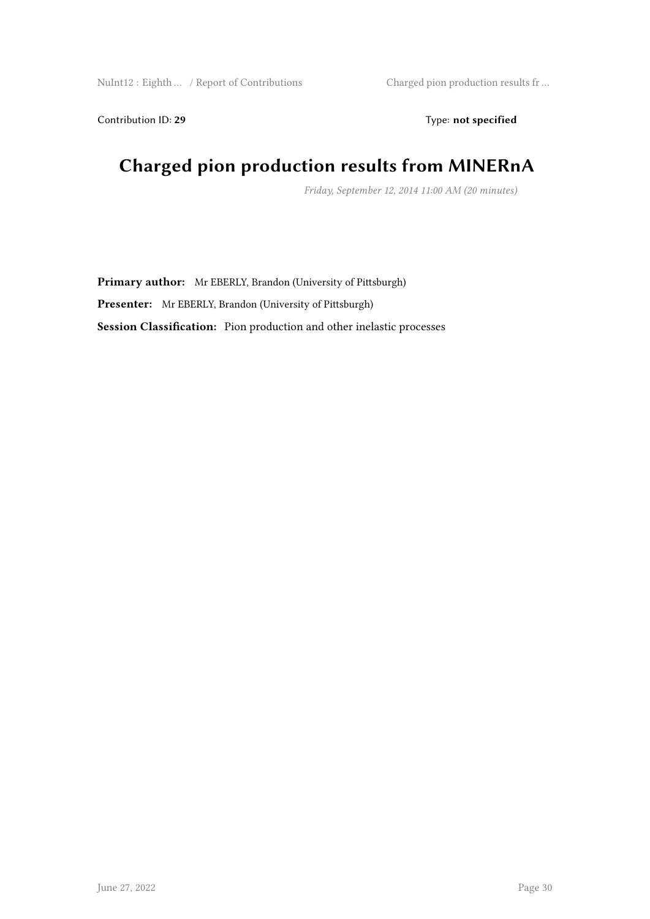Contribution ID: **29** Type: **not specified**

# Charged pion production results from MINERnA

*Friday, September 12, 2014 11:00 AM (20 minutes)*

**Primary author:** Mr EBERLY, Brandon (University of Pittsburgh)

**Presenter:** Mr EBERLY, Brandon (University of Pittsburgh)

**Session Classification:** Pion production and other inelastic processes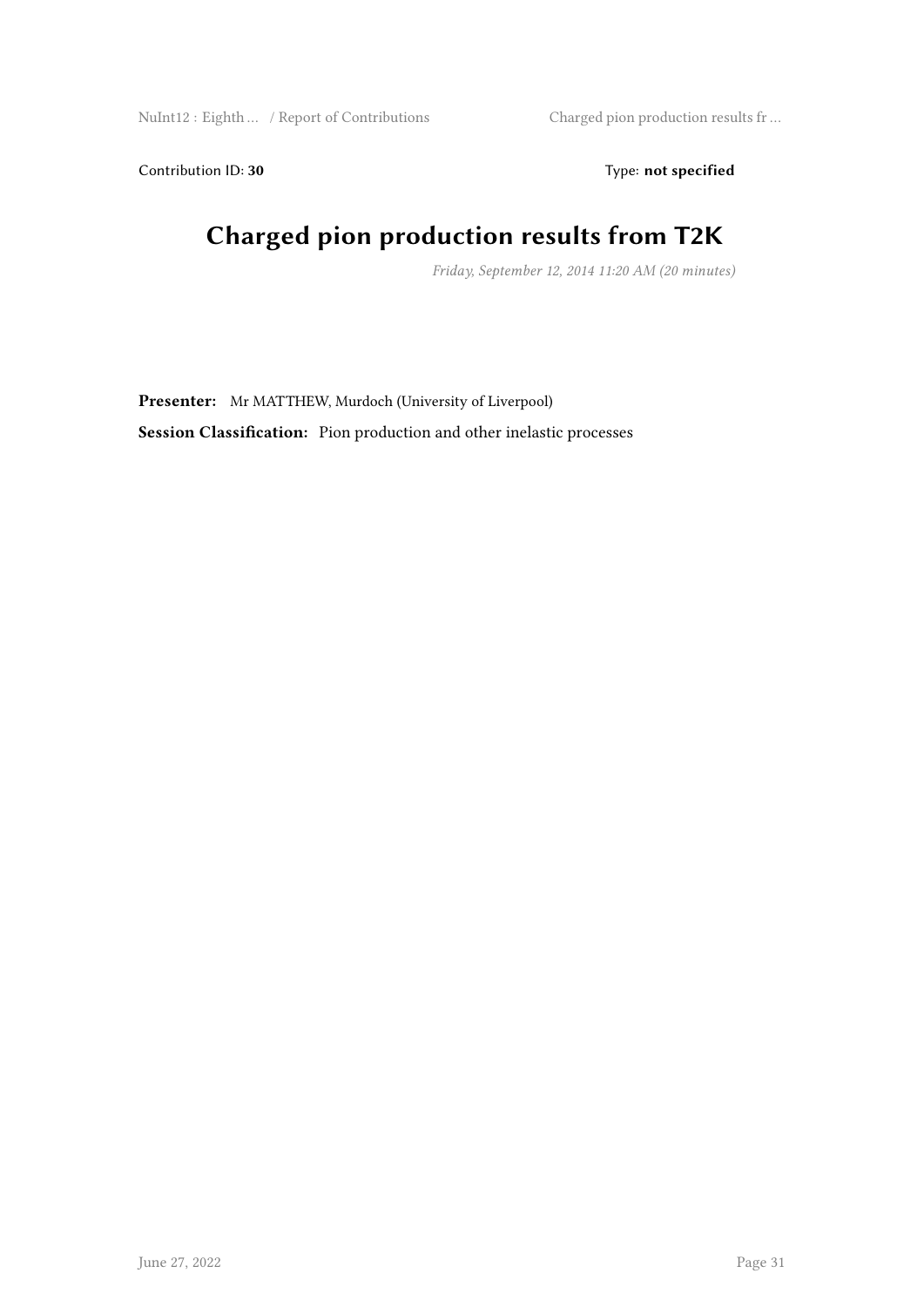Contribution ID: **30** Type: **not specified**

# Charged pion production results from T2K

*Friday, September 12, 2014 11:20 AM (20 minutes)*

**Presenter:** Mr MATTHEW, Murdoch (University of Liverpool)

**Session Classification:** Pion production and other inelastic processes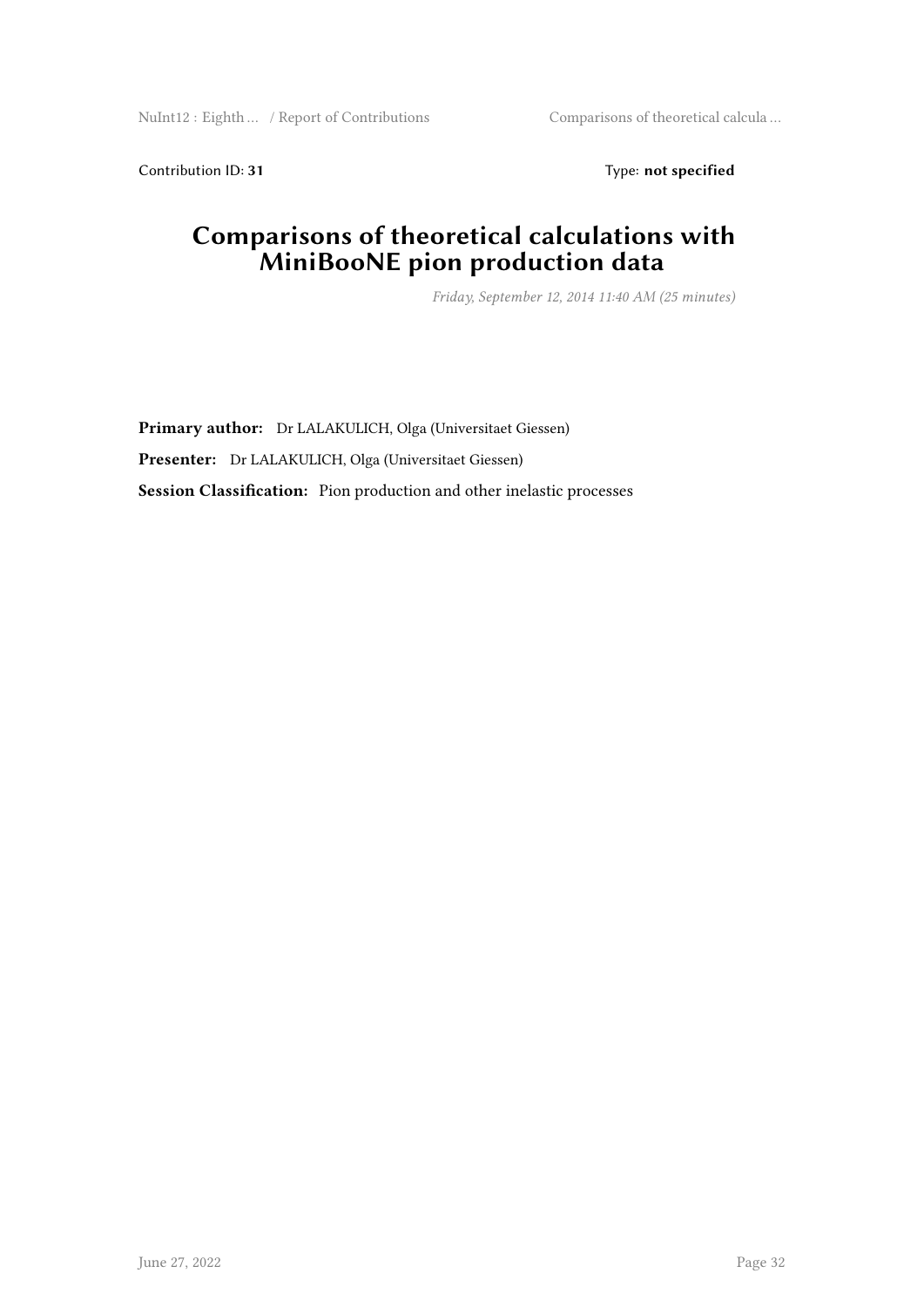Contribution ID: **31** Type: **not specified**

# Comparisons of theoretical calculations with MiniBooNE pion production data

*Friday, September 12, 2014 11:40 AM (25 minutes)*

**Primary author:** Dr LALAKULICH, Olga (Universitaet Giessen)

**Presenter:** Dr LALAKULICH, Olga (Universitaet Giessen)

**Session Classification:** Pion production and other inelastic processes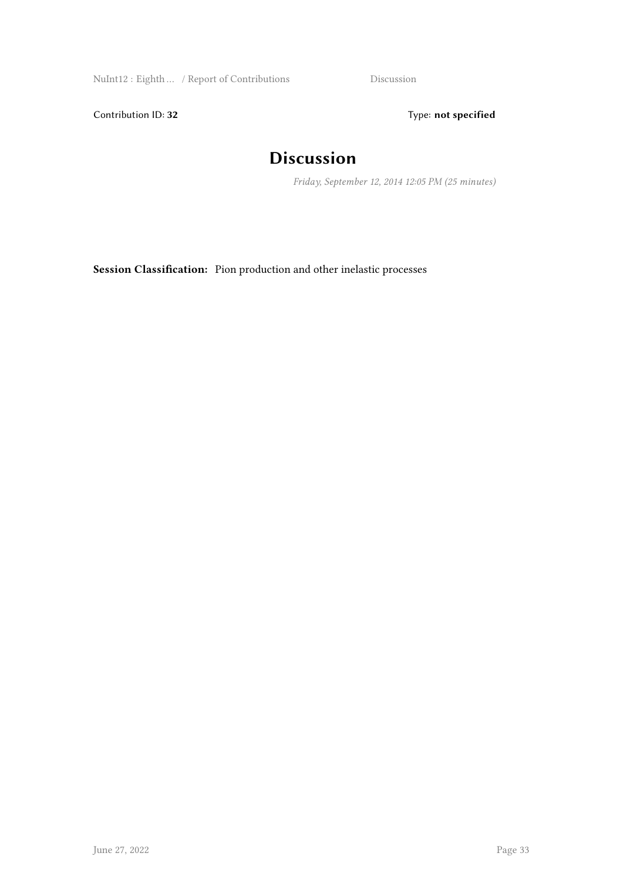Contribution ID: **32** Type: **not specified**

# Discussion

*Friday, September 12, 2014 12:05 PM (25 minutes)*

**Session Classification:** Pion production and other inelastic processes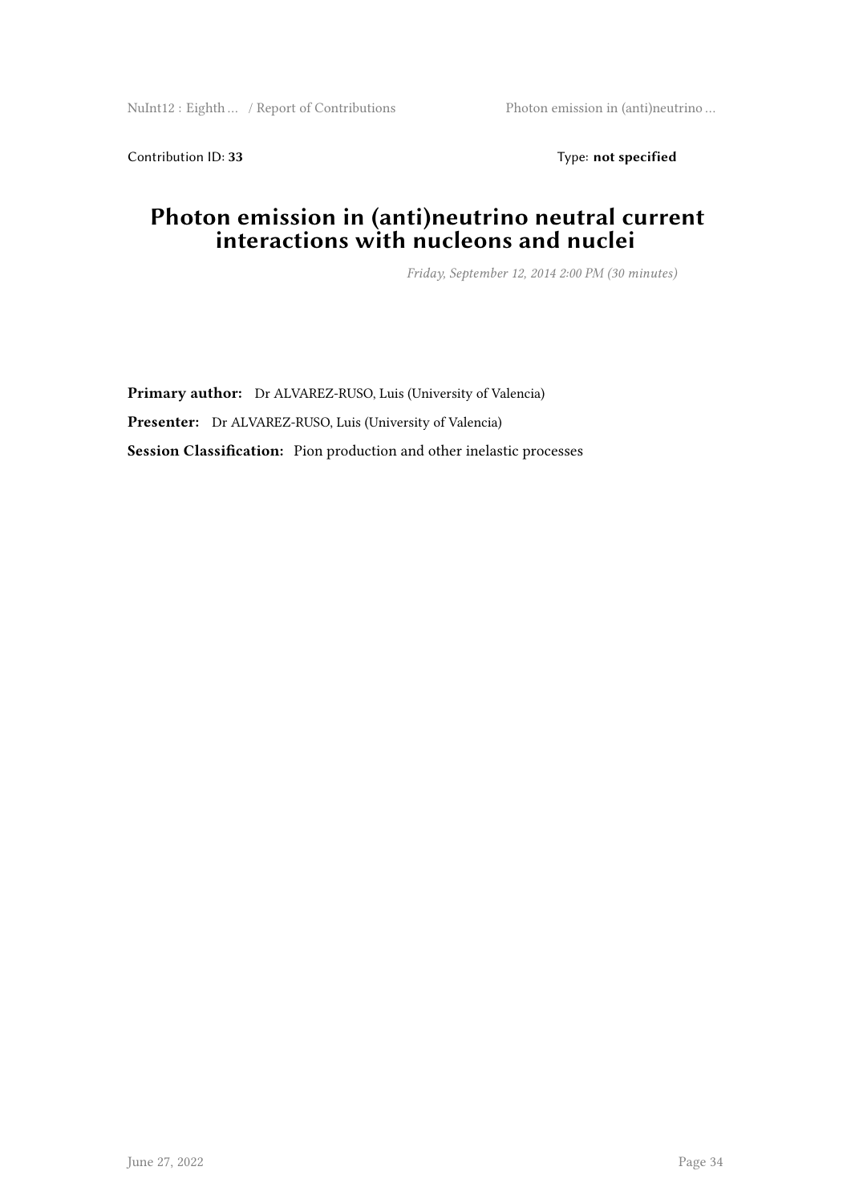Contribution ID: **33** Type: **not specified**

# Photon emission in (anti)neutrino neutral current interactions with nucleons and nuclei

*Friday, September 12, 2014 2:00 PM (30 minutes)*

**Primary author:** Dr ALVAREZ-RUSO, Luis (University of Valencia)

**Presenter:** Dr ALVAREZ-RUSO, Luis (University of Valencia)

**Session Classification:** Pion production and other inelastic processes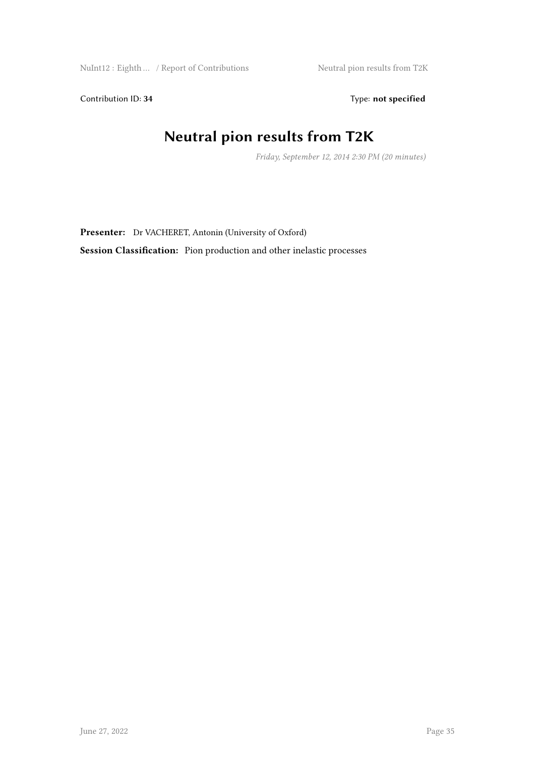Contribution ID: **34** Type: **not specified**

# Neutral pion results from T2K

*Friday, September 12, 2014 2:30 PM (20 minutes)*

**Presenter:** Dr VACHERET, Antonin (University of Oxford)

**Session Classification:** Pion production and other inelastic processes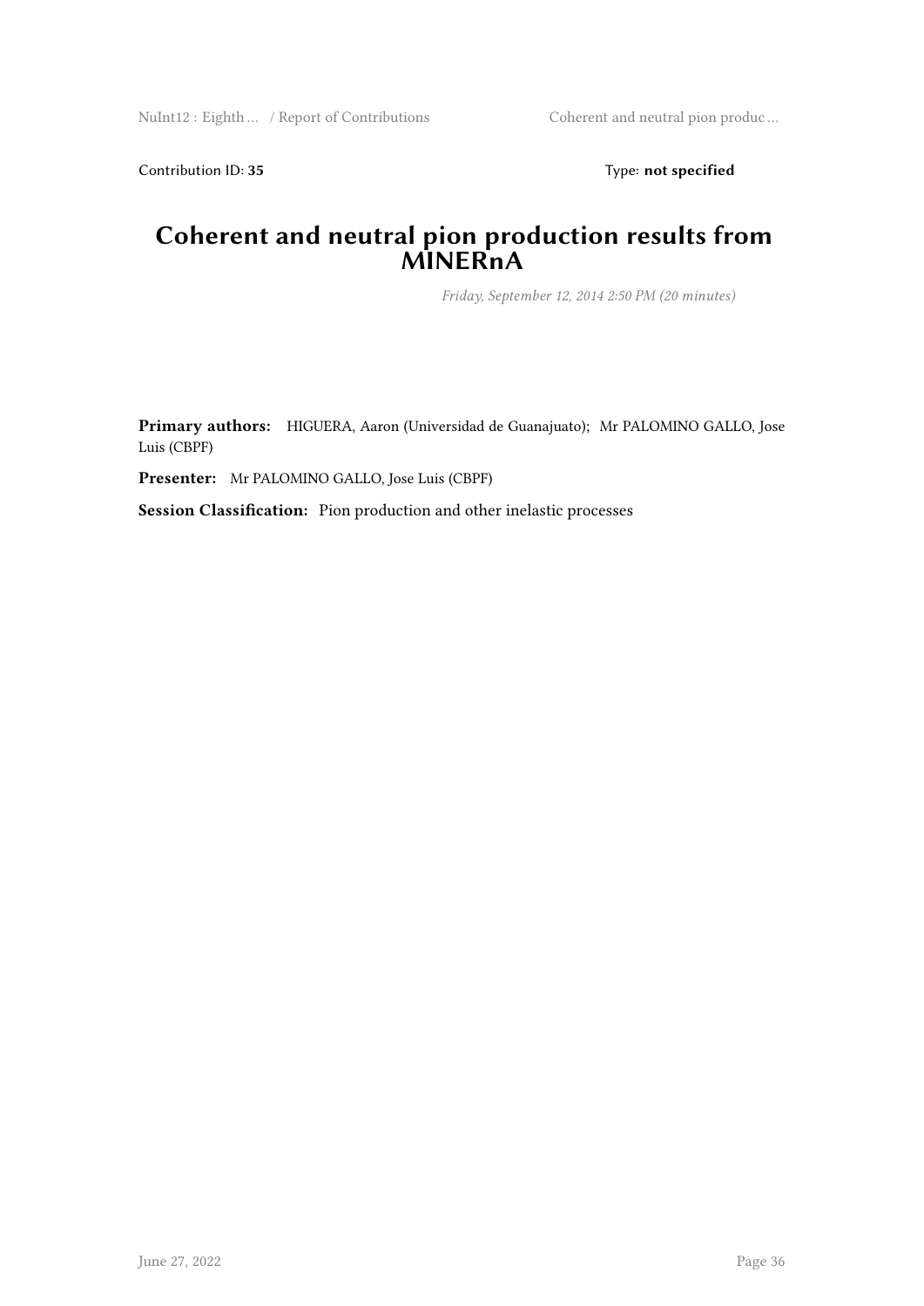Contribution ID: **35** Type: **not specified**

# Coherent and neutral pion production results from MINERnA

*Friday, September 12, 2014 2:50 PM (20 minutes)*

**Primary authors:** HIGUERA, Aaron (Universidad de Guanajuato); Mr PALOMINO GALLO, Jose Luis (CBPF)

**Presenter:** Mr PALOMINO GALLO, Jose Luis (CBPF)

**Session Classification:** Pion production and other inelastic processes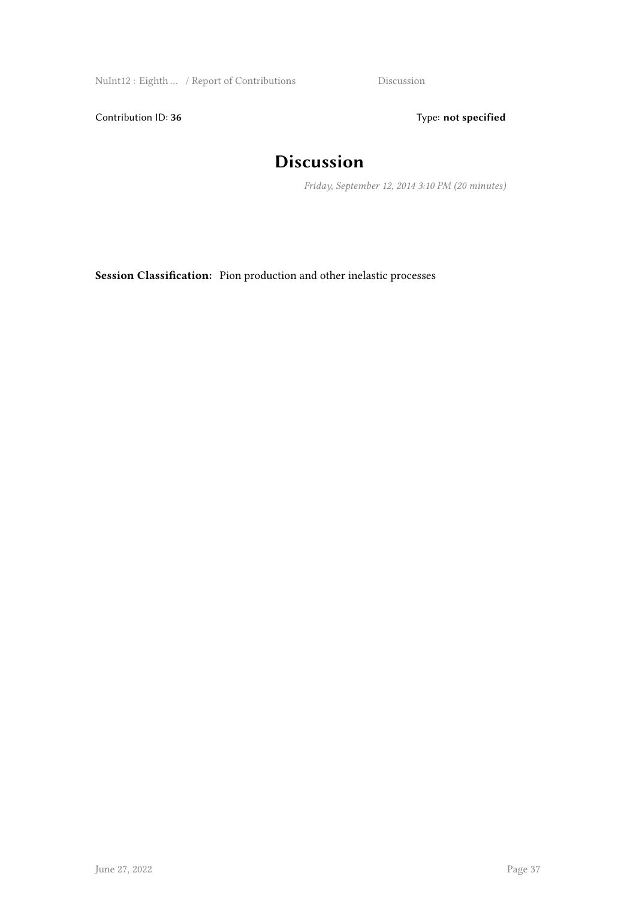Contribution ID: **36** Type: **not specified**

# Discussion

*Friday, September 12, 2014 3:10 PM (20 minutes)*

**Session Classification:** Pion production and other inelastic processes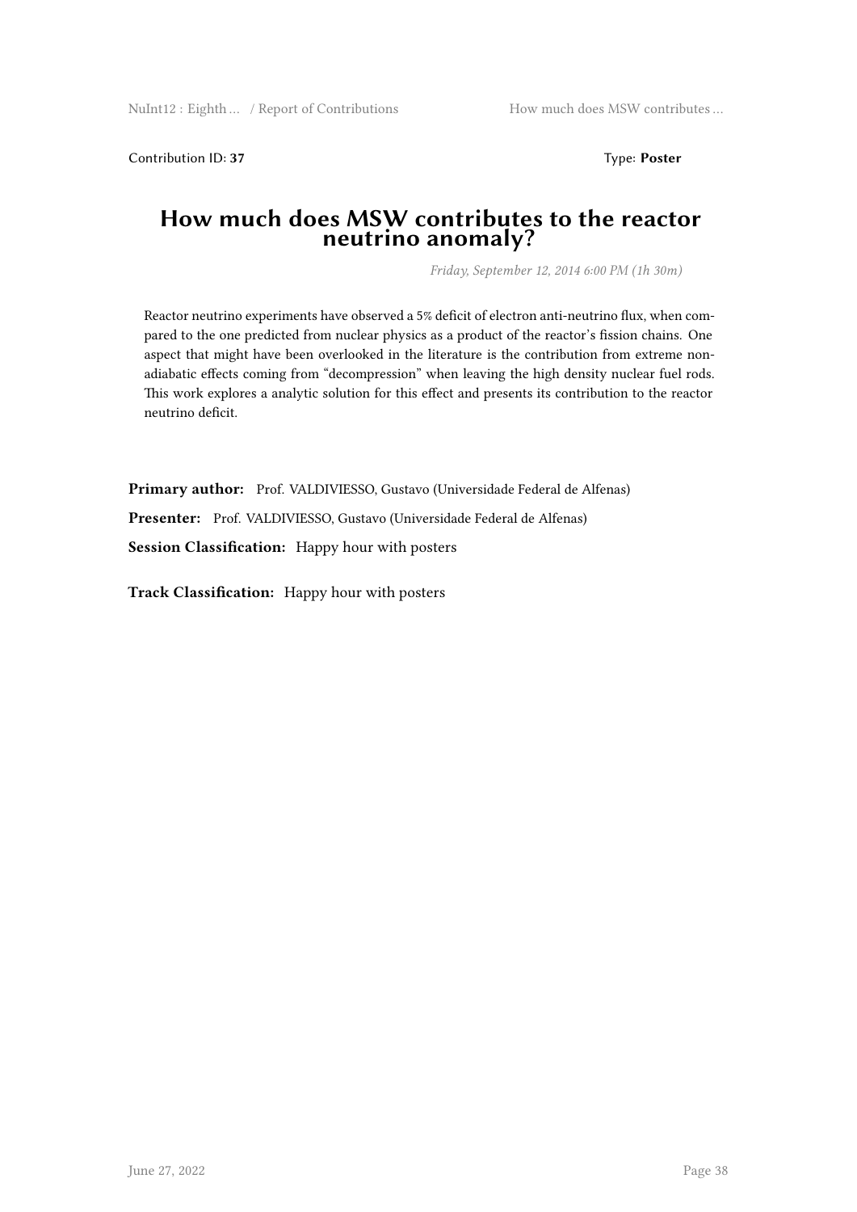Contribution ID: **37**

Type: **Poster**

# How much does MSW contributes to the reactor neutrino anomaly?

*Friday, September 12, 2014 6:00 PM (1h 30m)*

Reactor neutrino experiments have observed a 5% deficit of electron anti-neutrino flux, when compared to the one predicted from nuclear physics as a product of the reactor's fission chains. One aspect that might have been overlooked in the literature is the contribution from extreme non-adiabatic effects coming from "decompression" when leaving the high density nuclear fuel rods. This work explores a analytic solution for this effect and presents its contribution to the reactor neutrino deficit.

**Primary author:** Prof. VALDIVIESSO, Gustavo (Universidade Federal de Alfenas)

**Presenter:** Prof. VALDIVIESSO, Gustavo (Universidade Federal de Alfenas)

**Session Classification:** Happy hour with posters

**Track Classification:** Happy hour with posters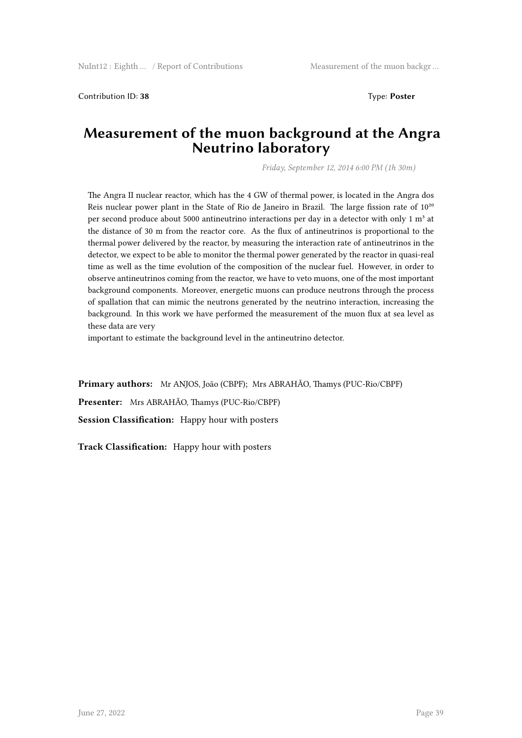Contribution ID: **38** Type: **Poster**

# Measurement of the muon background at the Angra Neutrino laboratory

*Friday, September 12, 2014 6:00 PM (1h 30m)*

The Angra II nuclear reactor, which has the 4 GW of thermal power, is located in the Angra dos Reis nuclear power plant in the State of Rio de Janeiro in Brazil. The large fission rate of $10^{20}$ per second produce about 5000 antineutrino interactions per day in a detector with only 1 $m^3$ at the distance of 30 m from the reactor core. As the flux of antineutrinos is proportional to the thermal power delivered by the reactor, by measuring the interaction rate of antineutrinos in the detector, we expect to be able to monitor the thermal power generated by the reactor in quasi-real time as well as the time evolution of the composition of the nuclear fuel. However, in order to observe antineutrinos coming from the reactor, we have to veto muons, one of the most important background components. Moreover, energetic muons can produce neutrons through the process of spallation that can mimic the neutrons generated by the neutrino interaction, increasing the background. In this work we have performed the measurement of the muon flux at sea level as these data are very
important to estimate the background level in the antineutrino detector.

**Primary authors:** Mr ANJOS, João (CBPF); Mrs ABRAHÃO, Thamys (PUC-Rio/CBPF)

**Presenter:** Mrs ABRAHÃO, Thamys (PUC-Rio/CBPF)

**Session Classification:** Happy hour with posters

**Track Classification:** Happy hour with posters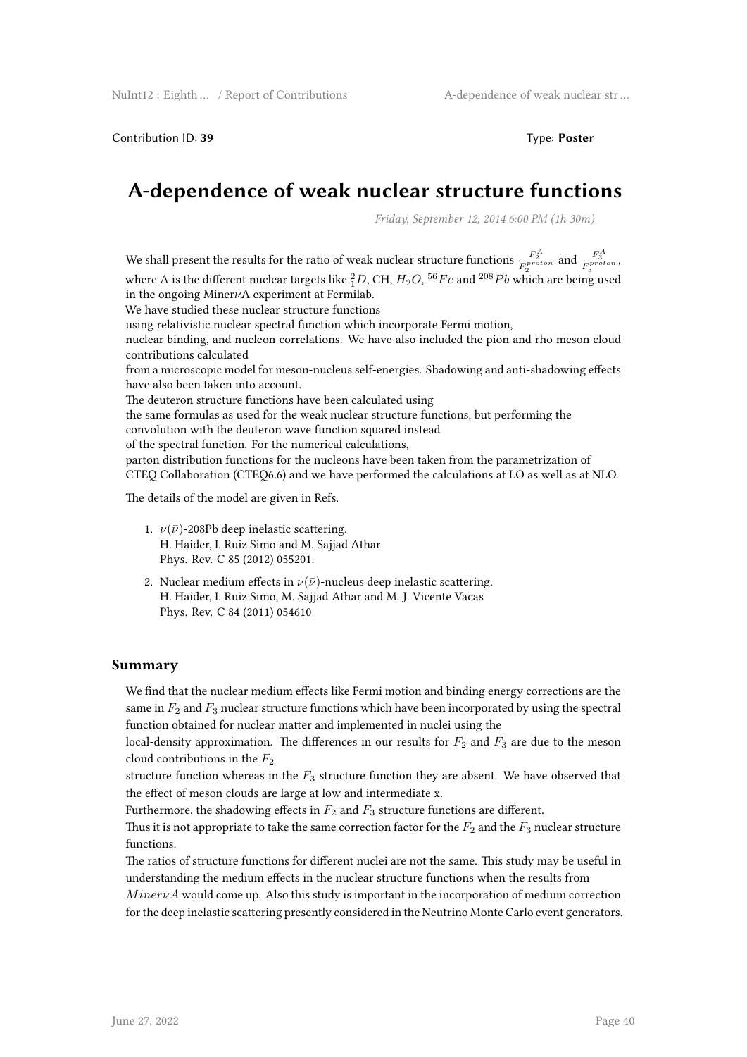Contribution ID: **39** Type: **Poster**

# A-dependence of weak nuclear structure functions

*Friday, September 12, 2014 6:00 PM (1h 30m)*

We shall present the results for the ratio of weak nuclear structure functions $\frac{F_2^A}{F_2^{proton}}$ and $\frac{F_3^A}{F_3^{proton}}$, where A is the different nuclear targets like ${}^2_1D$, CH, $H_2O$, ${}^{56}Fe$ and ${}^{208}Pb$ which are being used in the ongoing Miner$\nu$A experiment at Fermilab.

We have studied these nuclear structure functions using relativistic nuclear spectral function which incorporate Fermi motion, nuclear binding, and nucleon correlations. We have also included the pion and rho meson cloud contributions calculated from a microscopic model for meson-nucleus self-energies. Shadowing and anti-shadowing effects have also been taken into account.

The deuteron structure functions have been calculated using the same formulas as used for the weak nuclear structure functions, but performing the convolution with the deuteron wave function squared instead of the spectral function. For the numerical calculations, parton distribution functions for the nucleons have been taken from the parametrization of CTEQ Collaboration (CTEQ6.6) and we have performed the calculations at LO as well as at NLO.

The details of the model are given in Refs.

1. $\nu(\bar{\nu})$-208Pb deep inelastic scattering.
   H. Haider, I. Ruiz Simo and M. Sajjad Athar
   Phys. Rev. C 85 (2012) 055201.
2. Nuclear medium effects in $\nu(\bar{\nu})$-nucleus deep inelastic scattering.
   H. Haider, I. Ruiz Simo, M. Sajjad Athar and M. J. Vicente Vacas
   Phys. Rev. C 84 (2011) 054610

### Summary

We find that the nuclear medium effects like Fermi motion and binding energy corrections are the same in $F_2$ and $F_3$ nuclear structure functions which have been incorporated by using the spectral function obtained for nuclear matter and implemented in nuclei using the local-density approximation. The differences in our results for $F_2$ and $F_3$ are due to the meson cloud contributions in the $F_2$ structure function whereas in the $F_3$ structure function they are absent. We have observed that the effect of meson clouds are large at low and intermediate x.

Furthermore, the shadowing effects in $F_2$ and $F_3$ structure functions are different.

Thus it is not appropriate to take the same correction factor for the $F_2$ and the $F_3$ nuclear structure functions.

The ratios of structure functions for different nuclei are not the same. This study may be useful in understanding the medium effects in the nuclear structure functions when the results from $Miner\nu A$ would come up. Also this study is important in the incorporation of medium correction for the deep inelastic scattering presently considered in the Neutrino Monte Carlo event generators.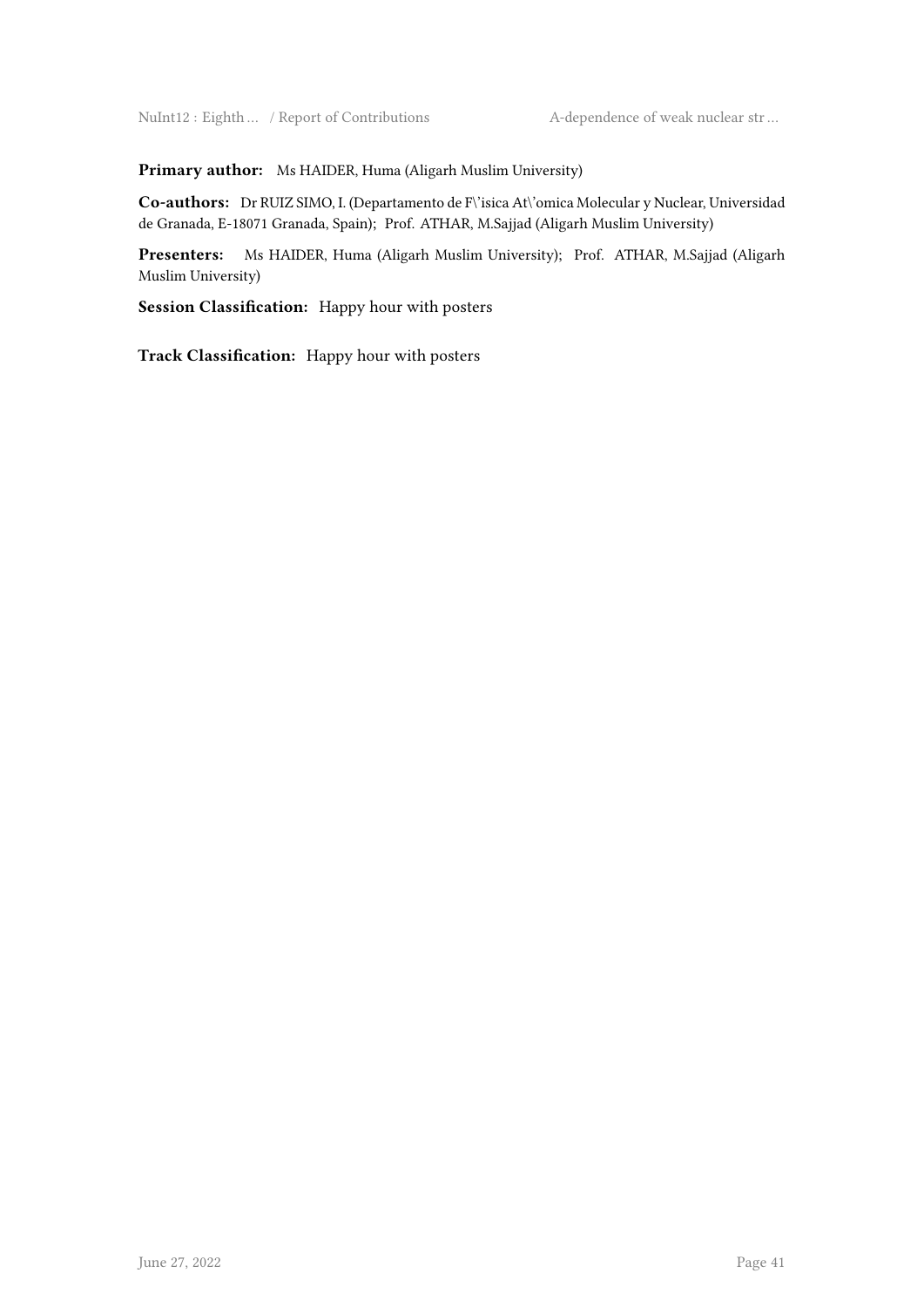**Primary author:** Ms HAIDER, Huma (Aligarh Muslim University)

**Co-authors:** Dr RUIZ SIMO, I. (Departamento de F\'isica At\'omica Molecular y Nuclear, Universidad de Granada, E-18071 Granada, Spain); Prof. ATHAR, M.Sajjad (Aligarh Muslim University)

**Presenters:** Ms HAIDER, Huma (Aligarh Muslim University); Prof. ATHAR, M.Sajjad (Aligarh Muslim University)

**Session Classification:** Happy hour with posters

**Track Classification:** Happy hour with posters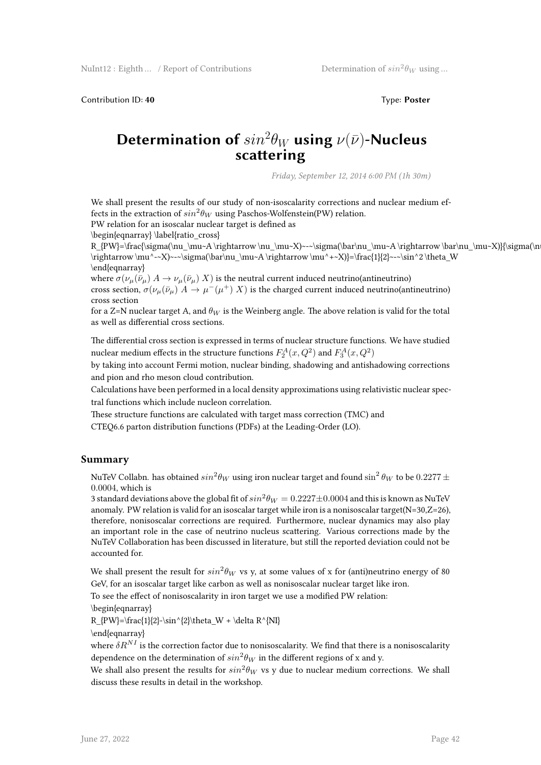Contribution ID: **40** Type: **Poster**

# Determination of $sin^2\theta_W$ using $\nu(\bar{\nu})$-Nucleus scattering

*Friday, September 12, 2014 6:00 PM (1h 30m)*

We shall present the results of our study of non-isoscalarity corrections and nuclear medium effects in the extraction of $sin^2\theta_W$ using Paschos-Wolfenstein(PW) relation.
PW relation for an isoscalar nuclear target is defined as
\begin{eqnarray} \label{ratio_cross}
R_{PW}=\frac{\sigma(\nu_\mu~A \rightarrow \nu_\mu~X)~-~\sigma(\bar\nu_\mu~A \rightarrow \bar\nu_\mu~X)}{\sigma(\nu
\rightarrow \mu^-~X)~-~\sigma(\bar\nu_\mu~A \rightarrow \mu^+~X)}=\frac{1}{2}~-~\sin^2 \theta_W
\end{eqnarray}
where $\sigma(\nu_\mu(\bar{\nu}_\mu)\ A \rightarrow \nu_\mu(\bar{\nu}_\mu)\ X)$ is the neutral current induced neutrino(antineutrino) cross section, $\sigma(\nu_\mu(\bar{\nu}_\mu)\ A \rightarrow \mu^-(\mu^+)\ X)$ is the charged current induced neutrino(antineutrino) cross section
for a Z=N nuclear target A, and $\theta_W$ is the Weinberg angle. The above relation is valid for the total as well as differential cross sections.

The differential cross section is expressed in terms of nuclear structure functions. We have studied nuclear medium effects in the structure functions $F_2^A(x, Q^2)$ and $F_3^A(x, Q^2)$
by taking into account Fermi motion, nuclear binding, shadowing and antishadowing corrections and pion and rho meson cloud contribution.
Calculations have been performed in a local density approximations using relativistic nuclear spectral functions which include nucleon correlation.
These structure functions are calculated with target mass correction (TMC) and
CTEQ6.6 parton distribution functions (PDFs) at the Leading-Order (LO).

## Summary

NuTeV Collabn. has obtained $sin^2\theta_W$ using iron nuclear target and found $\sin^2\theta_W$ to be $0.2277 \pm 0.0004$, which is
3 standard deviations above the global fit of $sin^2\theta_W = 0.2227 \pm 0.0004$ and this is known as NuTeV anomaly. PW relation is valid for an isoscalar target while iron is a nonisoscalar target(N=30,Z=26), therefore, nonisoscalar corrections are required. Furthermore, nuclear dynamics may also play an important role in the case of neutrino nucleus scattering. Various corrections made by the NuTeV Collaboration has been discussed in literature, but still the reported deviation could not be accounted for.

We shall present the result for $sin^2\theta_W$ vs y, at some values of x for (anti)neutrino energy of 80 GeV, for an isoscalar target like carbon as well as nonisoscalar nuclear target like iron.
To see the effect of nonisoscalarity in iron target we use a modified PW relation:
\begin{eqnarray}
R_{PW}=\frac{1}{2}-\sin^{2}\theta_W + \delta R^{NI}
\end{eqnarray}
where $\delta R^{NI}$ is the correction factor due to nonisoscalarity. We find that there is a nonisoscalarity dependence on the determination of $sin^2\theta_W$ in the different regions of x and y.
We shall also present the results for $sin^2\theta_W$ vs y due to nuclear medium corrections. We shall discuss these results in detail in the workshop.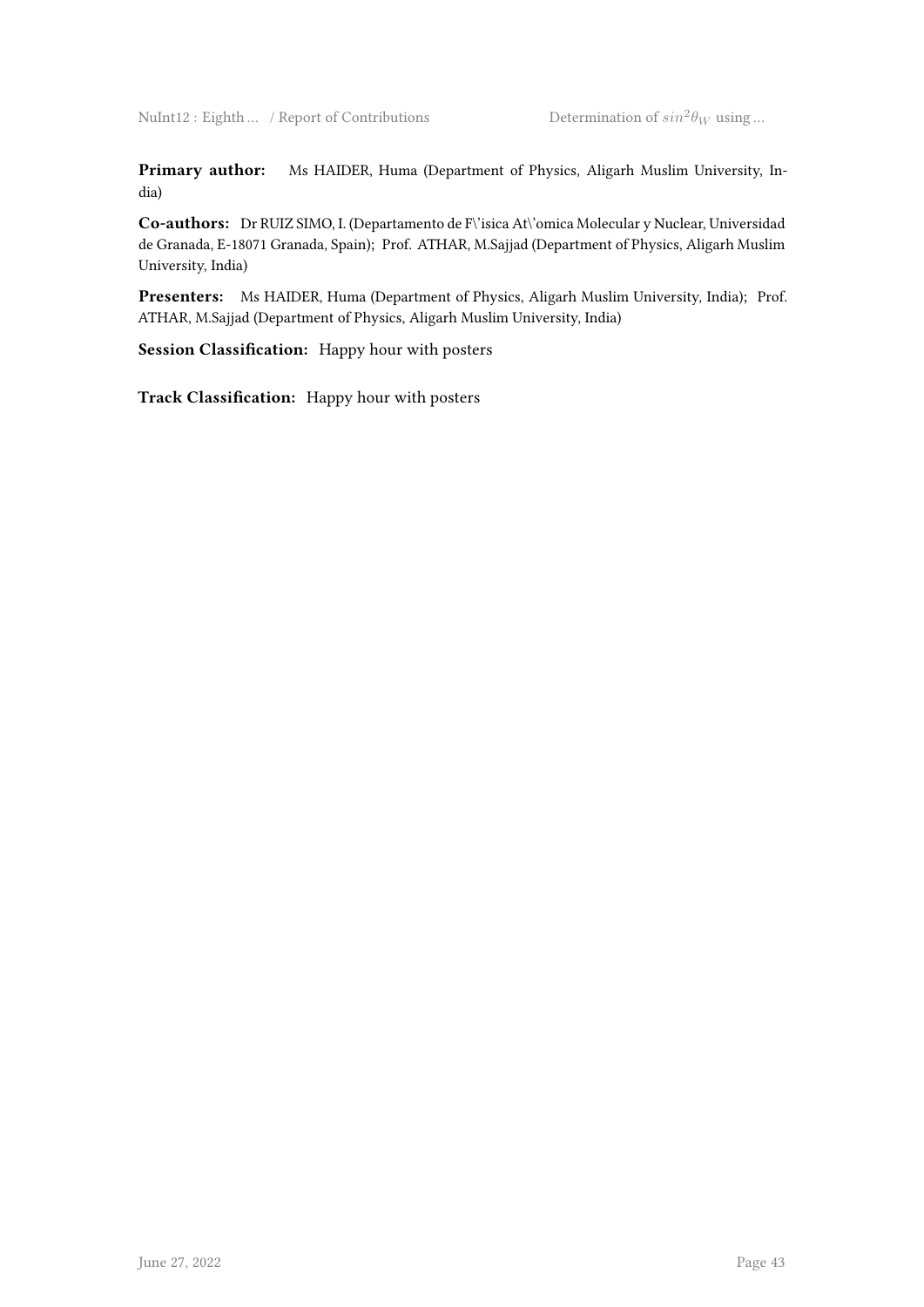**Primary author:** Ms HAIDER, Huma (Department of Physics, Aligarh Muslim University, India)

**Co-authors:** Dr RUIZ SIMO, I. (Departamento de F\'isica At\'omica Molecular y Nuclear, Universidad de Granada, E-18071 Granada, Spain); Prof. ATHAR, M.Sajjad (Department of Physics, Aligarh Muslim University, India)

**Presenters:** Ms HAIDER, Huma (Department of Physics, Aligarh Muslim University, India); Prof. ATHAR, M.Sajjad (Department of Physics, Aligarh Muslim University, India)

**Session Classification:** Happy hour with posters

**Track Classification:** Happy hour with posters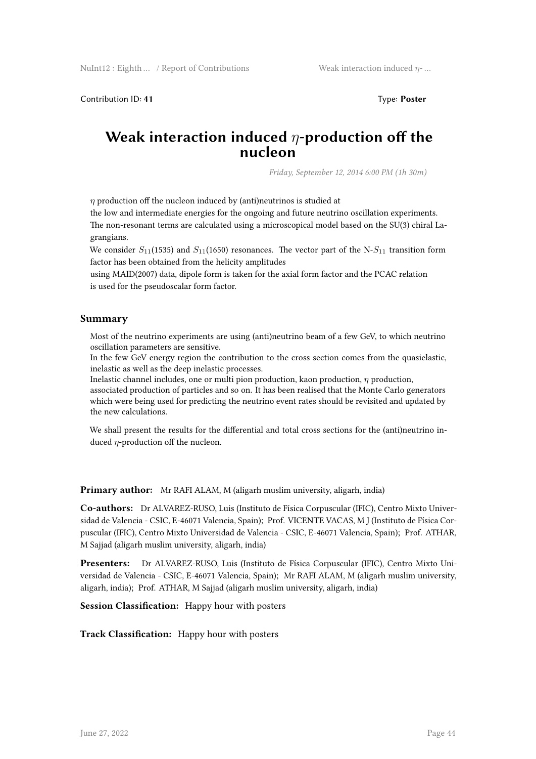Contribution ID: **41** Type: **Poster**

# Weak interaction induced $\eta$-production off the nucleon

*Friday, September 12, 2014 6:00 PM (1h 30m)*

$\eta$ production off the nucleon induced by (anti)neutrinos is studied at
the low and intermediate energies for the ongoing and future neutrino oscillation experiments.
The non-resonant terms are calculated using a microscopical model based on the SU(3) chiral Lagrangians.
We consider $S_{11}(1535)$ and $S_{11}(1650)$ resonances. The vector part of the N-$S_{11}$ transition form factor has been obtained from the helicity amplitudes
using MAID(2007) data, dipole form is taken for the axial form factor and the PCAC relation
is used for the pseudoscalar form factor.

## Summary

Most of the neutrino experiments are using (anti)neutrino beam of a few GeV, to which neutrino oscillation parameters are sensitive.
In the few GeV energy region the contribution to the cross section comes from the quasielastic, inelastic as well as the deep inelastic processes.
Inelastic channel includes, one or multi pion production, kaon production, $\eta$ production, associated production of particles and so on. It has been realised that the Monte Carlo generators which were being used for predicting the neutrino event rates should be revisited and updated by the new calculations.

We shall present the results for the differential and total cross sections for the (anti)neutrino induced $\eta$-production off the nucleon.

**Primary author:** Mr RAFI ALAM, M (aligarh muslim university, aligarh, india)

**Co-authors:** Dr ALVAREZ-RUSO, Luis (Instituto de Física Corpuscular (IFIC), Centro Mixto Universidad de Valencia - CSIC, E-46071 Valencia, Spain); Prof. VICENTE VACAS, M J (Instituto de Física Corpuscular (IFIC), Centro Mixto Universidad de Valencia - CSIC, E-46071 Valencia, Spain); Prof. ATHAR, M Sajjad (aligarh muslim university, aligarh, india)

**Presenters:** Dr ALVAREZ-RUSO, Luis (Instituto de Física Corpuscular (IFIC), Centro Mixto Universidad de Valencia - CSIC, E-46071 Valencia, Spain); Mr RAFI ALAM, M (aligarh muslim university, aligarh, india); Prof. ATHAR, M Sajjad (aligarh muslim university, aligarh, india)

**Session Classification:** Happy hour with posters

**Track Classification:** Happy hour with posters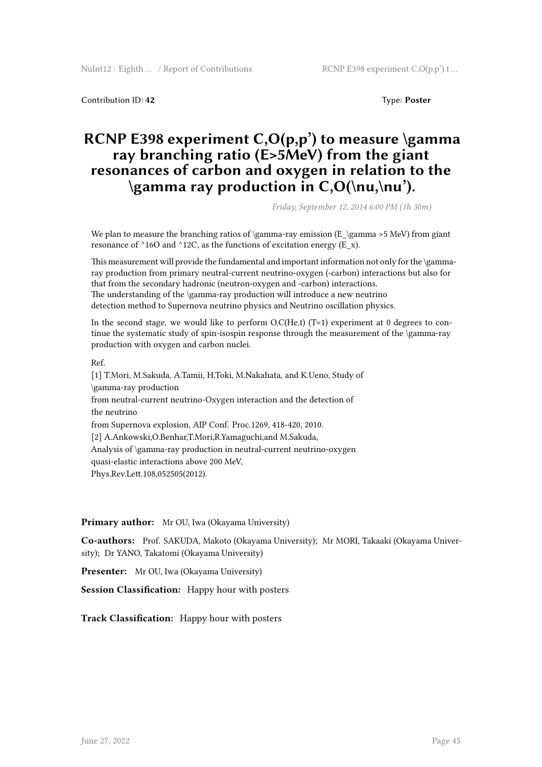Contribution ID: **42** Type: **Poster**

# RCNP E398 experiment C,O(p,p') to measure \gamma ray branching ratio (E>5MeV) from the giant resonances of carbon and oxygen in relation to the \gamma ray production in C,O(\nu,\nu').

*Friday, September 12, 2014 6:00 PM (1h 30m)*

We plan to measure the branching ratios of \gamma-ray emission (E_\gamma >5 MeV) from giant resonance of ^16O and ^12C, as the functions of excitation energy (E_x).

This measurement will provide the fundamental and important information not only for the \gamma-ray production from primary neutral-current neutrino-oxygen (-carbon) interactions but also for that from the secondary hadronic (neutron-oxygen and -carbon) interactions.
The understanding of the \gamma-ray production will introduce a new neutrino detection method to Supernova neutrino physics and Neutrino oscillation physics.

In the second stage, we would like to perform O,C(He,t) (T=1) experiment at 0 degrees to continue the systematic study of spin-isospin response through the measurement of the \gamma-ray production with oxygen and carbon nuclei.

Ref.
[1] T.Mori, M.Sakuda, A.Tamii, H.Toki, M.Nakahata, and K.Ueno, Study of \gamma-ray production from neutral-current neutrino-Oxygen interaction and the detection of the neutrino from Supernova explosion, AIP Conf. Proc.1269, 418-420, 2010.
[2] A.Ankowski,O.Benhar,T.Mori,R.Yamaguchi,and M.Sakuda, Analysis of \gamma-ray production in neutral-current neutrino-oxygen quasi-elastic interactions above 200 MeV, Phys.Rev.Lett.108,052505(2012).

**Primary author:** Mr OU, Iwa (Okayama University)

**Co-authors:** Prof. SAKUDA, Makoto (Okayama University); Mr MORI, Takaaki (Okayama University); Dr YANO, Takatomi (Okayama University)

**Presenter:** Mr OU, Iwa (Okayama University)

**Session Classification:** Happy hour with posters

**Track Classification:** Happy hour with posters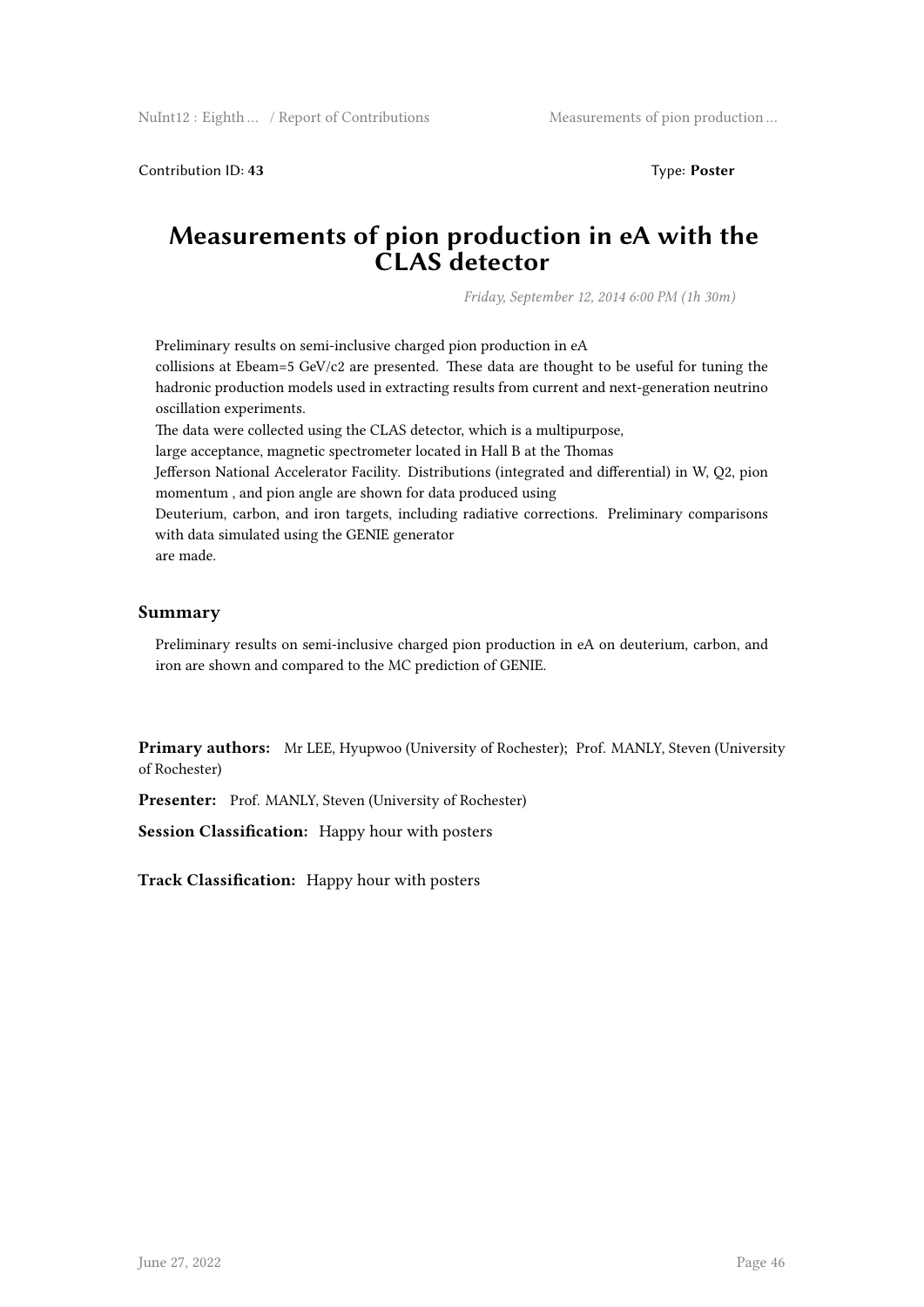Contribution ID: **43**

Type: **Poster**

# Measurements of pion production in eA with the CLAS detector

*Friday, September 12, 2014 6:00 PM (1h 30m)*

Preliminary results on semi-inclusive charged pion production in eA collisions at Ebeam=5 GeV/c2 are presented. These data are thought to be useful for tuning the hadronic production models used in extracting results from current and next-generation neutrino oscillation experiments.
The data were collected using the CLAS detector, which is a multipurpose, large acceptance, magnetic spectrometer located in Hall B at the Thomas Jefferson National Accelerator Facility. Distributions (integrated and differential) in W, Q2, pion momentum , and pion angle are shown for data produced using Deuterium, carbon, and iron targets, including radiative corrections. Preliminary comparisons with data simulated using the GENIE generator are made.

### Summary

Preliminary results on semi-inclusive charged pion production in eA on deuterium, carbon, and iron are shown and compared to the MC prediction of GENIE.

**Primary authors:** Mr LEE, Hyupwoo (University of Rochester); Prof. MANLY, Steven (University of Rochester)

**Presenter:** Prof. MANLY, Steven (University of Rochester)

**Session Classification:** Happy hour with posters

**Track Classification:** Happy hour with posters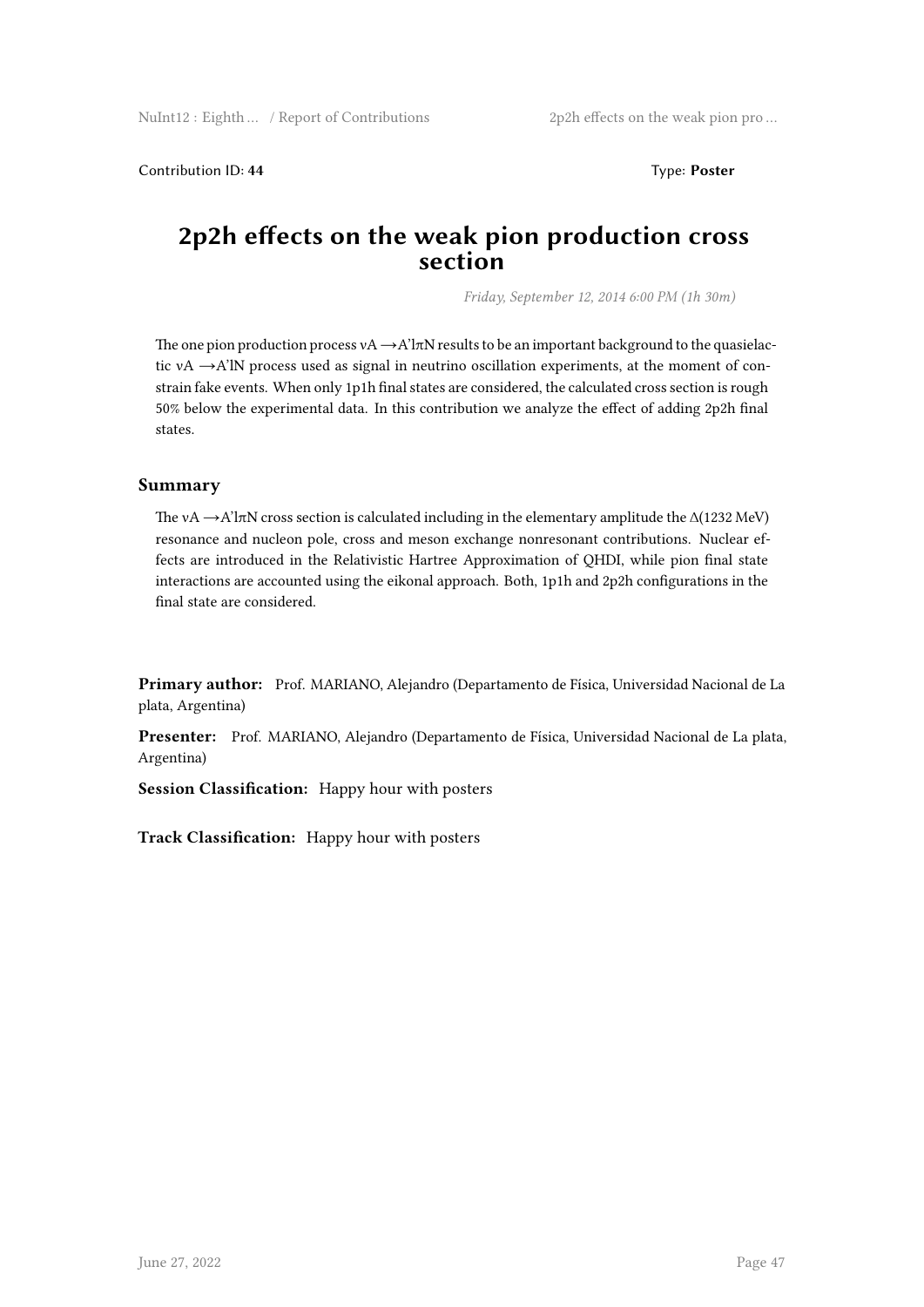Contribution ID: **44** Type: **Poster**

# 2p2h effects on the weak pion production cross section

*Friday, September 12, 2014 6:00 PM (1h 30m)*

The one pion production process νA →A'lπN results to be an important background to the quasielactic νA →A'lN process used as signal in neutrino oscillation experiments, at the moment of constrain fake events. When only 1p1h final states are considered, the calculated cross section is rough 50% below the experimental data. In this contribution we analyze the effect of adding 2p2h final states.

## Summary

The νA →A'lπN cross section is calculated including in the elementary amplitude the Δ(1232 MeV) resonance and nucleon pole, cross and meson exchange nonresonant contributions. Nuclear effects are introduced in the Relativistic Hartree Approximation of QHDI, while pion final state interactions are accounted using the eikonal approach. Both, 1p1h and 2p2h configurations in the final state are considered.

**Primary author:** Prof. MARIANO, Alejandro (Departamento de Física, Universidad Nacional de La plata, Argentina)

**Presenter:** Prof. MARIANO, Alejandro (Departamento de Física, Universidad Nacional de La plata, Argentina)

**Session Classification:** Happy hour with posters

**Track Classification:** Happy hour with posters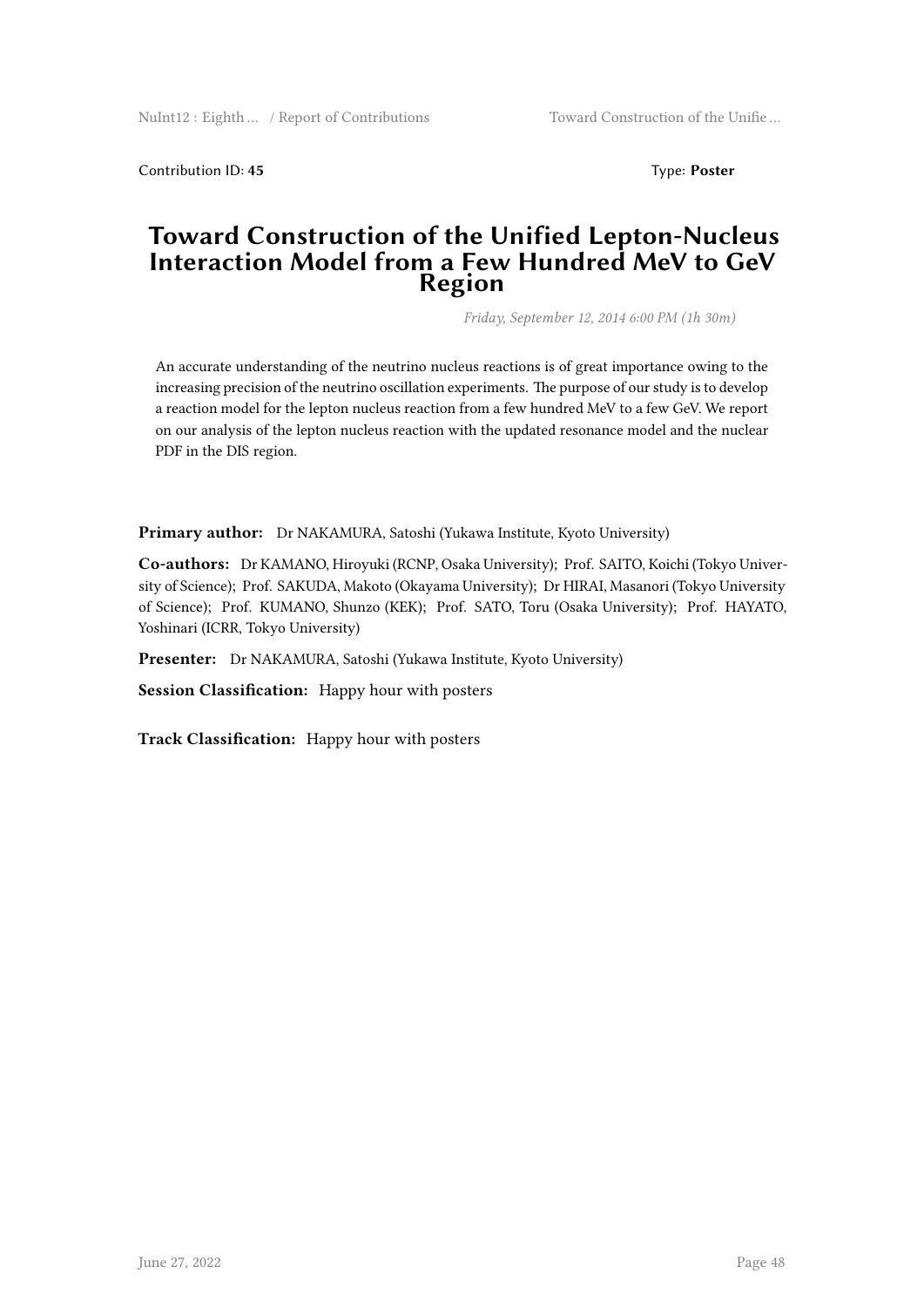Contribution ID: **45** Type: **Poster**

# Toward Construction of the Unified Lepton-Nucleus Interaction Model from a Few Hundred MeV to GeV Region

*Friday, September 12, 2014 6:00 PM (1h 30m)*

An accurate understanding of the neutrino nucleus reactions is of great importance owing to the increasing precision of the neutrino oscillation experiments. The purpose of our study is to develop a reaction model for the lepton nucleus reaction from a few hundred MeV to a few GeV. We report on our analysis of the lepton nucleus reaction with the updated resonance model and the nuclear PDF in the DIS region.

**Primary author:** Dr NAKAMURA, Satoshi (Yukawa Institute, Kyoto University)

**Co-authors:** Dr KAMANO, Hiroyuki (RCNP, Osaka University); Prof. SAITO, Koichi (Tokyo University of Science); Prof. SAKUDA, Makoto (Okayama University); Dr HIRAI, Masanori (Tokyo University of Science); Prof. KUMANO, Shunzo (KEK); Prof. SATO, Toru (Osaka University); Prof. HAYATO, Yoshinari (ICRR, Tokyo University)

**Presenter:** Dr NAKAMURA, Satoshi (Yukawa Institute, Kyoto University)

**Session Classification:** Happy hour with posters

**Track Classification:** Happy hour with posters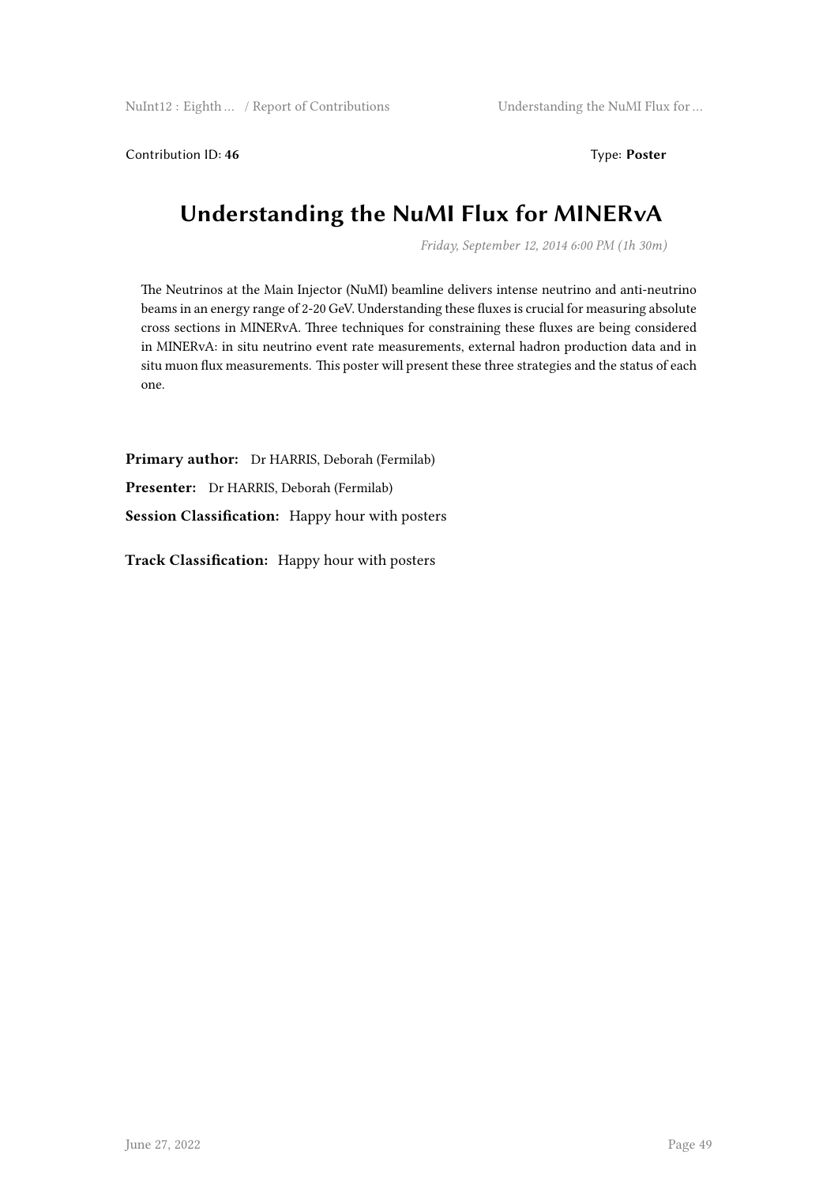Contribution ID: **46** Type: **Poster**

# Understanding the NuMI Flux for MINERvA

*Friday, September 12, 2014 6:00 PM (1h 30m)*

The Neutrinos at the Main Injector (NuMI) beamline delivers intense neutrino and anti-neutrino beams in an energy range of 2-20 GeV. Understanding these fluxes is crucial for measuring absolute cross sections in MINERvA. Three techniques for constraining these fluxes are being considered in MINERvA: in situ neutrino event rate measurements, external hadron production data and in situ muon flux measurements. This poster will present these three strategies and the status of each one.

**Primary author:** Dr HARRIS, Deborah (Fermilab)

**Presenter:** Dr HARRIS, Deborah (Fermilab)

**Session Classification:** Happy hour with posters

**Track Classification:** Happy hour with posters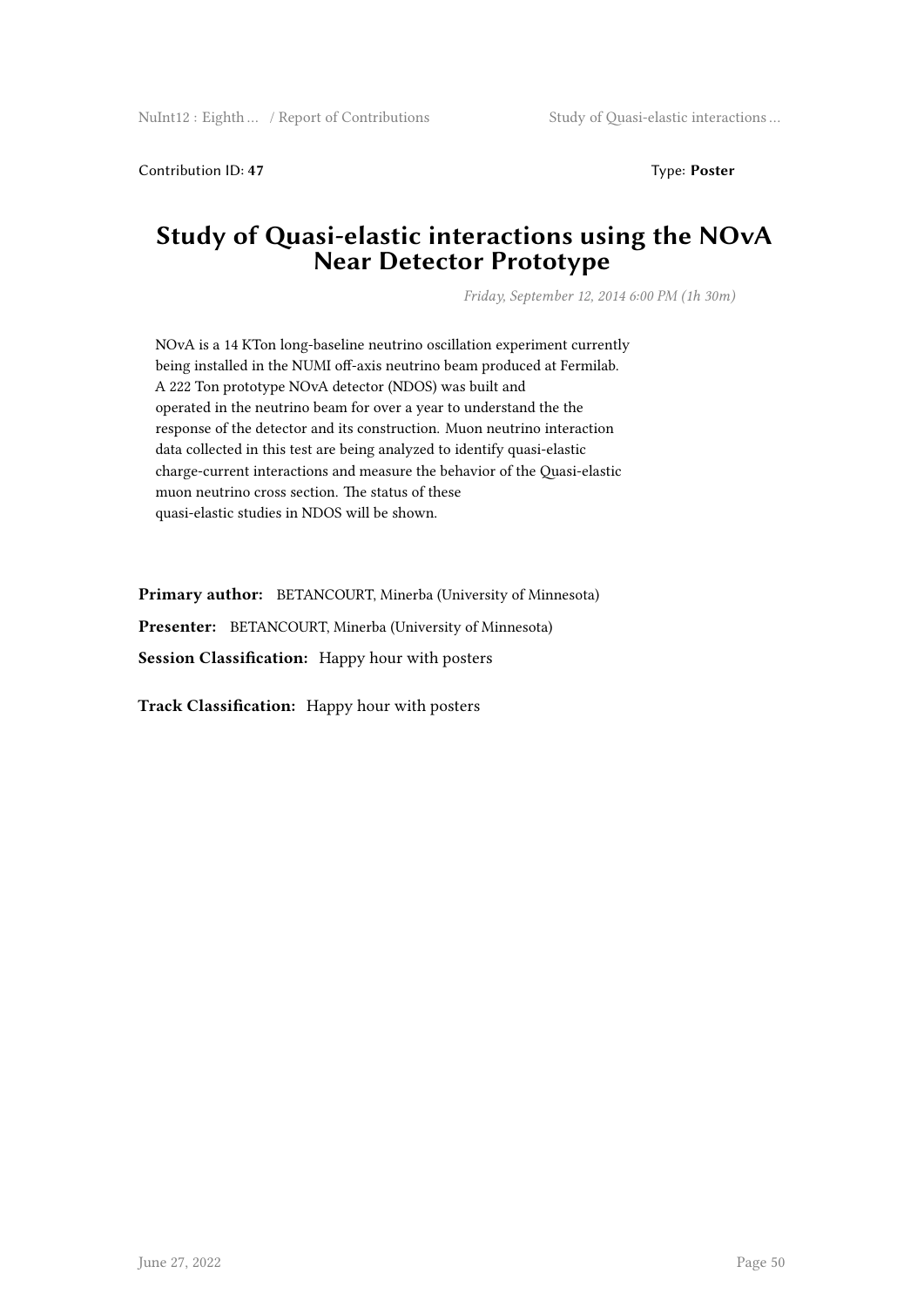Contribution ID: **47** Type: **Poster**

# Study of Quasi-elastic interactions using the NOvA Near Detector Prototype

*Friday, September 12, 2014 6:00 PM (1h 30m)*

NOvA is a 14 KTon long-baseline neutrino oscillation experiment currently being installed in the NUMI off-axis neutrino beam produced at Fermilab. A 222 Ton prototype NOvA detector (NDOS) was built and operated in the neutrino beam for over a year to understand the the response of the detector and its construction. Muon neutrino interaction data collected in this test are being analyzed to identify quasi-elastic charge-current interactions and measure the behavior of the Quasi-elastic muon neutrino cross section. The status of these quasi-elastic studies in NDOS will be shown.

**Primary author:** BETANCOURT, Minerba (University of Minnesota)

**Presenter:** BETANCOURT, Minerba (University of Minnesota)

**Session Classification:** Happy hour with posters

**Track Classification:** Happy hour with posters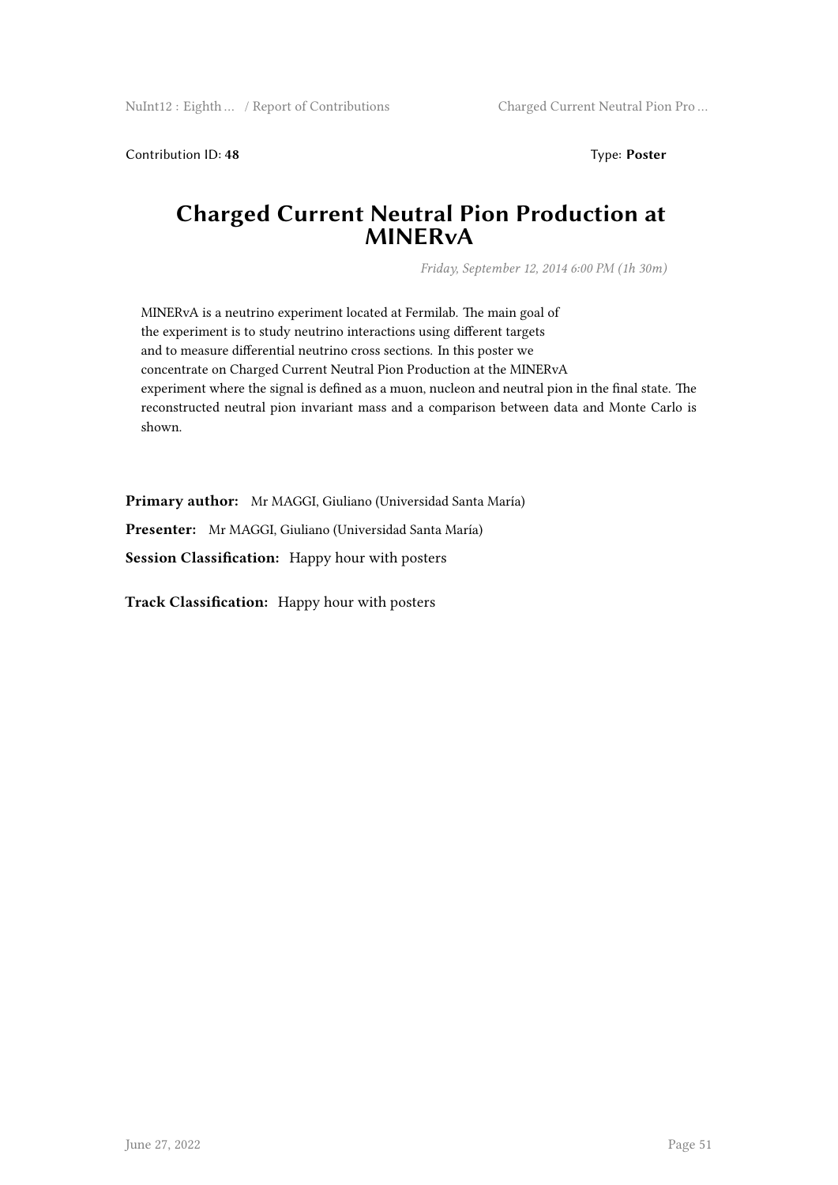Contribution ID: **48** Type: **Poster**

# Charged Current Neutral Pion Production at MINERvA

*Friday, September 12, 2014 6:00 PM (1h 30m)*

MINERvA is a neutrino experiment located at Fermilab. The main goal of the experiment is to study neutrino interactions using different targets and to measure differential neutrino cross sections. In this poster we concentrate on Charged Current Neutral Pion Production at the MINERvA experiment where the signal is defined as a muon, nucleon and neutral pion in the final state. The reconstructed neutral pion invariant mass and a comparison between data and Monte Carlo is shown.

**Primary author:** Mr MAGGI, Giuliano (Universidad Santa María)

**Presenter:** Mr MAGGI, Giuliano (Universidad Santa María)

**Session Classification:** Happy hour with posters

**Track Classification:** Happy hour with posters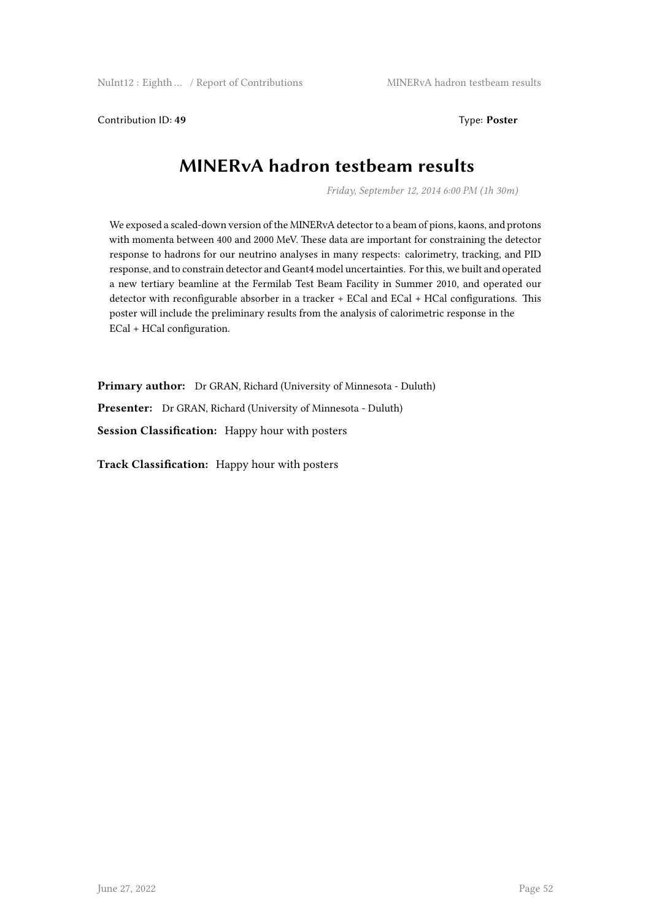Contribution ID: **49** Type: **Poster**

# MINERvA hadron testbeam results

*Friday, September 12, 2014 6:00 PM (1h 30m)*

We exposed a scaled-down version of the MINERvA detector to a beam of pions, kaons, and protons with momenta between 400 and 2000 MeV. These data are important for constraining the detector response to hadrons for our neutrino analyses in many respects: calorimetry, tracking, and PID response, and to constrain detector and Geant4 model uncertainties. For this, we built and operated a new tertiary beamline at the Fermilab Test Beam Facility in Summer 2010, and operated our detector with reconfigurable absorber in a tracker + ECal and ECal + HCal configurations. This poster will include the preliminary results from the analysis of calorimetric response in the ECal + HCal configuration.

**Primary author:** Dr GRAN, Richard (University of Minnesota - Duluth)

**Presenter:** Dr GRAN, Richard (University of Minnesota - Duluth)

**Session Classification:** Happy hour with posters

**Track Classification:** Happy hour with posters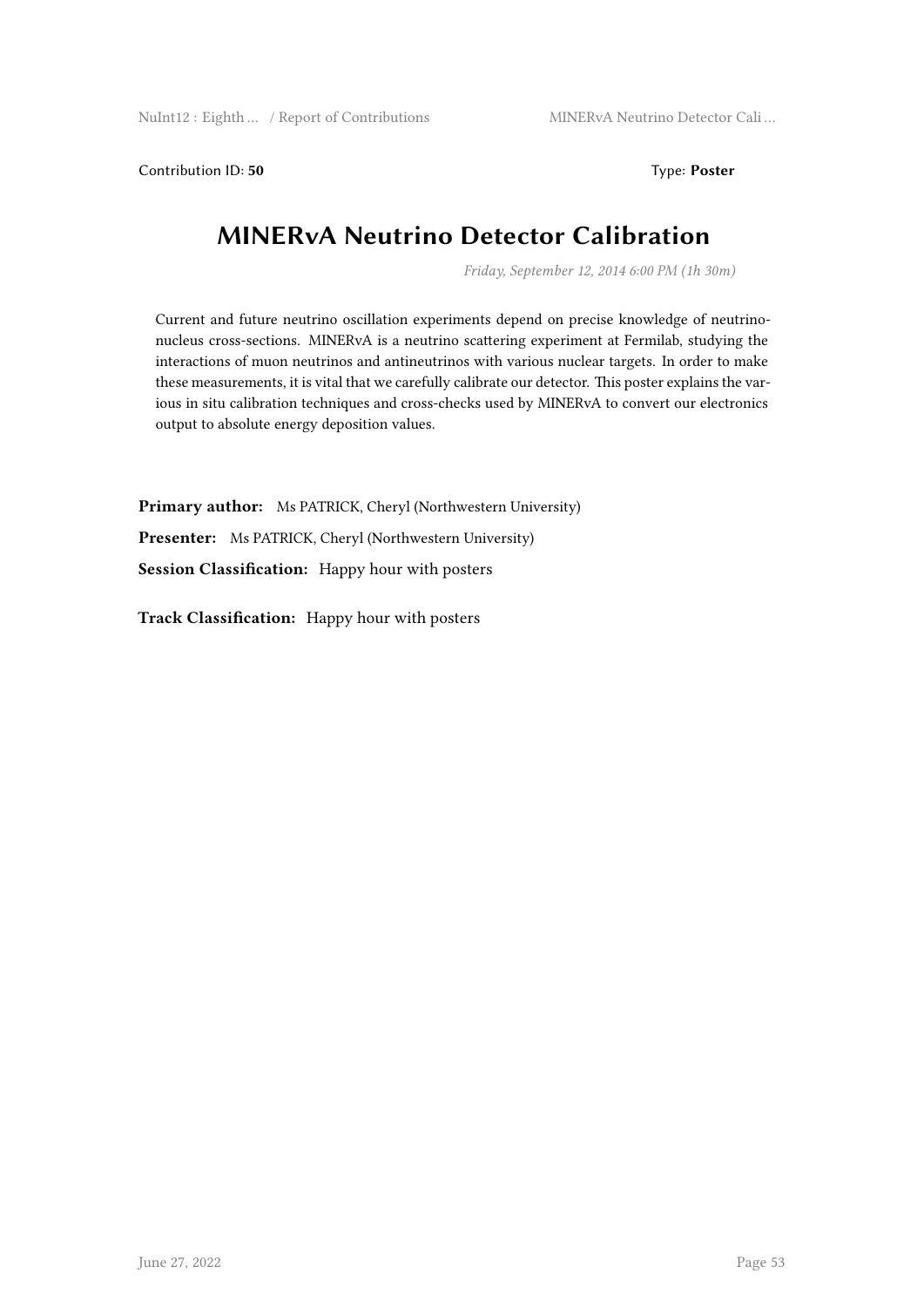Contribution ID: **50**

Type: **Poster**

# MINERvA Neutrino Detector Calibration

*Friday, September 12, 2014 6:00 PM (1h 30m)*

Current and future neutrino oscillation experiments depend on precise knowledge of neutrino-nucleus cross-sections. MINERvA is a neutrino scattering experiment at Fermilab, studying the interactions of muon neutrinos and antineutrinos with various nuclear targets. In order to make these measurements, it is vital that we carefully calibrate our detector. This poster explains the various in situ calibration techniques and cross-checks used by MINERvA to convert our electronics output to absolute energy deposition values.

**Primary author:** Ms PATRICK, Cheryl (Northwestern University)

**Presenter:** Ms PATRICK, Cheryl (Northwestern University)

**Session Classification:** Happy hour with posters

**Track Classification:** Happy hour with posters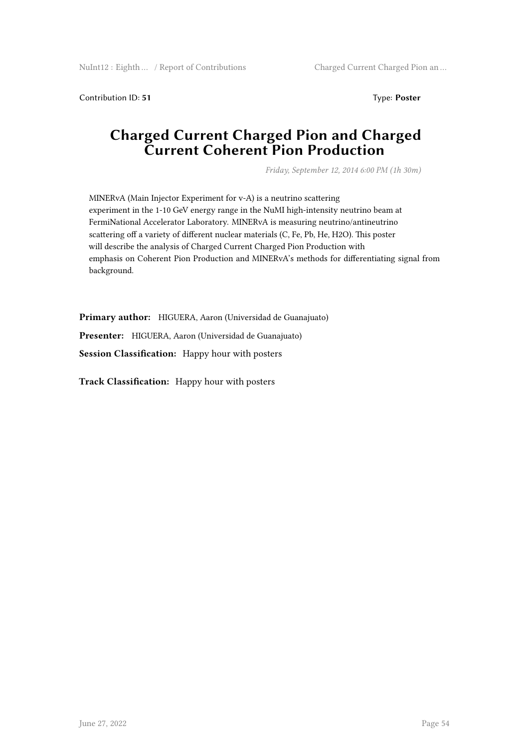Contribution ID: **51** Type: **Poster**

# Charged Current Charged Pion and Charged Current Coherent Pion Production

*Friday, September 12, 2014 6:00 PM (1h 30m)*

MINERvA (Main Injector Experiment for v-A) is a neutrino scattering experiment in the 1-10 GeV energy range in the NuMI high-intensity neutrino beam at FermiNational Accelerator Laboratory. MINERvA is measuring neutrino/antineutrino scattering off a variety of different nuclear materials (C, Fe, Pb, He, H2O). This poster will describe the analysis of Charged Current Charged Pion Production with emphasis on Coherent Pion Production and MINERvA's methods for differentiating signal from background.

**Primary author:** HIGUERA, Aaron (Universidad de Guanajuato)

**Presenter:** HIGUERA, Aaron (Universidad de Guanajuato)

**Session Classification:** Happy hour with posters

**Track Classification:** Happy hour with posters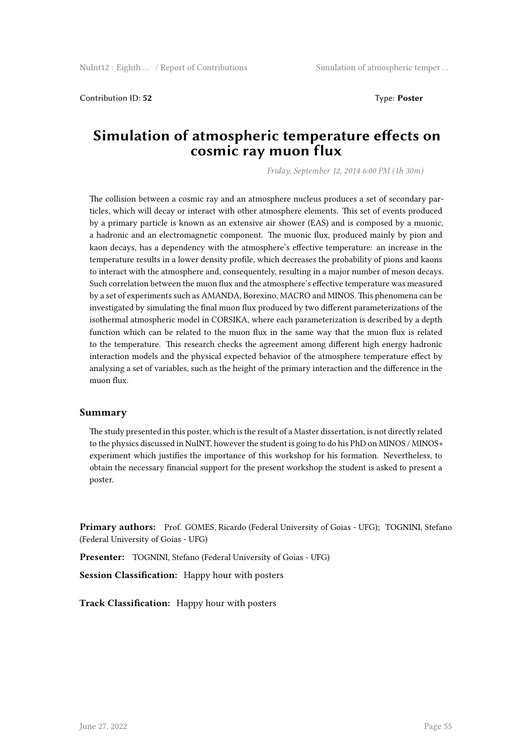Contribution ID: **52** Type: **Poster**

# Simulation of atmospheric temperature effects on cosmic ray muon flux

*Friday, September 12, 2014 6:00 PM (1h 30m)*

The collision between a cosmic ray and an atmosphere nucleus produces a set of secondary particles, which will decay or interact with other atmosphere elements. This set of events produced by a primary particle is known as an extensive air shower (EAS) and is composed by a muonic, a hadronic and an electromagnetic component. The muonic flux, produced mainly by pion and kaon decays, has a dependency with the atmosphere's effective temperature: an increase in the temperature results in a lower density profile, which decreases the probability of pions and kaons to interact with the atmosphere and, consequently, resulting in a major number of meson decays. Such correlation between the muon flux and the atmosphere's effective temperature was measured by a set of experiments such as AMANDA, Borexino, MACRO and MINOS. This phenomena can be investigated by simulating the final muon flux produced by two different parameterizations of the isothermal atmospheric model in CORSIKA, where each parameterization is described by a depth function which can be related to the muon flux in the same way that the muon flux is related to the temperature. This research checks the agreement among different high energy hadronic interaction models and the physical expected behavior of the atmosphere temperature effect by analysing a set of variables, such as the height of the primary interaction and the difference in the muon flux.

## Summary

The study presented in this poster, which is the result of a Master dissertation, is not directly related to the physics discussed in NuINT, however the student is going to do his PhD on MINOS / MINOS+ experiment which justifies the importance of this workshop for his formation. Nevertheless, to obtain the necessary financial support for the present workshop the student is asked to present a poster.

**Primary authors:** Prof. GOMES, Ricardo (Federal University of Goias - UFG); TOGNINI, Stefano (Federal University of Goias - UFG)

**Presenter:** TOGNINI, Stefano (Federal University of Goias - UFG)

**Session Classification:** Happy hour with posters

**Track Classification:** Happy hour with posters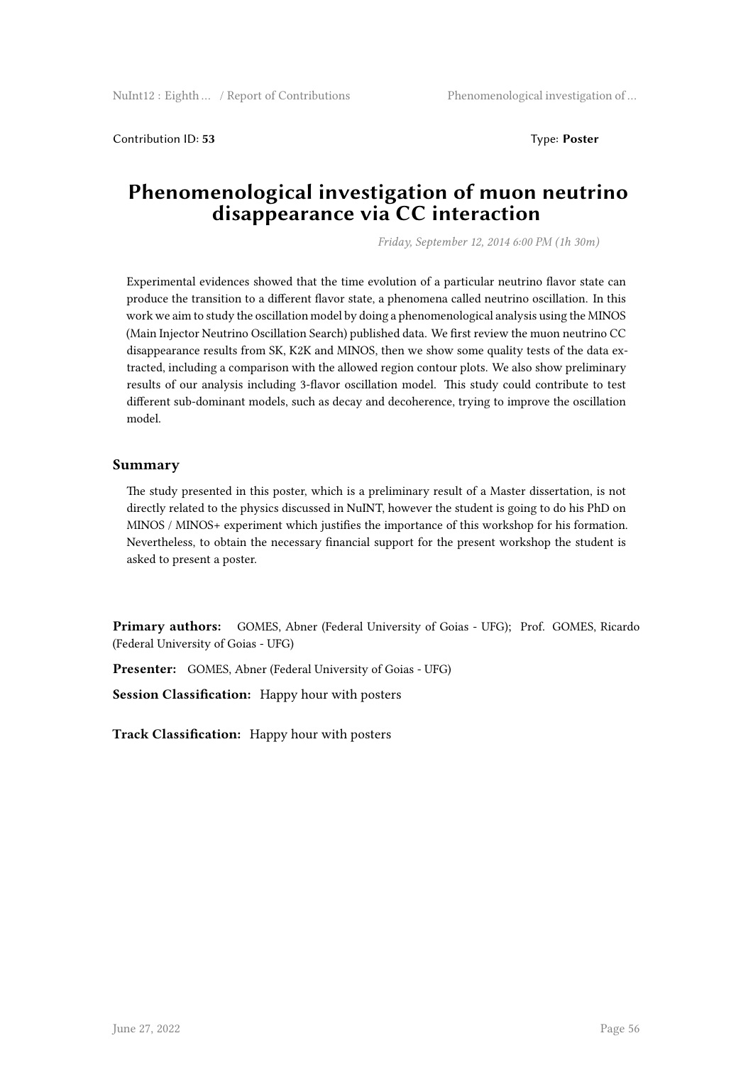Contribution ID: **53** Type: **Poster**

# Phenomenological investigation of muon neutrino disappearance via CC interaction

*Friday, September 12, 2014 6:00 PM (1h 30m)*

Experimental evidences showed that the time evolution of a particular neutrino flavor state can produce the transition to a different flavor state, a phenomena called neutrino oscillation. In this work we aim to study the oscillation model by doing a phenomenological analysis using the MINOS (Main Injector Neutrino Oscillation Search) published data. We first review the muon neutrino CC disappearance results from SK, K2K and MINOS, then we show some quality tests of the data extracted, including a comparison with the allowed region contour plots. We also show preliminary results of our analysis including 3-flavor oscillation model. This study could contribute to test different sub-dominant models, such as decay and decoherence, trying to improve the oscillation model.

## Summary

The study presented in this poster, which is a preliminary result of a Master dissertation, is not directly related to the physics discussed in NuINT, however the student is going to do his PhD on MINOS / MINOS+ experiment which justifies the importance of this workshop for his formation. Nevertheless, to obtain the necessary financial support for the present workshop the student is asked to present a poster.

**Primary authors:** GOMES, Abner (Federal University of Goias - UFG); Prof. GOMES, Ricardo (Federal University of Goias - UFG)

**Presenter:** GOMES, Abner (Federal University of Goias - UFG)

**Session Classification:** Happy hour with posters

**Track Classification:** Happy hour with posters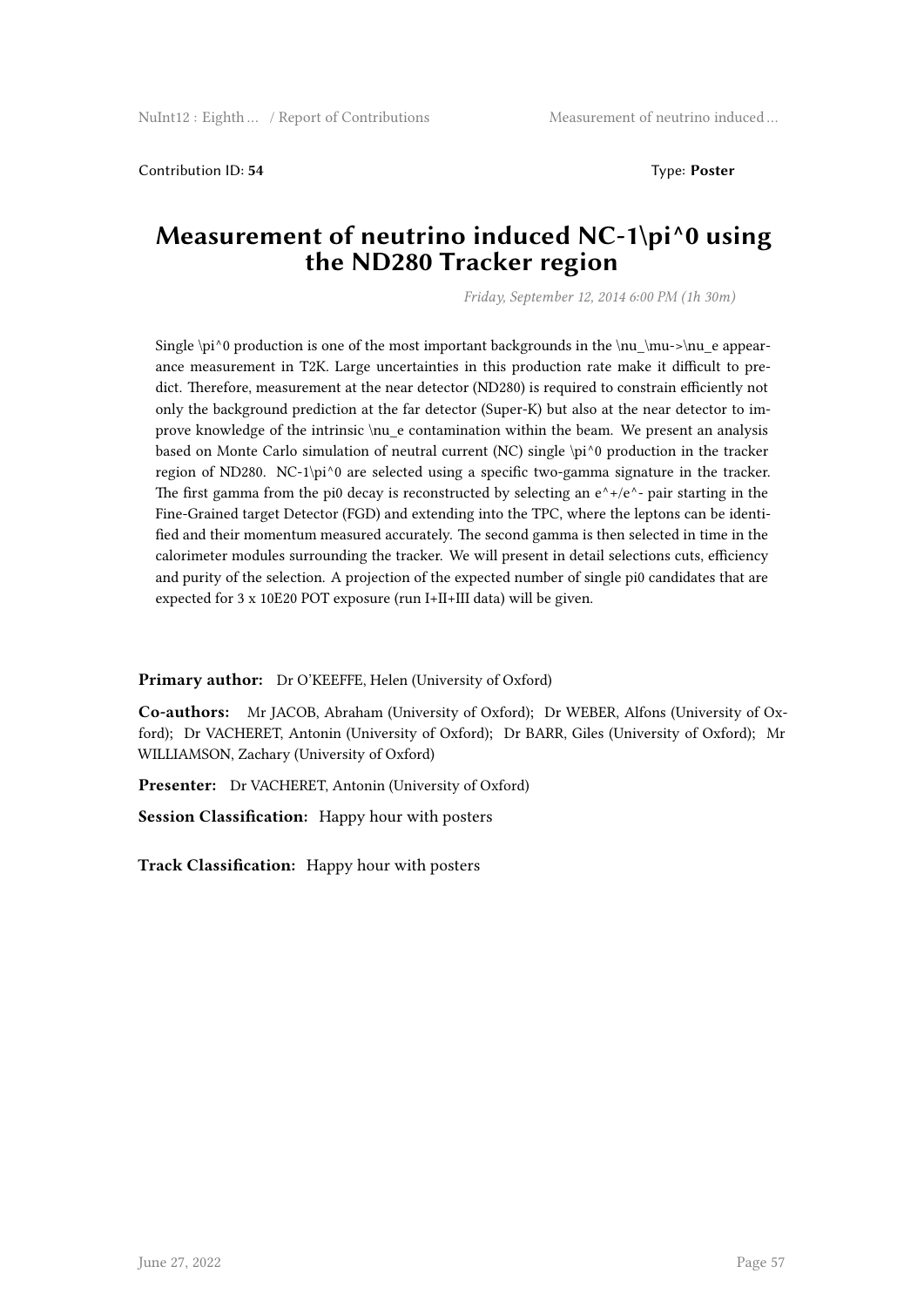Contribution ID: **54** Type: **Poster**

# Measurement of neutrino induced NC-1\pi^0 using the ND280 Tracker region

*Friday, September 12, 2014 6:00 PM (1h 30m)*

Single \pi^0 production is one of the most important backgrounds in the \nu_\mu->\nu_e appearance measurement in T2K. Large uncertainties in this production rate make it difficult to predict. Therefore, measurement at the near detector (ND280) is required to constrain efficiently not only the background prediction at the far detector (Super-K) but also at the near detector to improve knowledge of the intrinsic \nu_e contamination within the beam. We present an analysis based on Monte Carlo simulation of neutral current (NC) single \pi^0 production in the tracker region of ND280. NC-1\pi^0 are selected using a specific two-gamma signature in the tracker. The first gamma from the pi0 decay is reconstructed by selecting an e^+/e^- pair starting in the Fine-Grained target Detector (FGD) and extending into the TPC, where the leptons can be identified and their momentum measured accurately. The second gamma is then selected in time in the calorimeter modules surrounding the tracker. We will present in detail selections cuts, efficiency and purity of the selection. A projection of the expected number of single pi0 candidates that are expected for 3 x 10E20 POT exposure (run I+II+III data) will be given.

**Primary author:** Dr O'KEEFFE, Helen (University of Oxford)

**Co-authors:** Mr JACOB, Abraham (University of Oxford); Dr WEBER, Alfons (University of Oxford); Dr VACHERET, Antonin (University of Oxford); Dr BARR, Giles (University of Oxford); Mr WILLIAMSON, Zachary (University of Oxford)

**Presenter:** Dr VACHERET, Antonin (University of Oxford)

**Session Classification:** Happy hour with posters

**Track Classification:** Happy hour with posters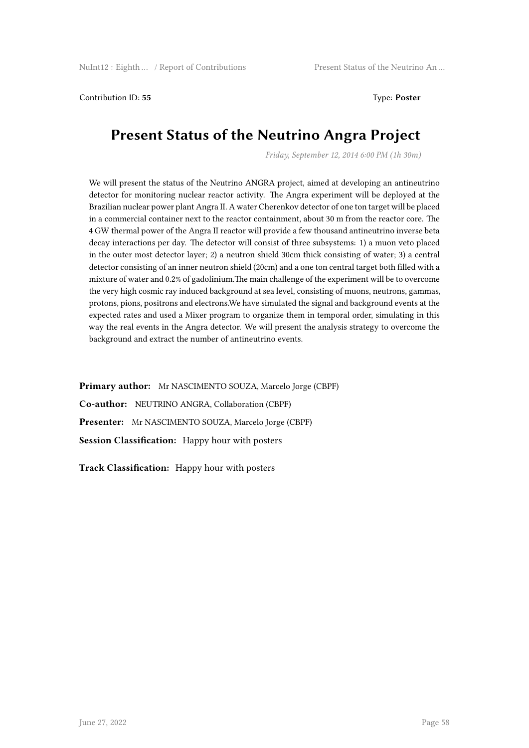Contribution ID: **55**

Type: **Poster**

# Present Status of the Neutrino Angra Project

*Friday, September 12, 2014 6:00 PM (1h 30m)*

We will present the status of the Neutrino ANGRA project, aimed at developing an antineutrino detector for monitoring nuclear reactor activity. The Angra experiment will be deployed at the Brazilian nuclear power plant Angra II. A water Cherenkov detector of one ton target will be placed in a commercial container next to the reactor containment, about 30 m from the reactor core. The 4 GW thermal power of the Angra II reactor will provide a few thousand antineutrino inverse beta decay interactions per day. The detector will consist of three subsystems: 1) a muon veto placed in the outer most detector layer; 2) a neutron shield 30cm thick consisting of water; 3) a central detector consisting of an inner neutron shield (20cm) and a one ton central target both filled with a mixture of water and 0.2% of gadolinium.The main challenge of the experiment will be to overcome the very high cosmic ray induced background at sea level, consisting of muons, neutrons, gammas, protons, pions, positrons and electrons.We have simulated the signal and background events at the expected rates and used a Mixer program to organize them in temporal order, simulating in this way the real events in the Angra detector. We will present the analysis strategy to overcome the background and extract the number of antineutrino events.

**Primary author:** Mr NASCIMENTO SOUZA, Marcelo Jorge (CBPF)

**Co-author:** NEUTRINO ANGRA, Collaboration (CBPF)

**Presenter:** Mr NASCIMENTO SOUZA, Marcelo Jorge (CBPF)

**Session Classification:** Happy hour with posters

**Track Classification:** Happy hour with posters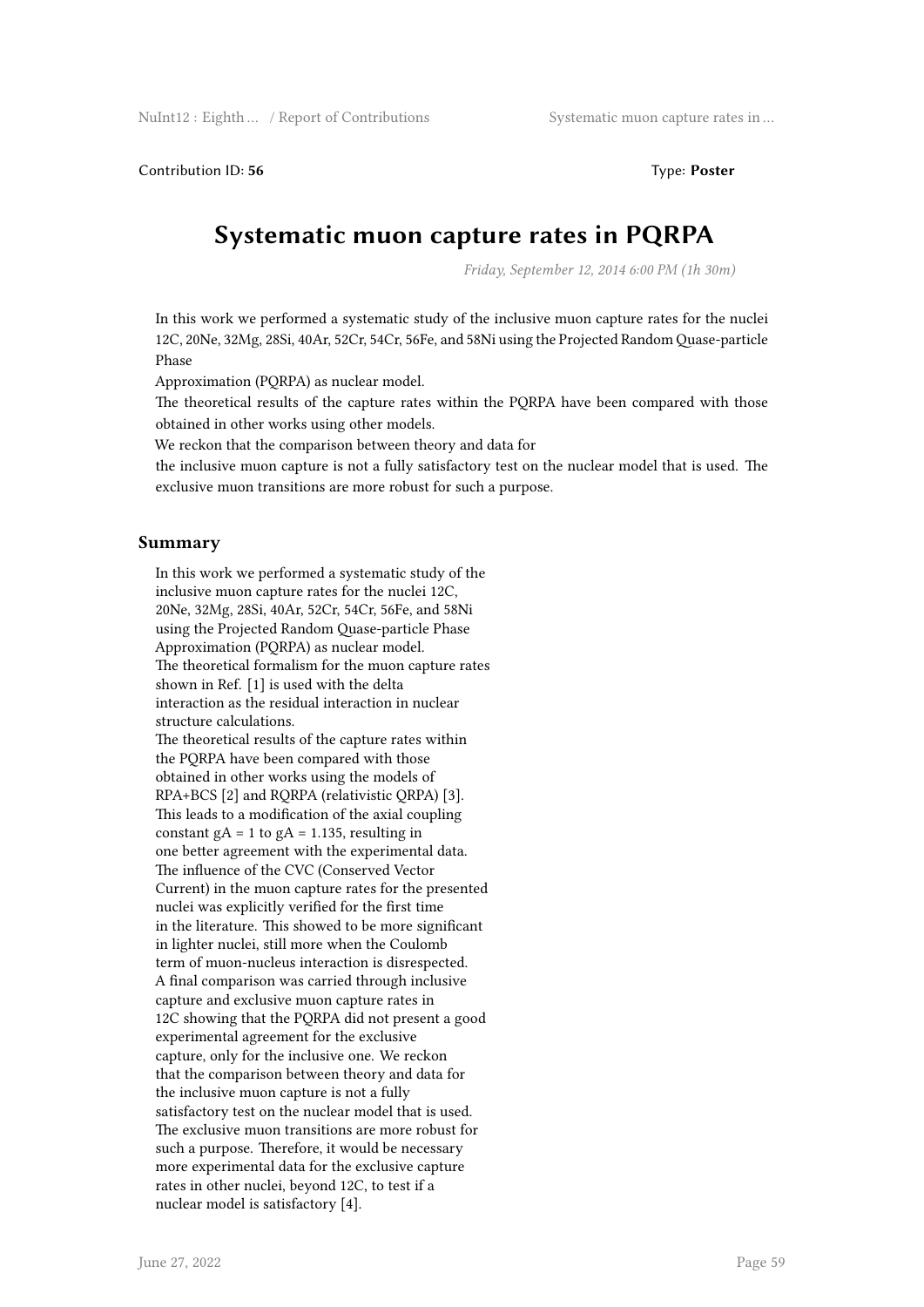Contribution ID: **56** Type: **Poster**

# Systematic muon capture rates in PQRPA

*Friday, September 12, 2014 6:00 PM (1h 30m)*

In this work we performed a systematic study of the inclusive muon capture rates for the nuclei 12C, 20Ne, 32Mg, 28Si, 40Ar, 52Cr, 54Cr, 56Fe, and 58Ni using the Projected Random Quase-particle Phase Approximation (PQRPA) as nuclear model.
The theoretical results of the capture rates within the PQRPA have been compared with those obtained in other works using other models.
We reckon that the comparison between theory and data for the inclusive muon capture is not a fully satisfactory test on the nuclear model that is used. The exclusive muon transitions are more robust for such a purpose.

## Summary

In this work we performed a systematic study of the inclusive muon capture rates for the nuclei 12C, 20Ne, 32Mg, 28Si, 40Ar, 52Cr, 54Cr, 56Fe, and 58Ni using the Projected Random Quase-particle Phase Approximation (PQRPA) as nuclear model.
The theoretical formalism for the muon capture rates shown in Ref. [1] is used with the delta interaction as the residual interaction in nuclear structure calculations.
The theoretical results of the capture rates within the PQRPA have been compared with those obtained in other works using the models of RPA+BCS [2] and RQRPA (relativistic QRPA) [3].
This leads to a modification of the axial coupling constant gA = 1 to gA = 1.135, resulting in one better agreement with the experimental data.
The influence of the CVC (Conserved Vector Current) in the muon capture rates for the presented nuclei was explicitly verified for the first time in the literature. This showed to be more significant in lighter nuclei, still more when the Coulomb term of muon-nucleus interaction is disrespected.
A final comparison was carried through inclusive capture and exclusive muon capture rates in 12C showing that the PQRPA did not present a good experimental agreement for the exclusive capture, only for the inclusive one. We reckon that the comparison between theory and data for the inclusive muon capture is not a fully satisfactory test on the nuclear model that is used. The exclusive muon transitions are more robust for such a purpose. Therefore, it would be necessary more experimental data for the exclusive capture rates in other nuclei, beyond 12C, to test if a nuclear model is satisfactory [4].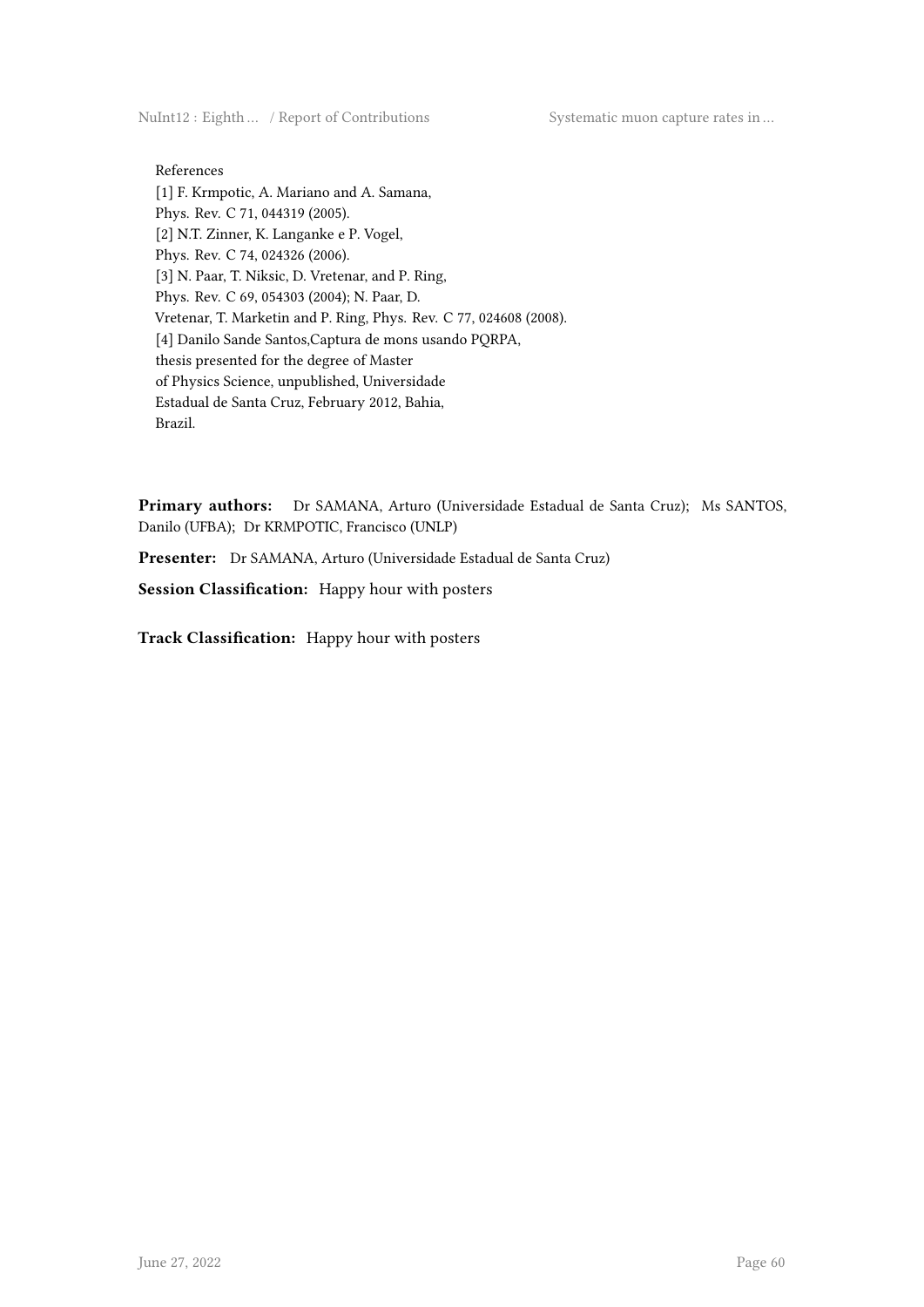References
[1] F. Krmpotic, A. Mariano and A. Samana,
Phys. Rev. C 71, 044319 (2005).
[2] N.T. Zinner, K. Langanke e P. Vogel,
Phys. Rev. C 74, 024326 (2006).
[3] N. Paar, T. Niksic, D. Vretenar, and P. Ring,
Phys. Rev. C 69, 054303 (2004); N. Paar, D.
Vretenar, T. Marketin and P. Ring, Phys. Rev. C 77, 024608 (2008).
[4] Danilo Sande Santos,Captura de mons usando PQRPA,
thesis presented for the degree of Master
of Physics Science, unpublished, Universidade
Estadual de Santa Cruz, February 2012, Bahia,
Brazil.

**Primary authors:** Dr SAMANA, Arturo (Universidade Estadual de Santa Cruz); Ms SANTOS, Danilo (UFBA); Dr KRMPOTIC, Francisco (UNLP)

**Presenter:** Dr SAMANA, Arturo (Universidade Estadual de Santa Cruz)

**Session Classification:** Happy hour with posters

**Track Classification:** Happy hour with posters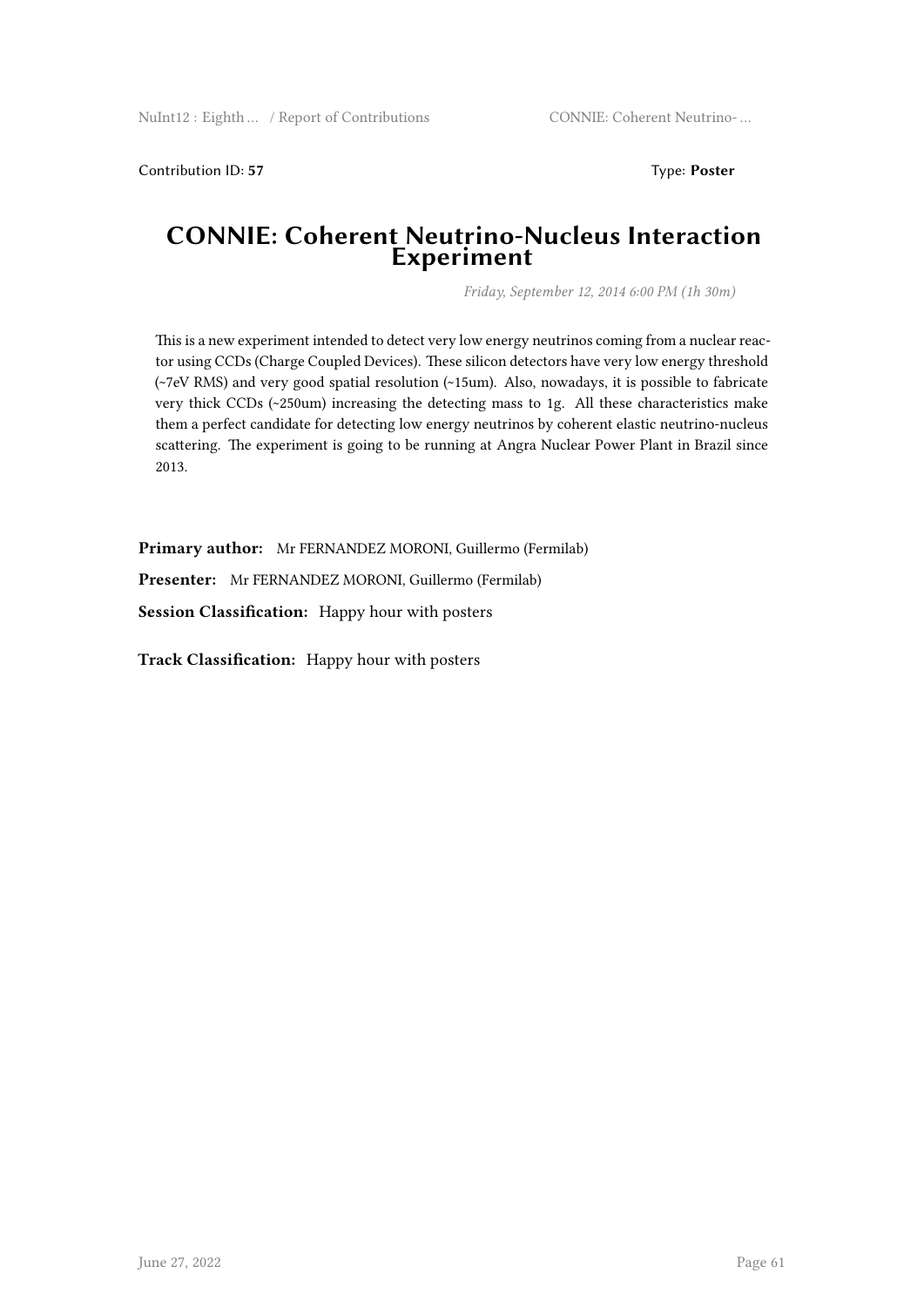Contribution ID: **57** Type: **Poster**

# CONNIE: Coherent Neutrino-Nucleus Interaction Experiment

*Friday, September 12, 2014 6:00 PM (1h 30m)*

This is a new experiment intended to detect very low energy neutrinos coming from a nuclear reactor using CCDs (Charge Coupled Devices). These silicon detectors have very low energy threshold (~7eV RMS) and very good spatial resolution (~15um). Also, nowadays, it is possible to fabricate very thick CCDs (~250um) increasing the detecting mass to 1g. All these characteristics make them a perfect candidate for detecting low energy neutrinos by coherent elastic neutrino-nucleus scattering. The experiment is going to be running at Angra Nuclear Power Plant in Brazil since 2013.

**Primary author:** Mr FERNANDEZ MORONI, Guillermo (Fermilab)

**Presenter:** Mr FERNANDEZ MORONI, Guillermo (Fermilab)

**Session Classification:** Happy hour with posters

**Track Classification:** Happy hour with posters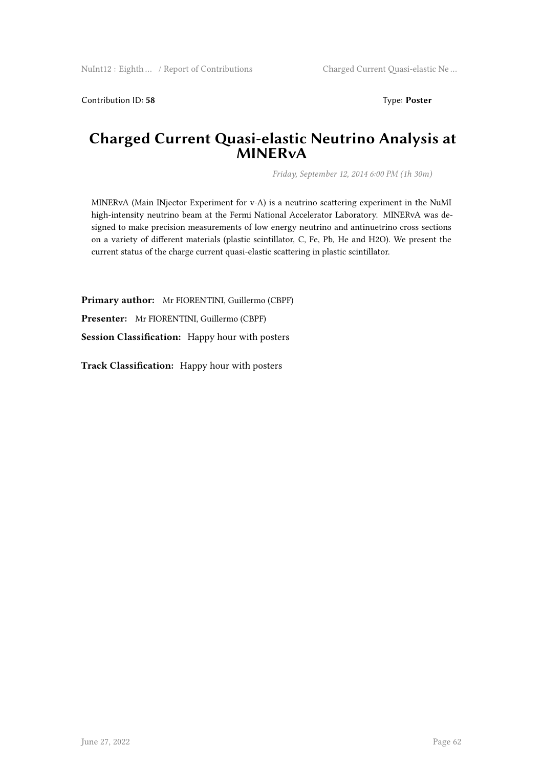Contribution ID: **58** Type: **Poster**

# Charged Current Quasi-elastic Neutrino Analysis at MINERvA

*Friday, September 12, 2014 6:00 PM (1h 30m)*

MINERvA (Main INjector Experiment for v-A) is a neutrino scattering experiment in the NuMI high-intensity neutrino beam at the Fermi National Accelerator Laboratory. MINERvA was designed to make precision measurements of low energy neutrino and antinuetrino cross sections on a variety of different materials (plastic scintillator, C, Fe, Pb, He and $H_2O$). We present the current status of the charge current quasi-elastic scattering in plastic scintillator.

**Primary author:** Mr FIORENTINI, Guillermo (CBPF)

**Presenter:** Mr FIORENTINI, Guillermo (CBPF)

**Session Classification:** Happy hour with posters

**Track Classification:** Happy hour with posters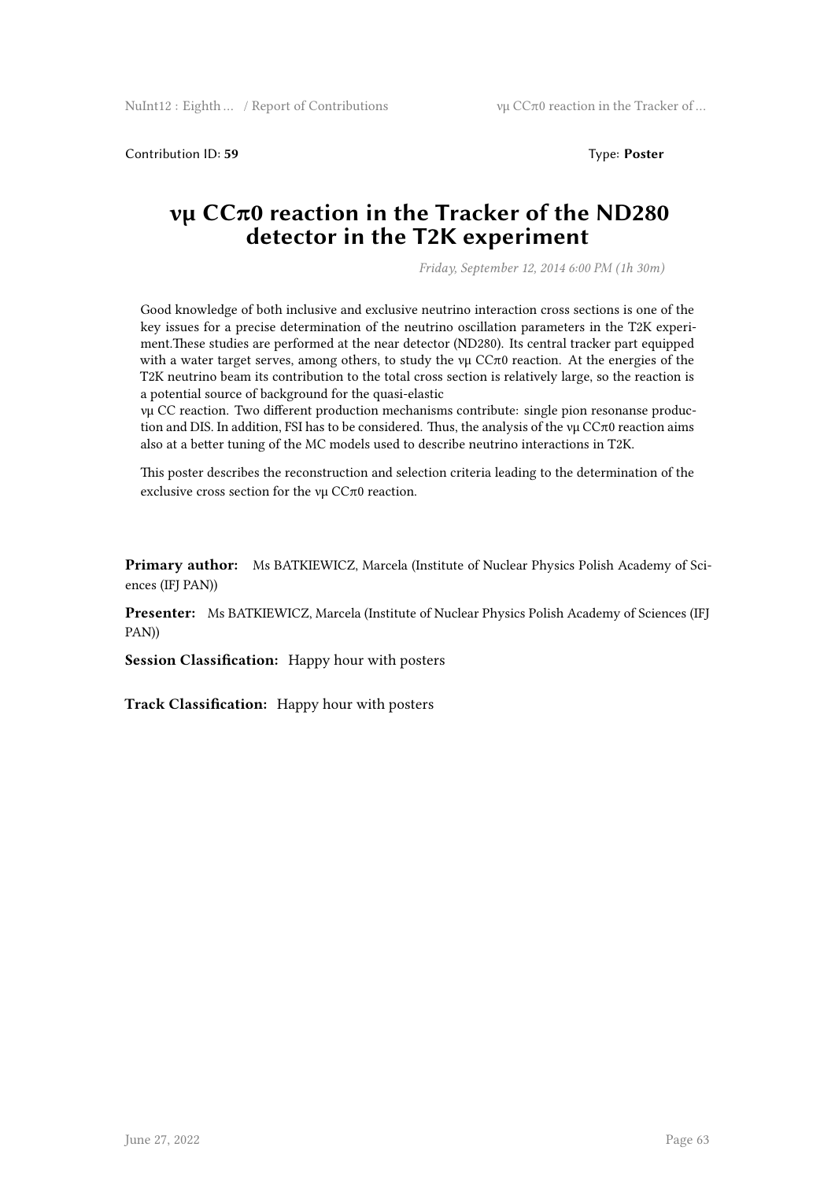Contribution ID: **59** Type: **Poster**

# $\nu\mu$ CC$\pi$0 reaction in the Tracker of the ND280 detector in the T2K experiment

*Friday, September 12, 2014 6:00 PM (1h 30m)*

Good knowledge of both inclusive and exclusive neutrino interaction cross sections is one of the key issues for a precise determination of the neutrino oscillation parameters in the T2K experiment.These studies are performed at the near detector (ND280). Its central tracker part equipped with a water target serves, among others, to study the $\nu\mu$ CC$\pi$0 reaction. At the energies of the T2K neutrino beam its contribution to the total cross section is relatively large, so the reaction is a potential source of background for the quasi-elastic
$\nu\mu$ CC reaction. Two different production mechanisms contribute: single pion resonanse production and DIS. In addition, FSI has to be considered. Thus, the analysis of the $\nu\mu$ CC$\pi$0 reaction aims also at a better tuning of the MC models used to describe neutrino interactions in T2K.

This poster describes the reconstruction and selection criteria leading to the determination of the exclusive cross section for the $\nu\mu$ CC$\pi$0 reaction.

**Primary author:** Ms BATKIEWICZ, Marcela (Institute of Nuclear Physics Polish Academy of Sciences (IFJ PAN))

**Presenter:** Ms BATKIEWICZ, Marcela (Institute of Nuclear Physics Polish Academy of Sciences (IFJ PAN))

**Session Classification:** Happy hour with posters

**Track Classification:** Happy hour with posters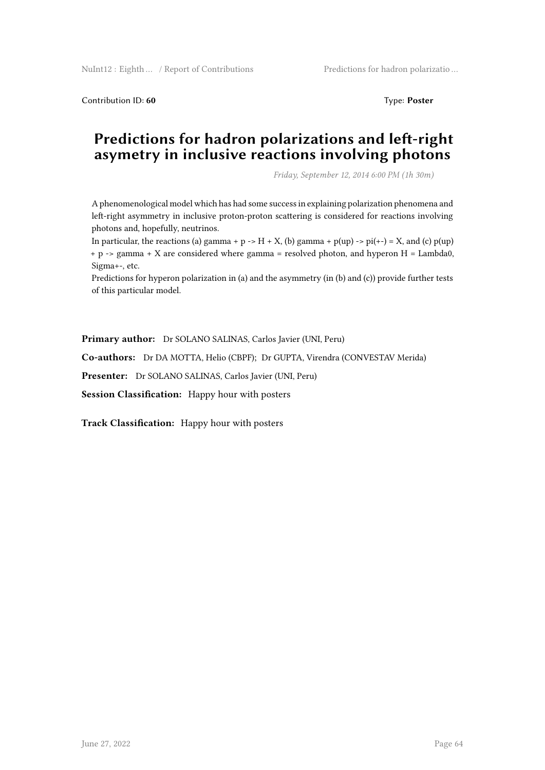Contribution ID: **60** Type: **Poster**

# Predictions for hadron polarizations and left-right asymetry in inclusive reactions involving photons

*Friday, September 12, 2014 6:00 PM (1h 30m)*

A phenomenological model which has had some success in explaining polarization phenomena and left-right asymmetry in inclusive proton-proton scattering is considered for reactions involving photons and, hopefully, neutrinos.
In particular, the reactions (a) gamma + p -> H + X, (b) gamma + p(up) -> pi(+-) = X, and (c) p(up) + p -> gamma + X are considered where gamma = resolved photon, and hyperon H = Lambda0, Sigma+-, etc.
Predictions for hyperon polarization in (a) and the asymmetry (in (b) and (c)) provide further tests of this particular model.

**Primary author:** Dr SOLANO SALINAS, Carlos Javier (UNI, Peru)

**Co-authors:** Dr DA MOTTA, Helio (CBPF); Dr GUPTA, Virendra (CONVESTAV Merida)

**Presenter:** Dr SOLANO SALINAS, Carlos Javier (UNI, Peru)

**Session Classification:** Happy hour with posters

**Track Classification:** Happy hour with posters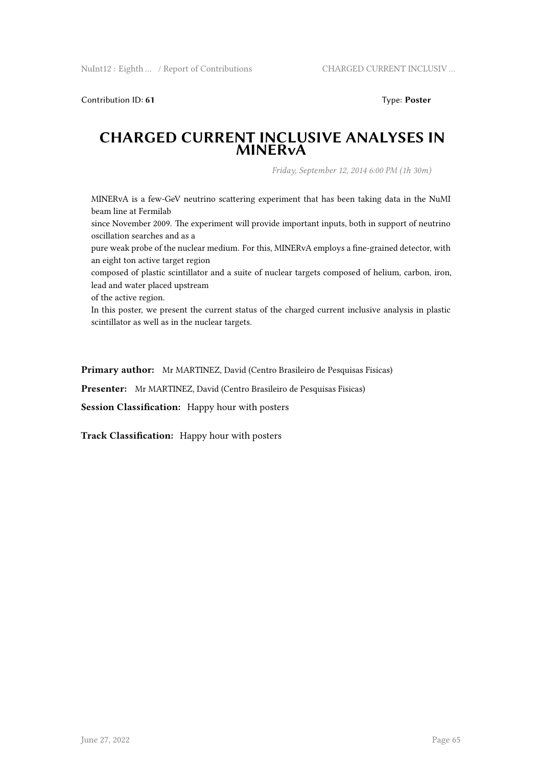Contribution ID: **61** Type: **Poster**

# CHARGED CURRENT INCLUSIVE ANALYSES IN MINERvA

*Friday, September 12, 2014 6:00 PM (1h 30m)*

MINERvA is a few-GeV neutrino scattering experiment that has been taking data in the NuMI beam line at Fermilab
since November 2009. The experiment will provide important inputs, both in support of neutrino oscillation searches and as a
pure weak probe of the nuclear medium. For this, MINERvA employs a fine-grained detector, with an eight ton active target region
composed of plastic scintillator and a suite of nuclear targets composed of helium, carbon, iron, lead and water placed upstream
of the active region.
In this poster, we present the current status of the charged current inclusive analysis in plastic scintillator as well as in the nuclear targets.

**Primary author:** Mr MARTINEZ, David (Centro Brasileiro de Pesquisas Fisicas)

**Presenter:** Mr MARTINEZ, David (Centro Brasileiro de Pesquisas Fisicas)

**Session Classification:** Happy hour with posters

**Track Classification:** Happy hour with posters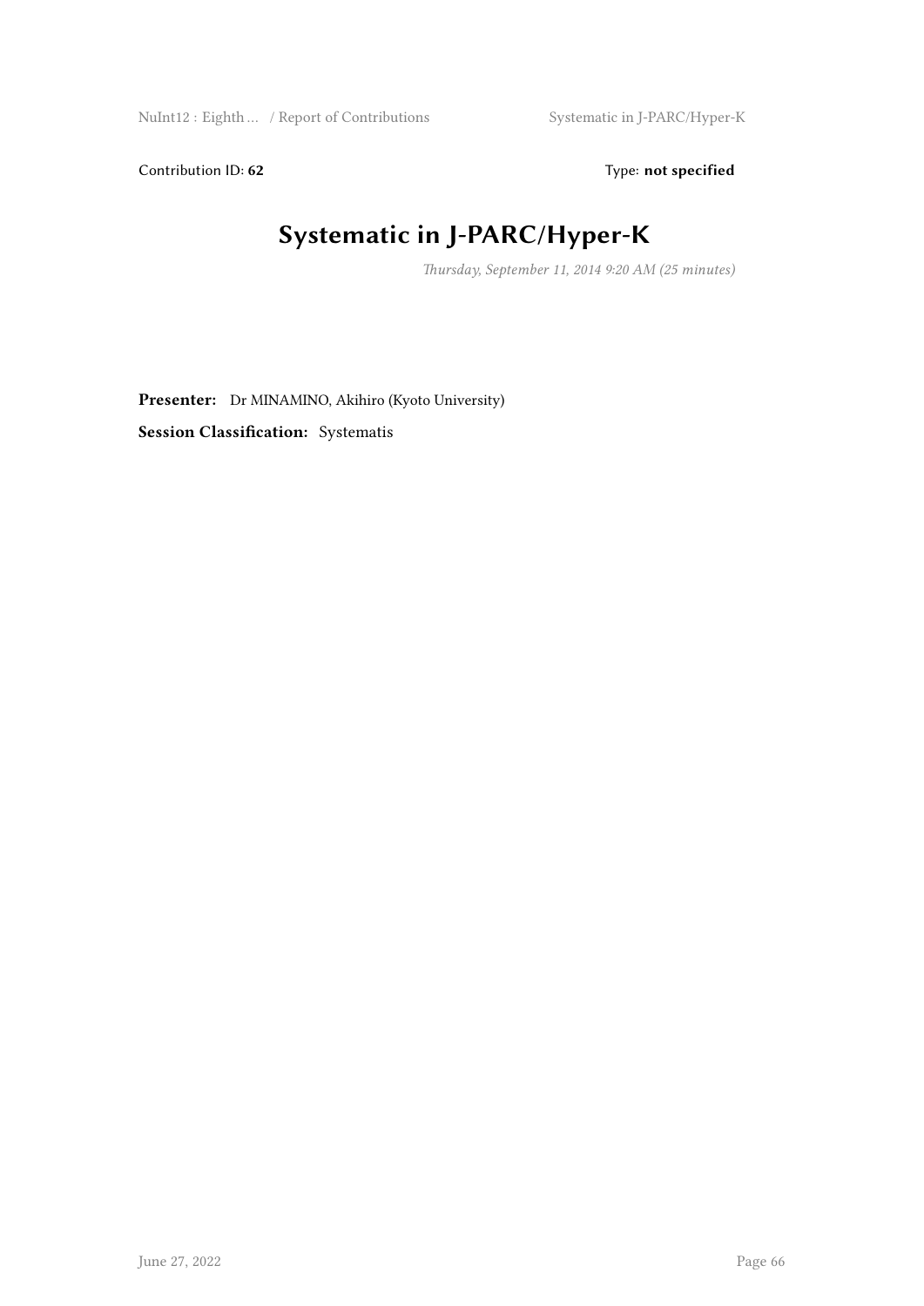Contribution ID: **62** Type: **not specified**

# Systematic in J-PARC/Hyper-K

*Thursday, September 11, 2014 9:20 AM (25 minutes)*

**Presenter:** Dr MINAMINO, Akihiro (Kyoto University)

**Session Classification:** Systematis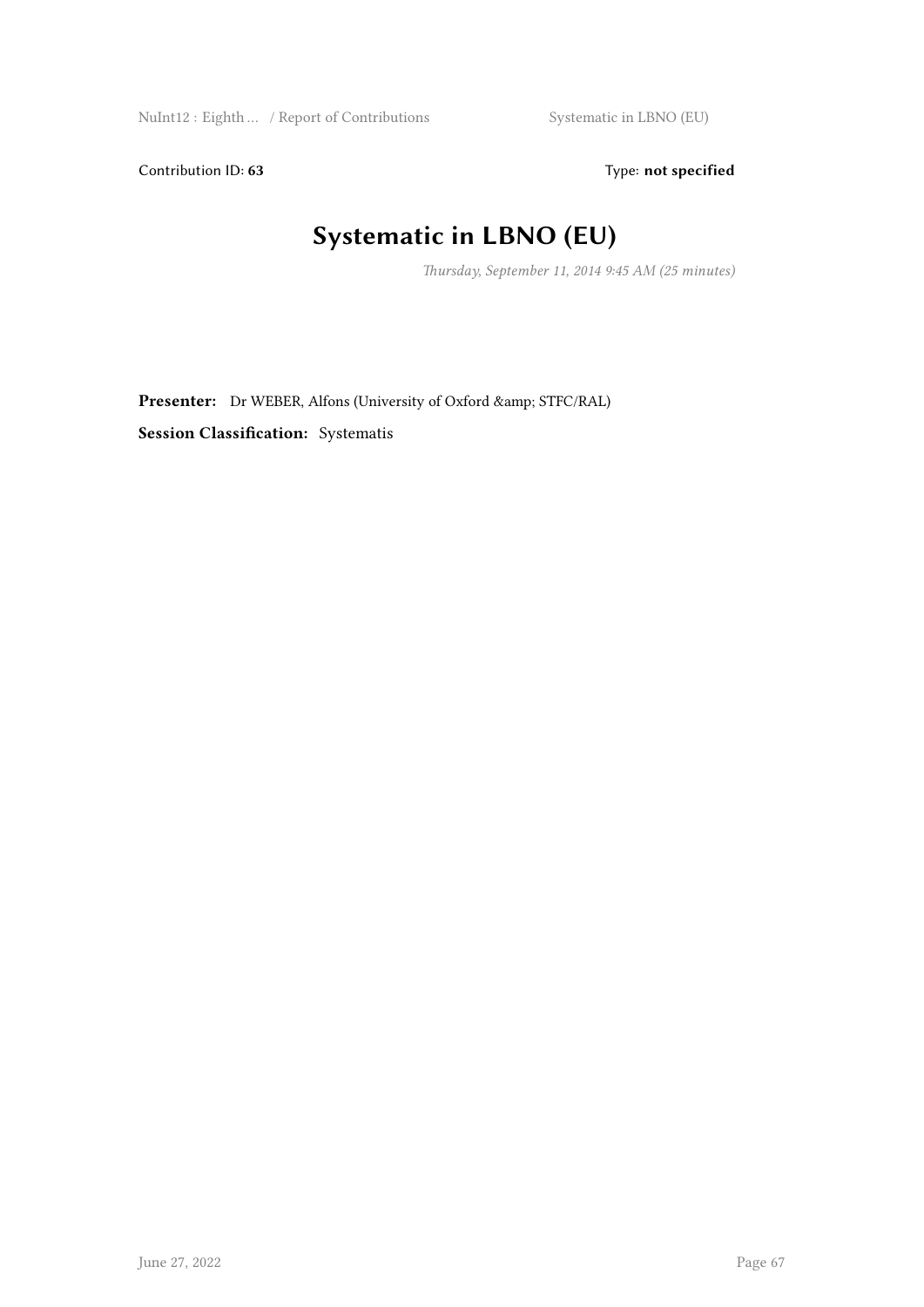Contribution ID: **63** Type: **not specified**

# Systematic in LBNO (EU)

*Thursday, September 11, 2014 9:45 AM (25 minutes)*

**Presenter:** Dr WEBER, Alfons (University of Oxford &amp; STFC/RAL)

**Session Classification:** Systematis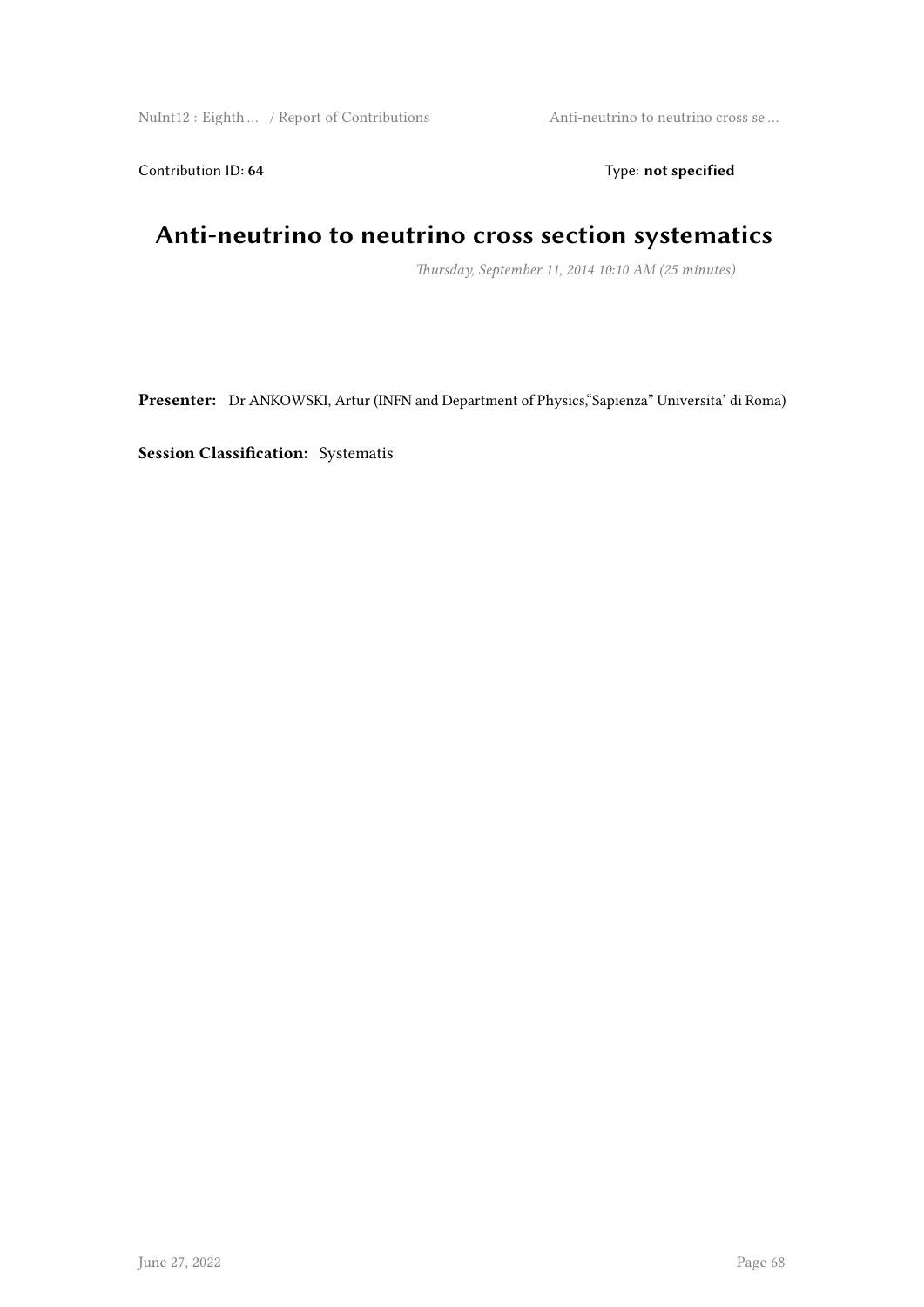Contribution ID: **64** Type: **not specified**

# Anti-neutrino to neutrino cross section systematics

*Thursday, September 11, 2014 10:10 AM (25 minutes)*

**Presenter:** Dr ANKOWSKI, Artur (INFN and Department of Physics,"Sapienza" Universita' di Roma)

**Session Classification:** Systematis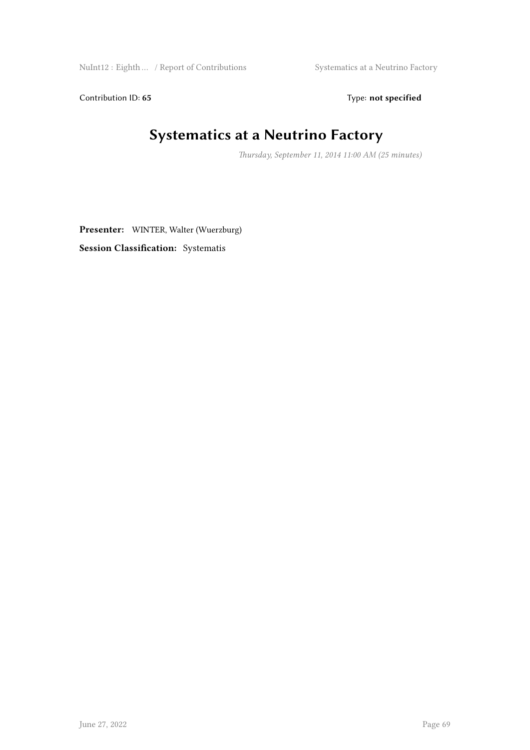Contribution ID: **65** Type: **not specified**

# Systematics at a Neutrino Factory

*Thursday, September 11, 2014 11:00 AM (25 minutes)*

**Presenter:** WINTER, Walter (Wuerzburg)

**Session Classification:** Systematis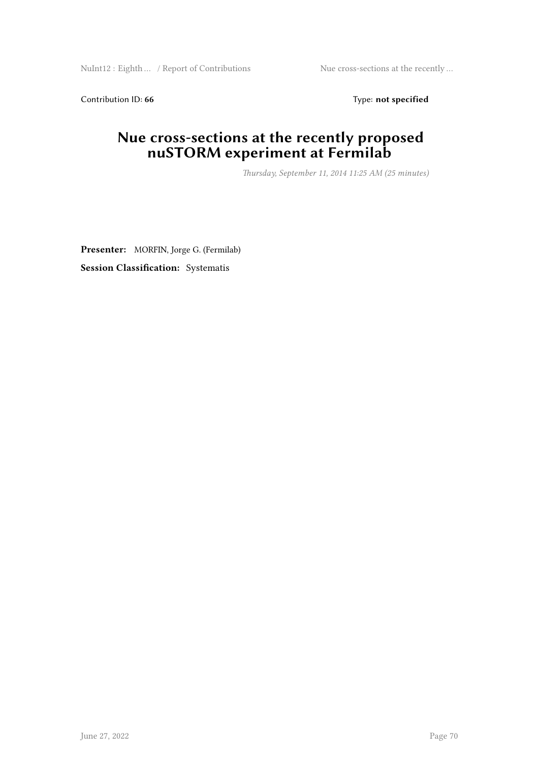Contribution ID: **66** Type: **not specified**

# Nue cross-sections at the recently proposed nuSTORM experiment at Fermilab

*Thursday, September 11, 2014 11:25 AM (25 minutes)*

**Presenter:** MORFIN, Jorge G. (Fermilab)

**Session Classification:** Systematis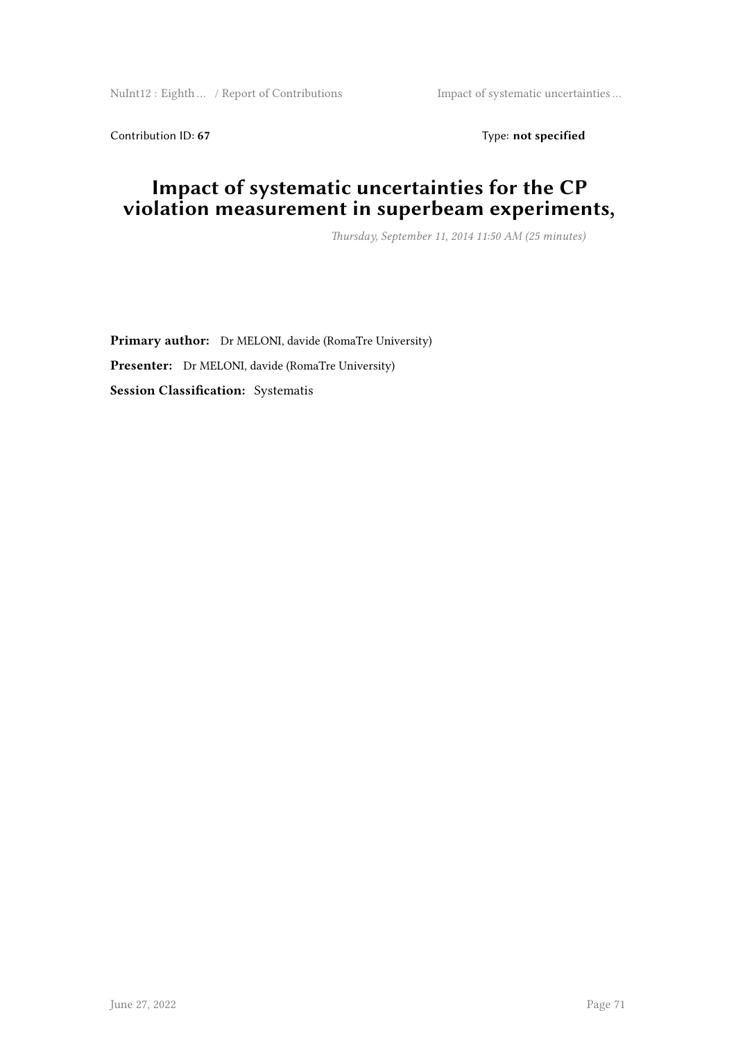Contribution ID: **67** Type: **not specified**

# Impact of systematic uncertainties for the CP violation measurement in superbeam experiments,

*Thursday, September 11, 2014 11:50 AM (25 minutes)*

**Primary author:** Dr MELONI, davide (RomaTre University)

**Presenter:** Dr MELONI, davide (RomaTre University)

**Session Classification:** Systematis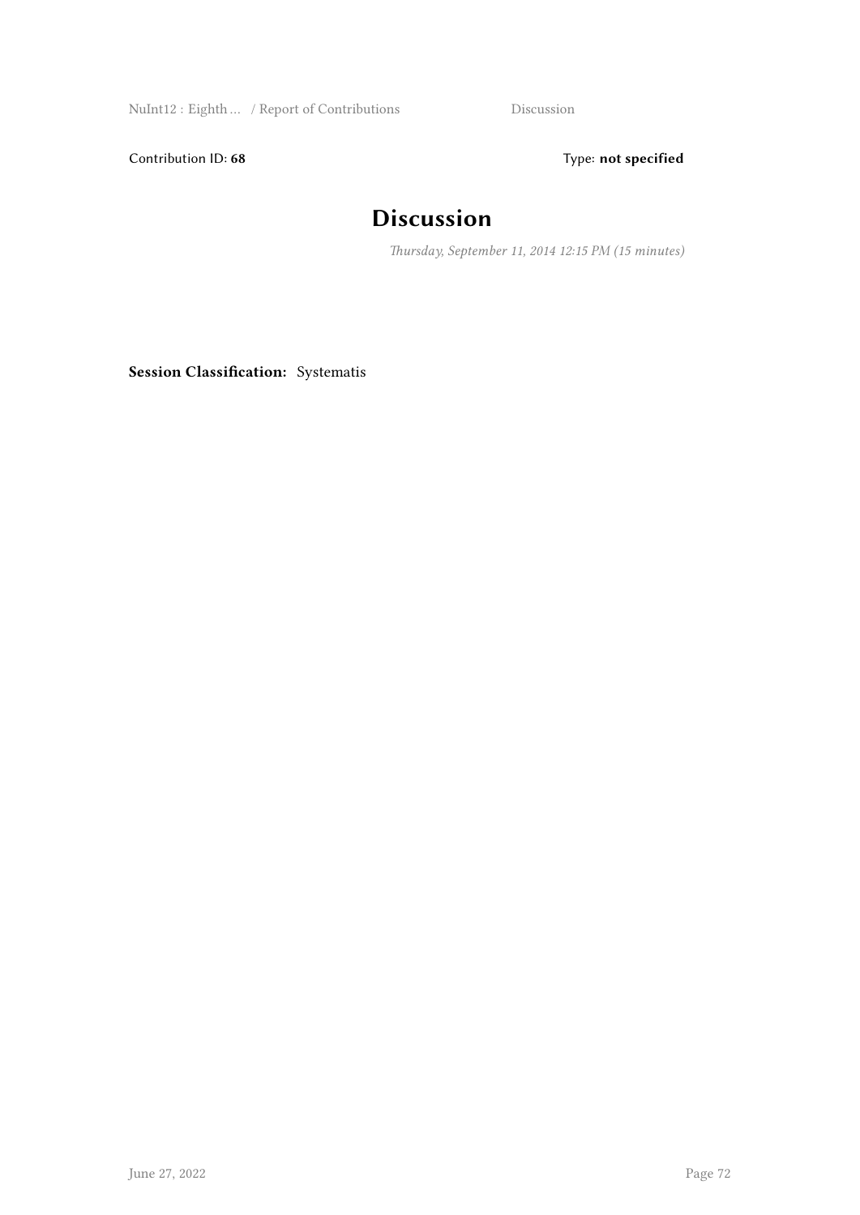Contribution ID: **68**

Type: **not specified**

# Discussion

*Thursday, September 11, 2014 12:15 PM (15 minutes)*

**Session Classification:** Systematis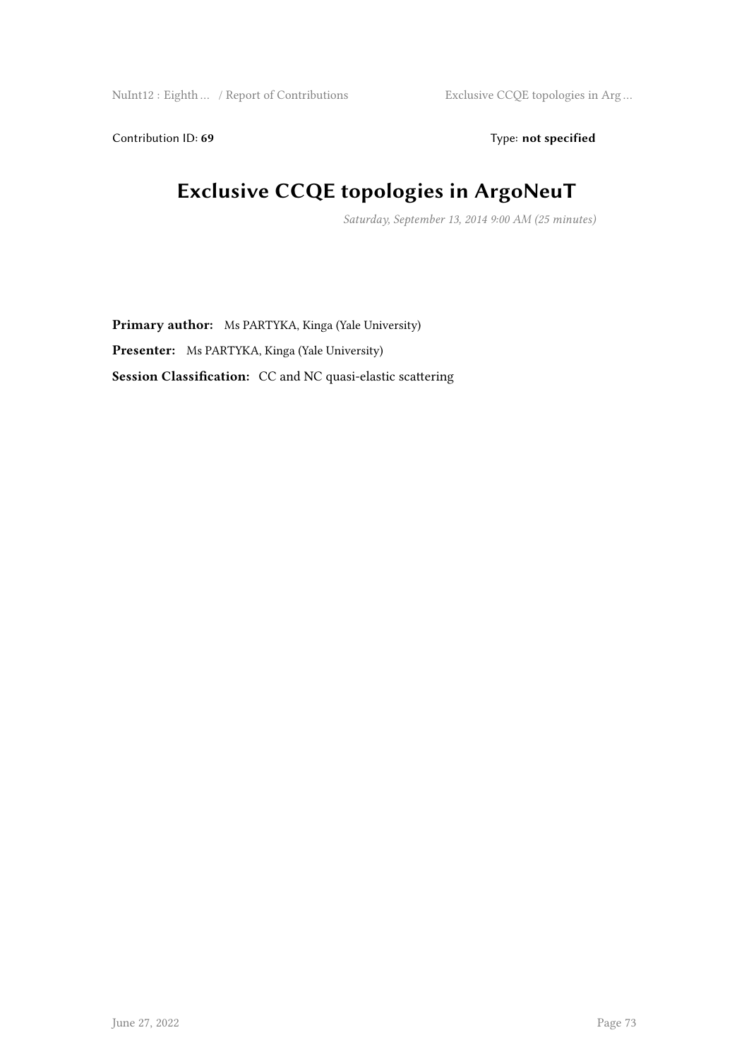Contribution ID: **69** Type: **not specified**

# Exclusive CCQE topologies in ArgoNeuT

*Saturday, September 13, 2014 9:00 AM (25 minutes)*

**Primary author:** Ms PARTYKA, Kinga (Yale University)

**Presenter:** Ms PARTYKA, Kinga (Yale University)

**Session Classification:** CC and NC quasi-elastic scattering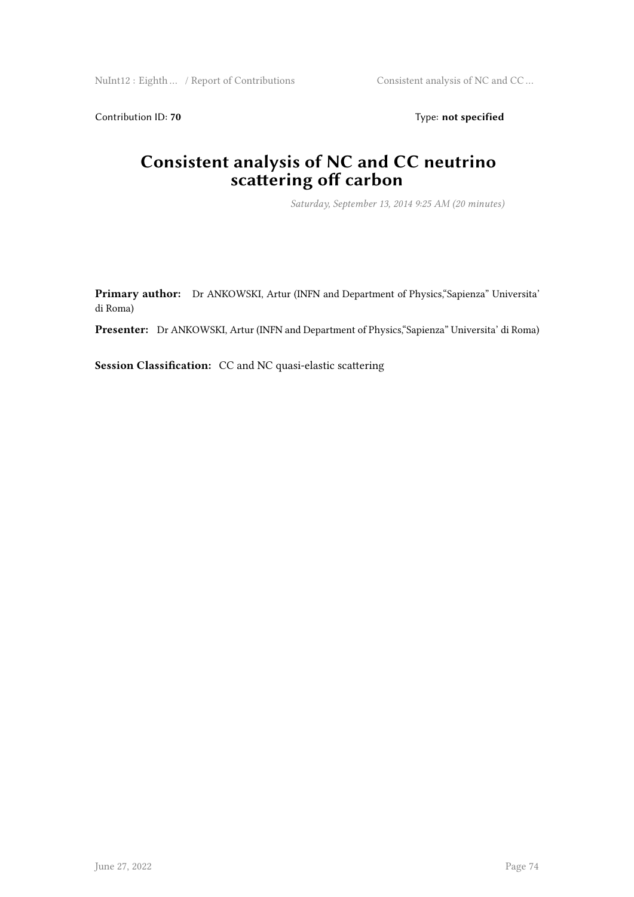Contribution ID: **70**

Type: **not specified**

# Consistent analysis of NC and CC neutrino scattering off carbon

*Saturday, September 13, 2014 9:25 AM (20 minutes)*

**Primary author:** Dr ANKOWSKI, Artur (INFN and Department of Physics,"Sapienza" Universita' di Roma)

**Presenter:** Dr ANKOWSKI, Artur (INFN and Department of Physics,"Sapienza" Universita' di Roma)

**Session Classification:** CC and NC quasi-elastic scattering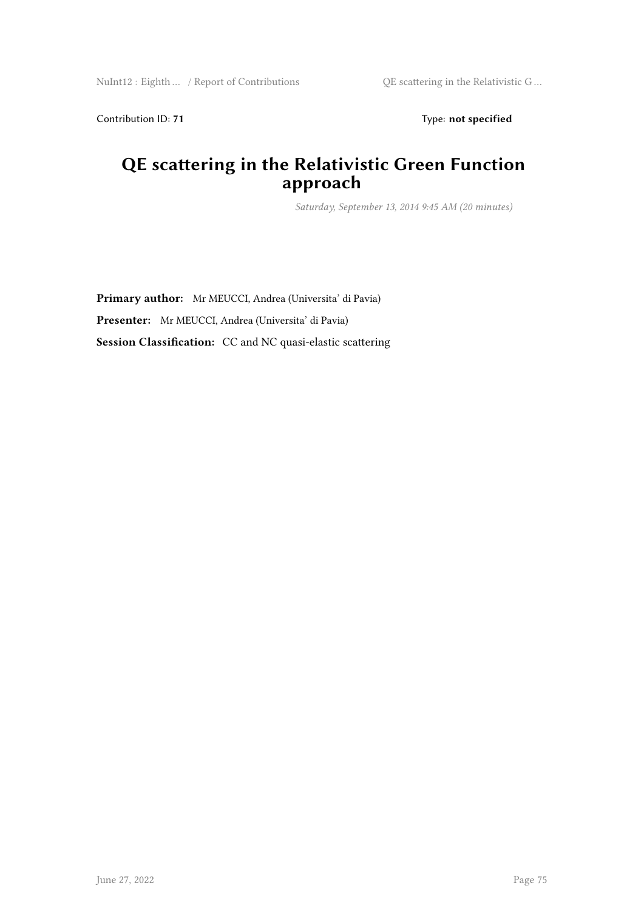Contribution ID: **71** Type: **not specified**

# QE scattering in the Relativistic Green Function approach

*Saturday, September 13, 2014 9:45 AM (20 minutes)*

**Primary author:** Mr MEUCCI, Andrea (Universita' di Pavia)

**Presenter:** Mr MEUCCI, Andrea (Universita' di Pavia)

**Session Classification:** CC and NC quasi-elastic scattering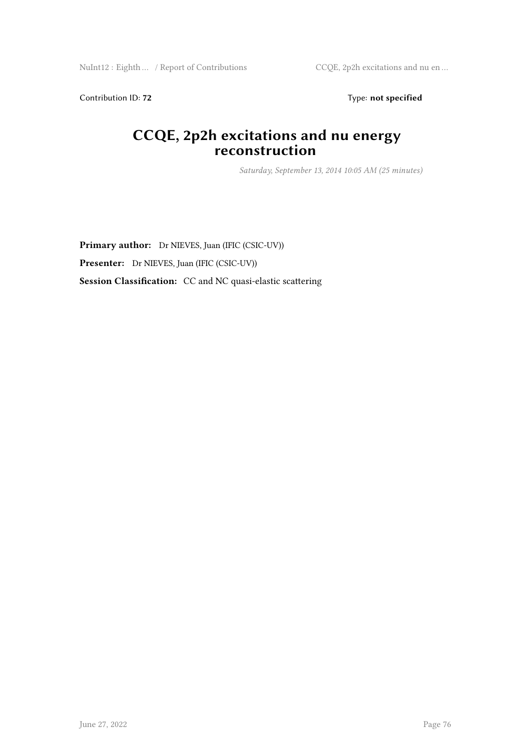Contribution ID: **72** Type: **not specified**

# CCQE, 2p2h excitations and nu energy reconstruction

*Saturday, September 13, 2014 10:05 AM (25 minutes)*

**Primary author:** Dr NIEVES, Juan (IFIC (CSIC-UV))

**Presenter:** Dr NIEVES, Juan (IFIC (CSIC-UV))

**Session Classification:** CC and NC quasi-elastic scattering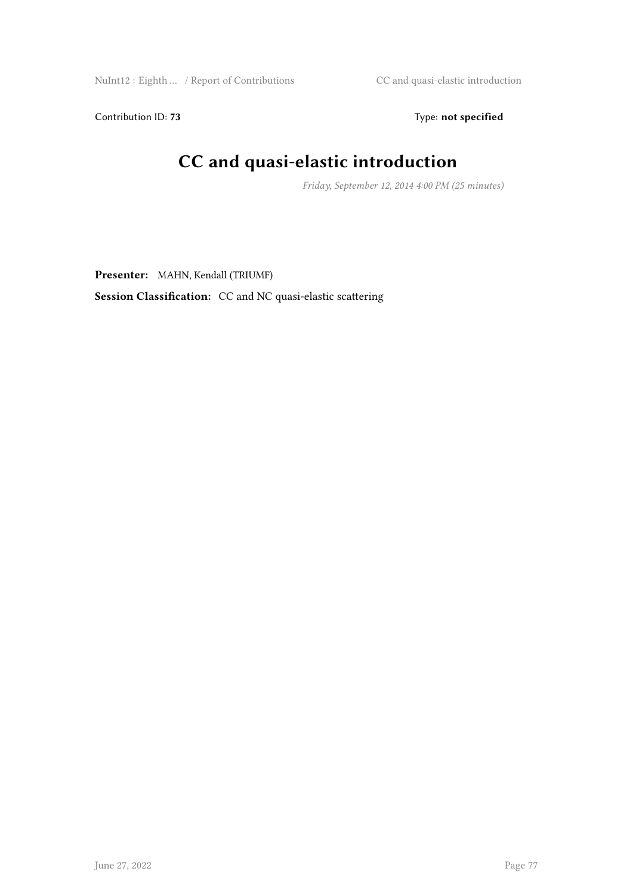Contribution ID: **73** Type: **not specified**

# CC and quasi-elastic introduction

*Friday, September 12, 2014 4:00 PM (25 minutes)*

**Presenter:** MAHN, Kendall (TRIUMF)

**Session Classification:** CC and NC quasi-elastic scattering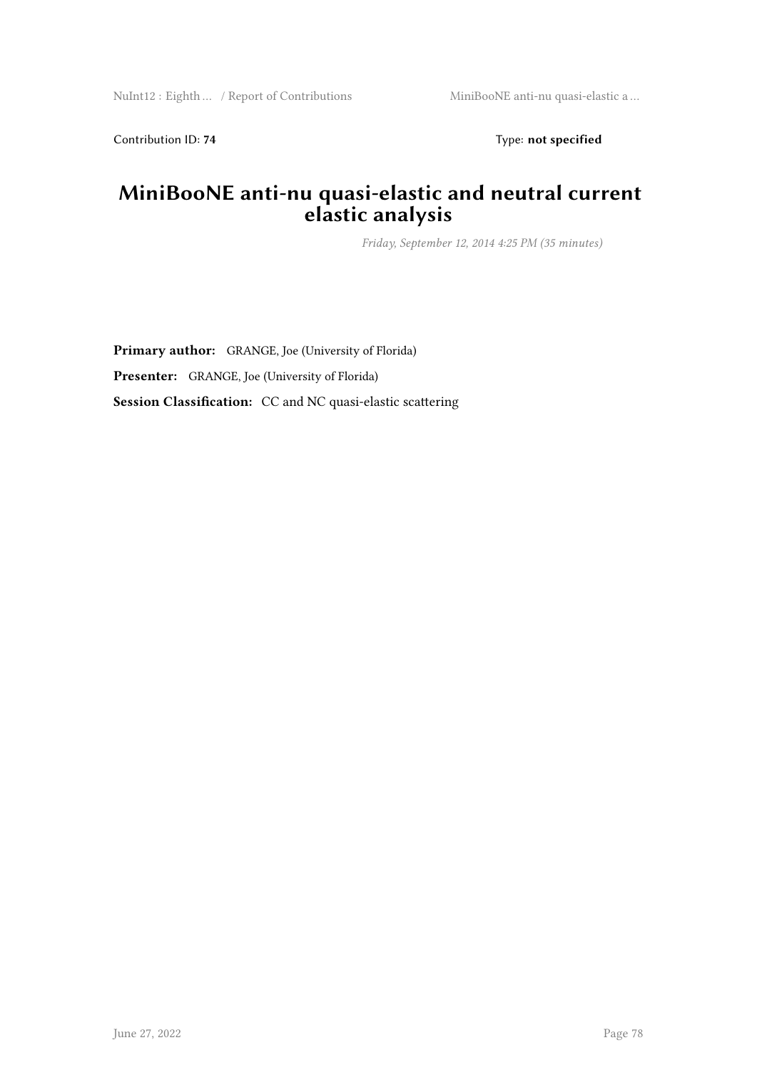Contribution ID: **74** Type: **not specified**

# MiniBooNE anti-nu quasi-elastic and neutral current elastic analysis

*Friday, September 12, 2014 4:25 PM (35 minutes)*

**Primary author:** GRANGE, Joe (University of Florida)

**Presenter:** GRANGE, Joe (University of Florida)

**Session Classification:** CC and NC quasi-elastic scattering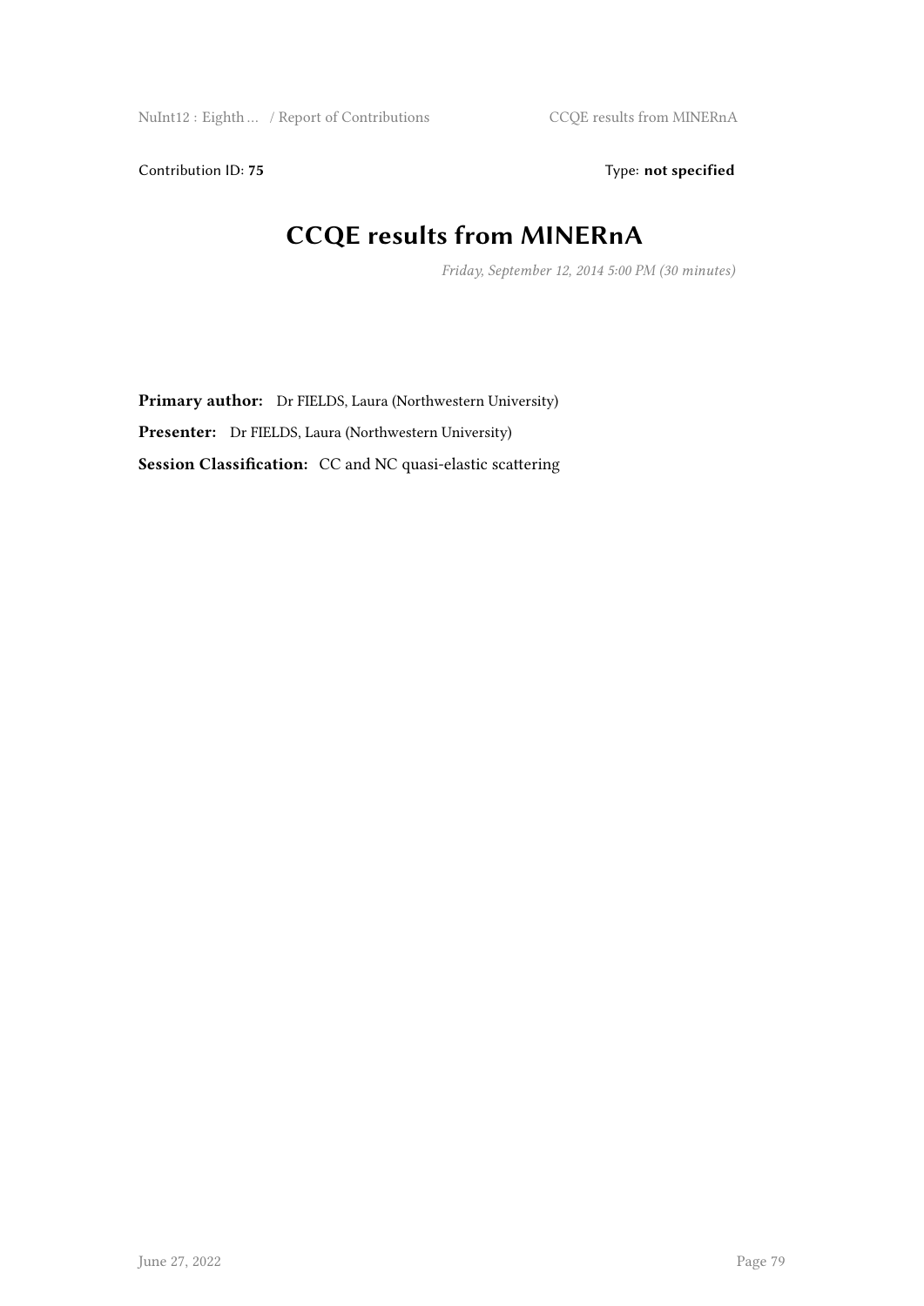Contribution ID: **75**

Type: **not specified**

# CCQE results from MINERnA

*Friday, September 12, 2014 5:00 PM (30 minutes)*

**Primary author:** Dr FIELDS, Laura (Northwestern University)

**Presenter:** Dr FIELDS, Laura (Northwestern University)

**Session Classification:** CC and NC quasi-elastic scattering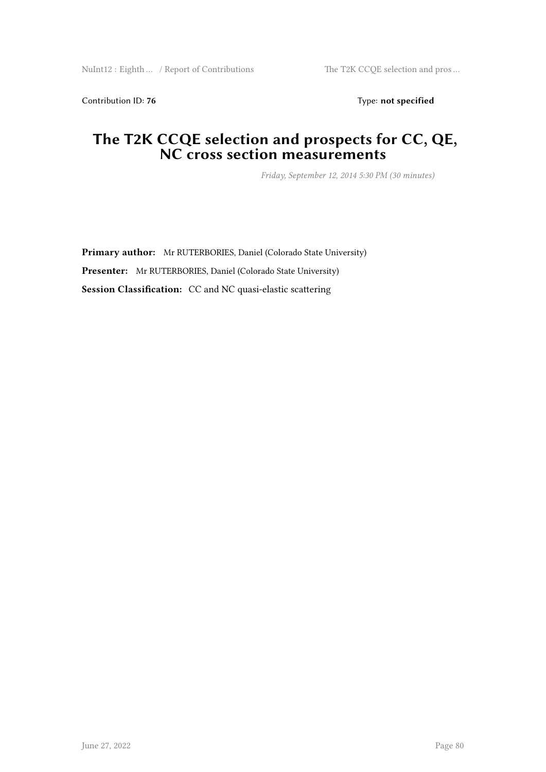Contribution ID: **76** Type: **not specified**

# The T2K CCQE selection and prospects for CC, QE, NC cross section measurements

*Friday, September 12, 2014 5:30 PM (30 minutes)*

**Primary author:** Mr RUTERBORIES, Daniel (Colorado State University)

**Presenter:** Mr RUTERBORIES, Daniel (Colorado State University)

**Session Classification:** CC and NC quasi-elastic scattering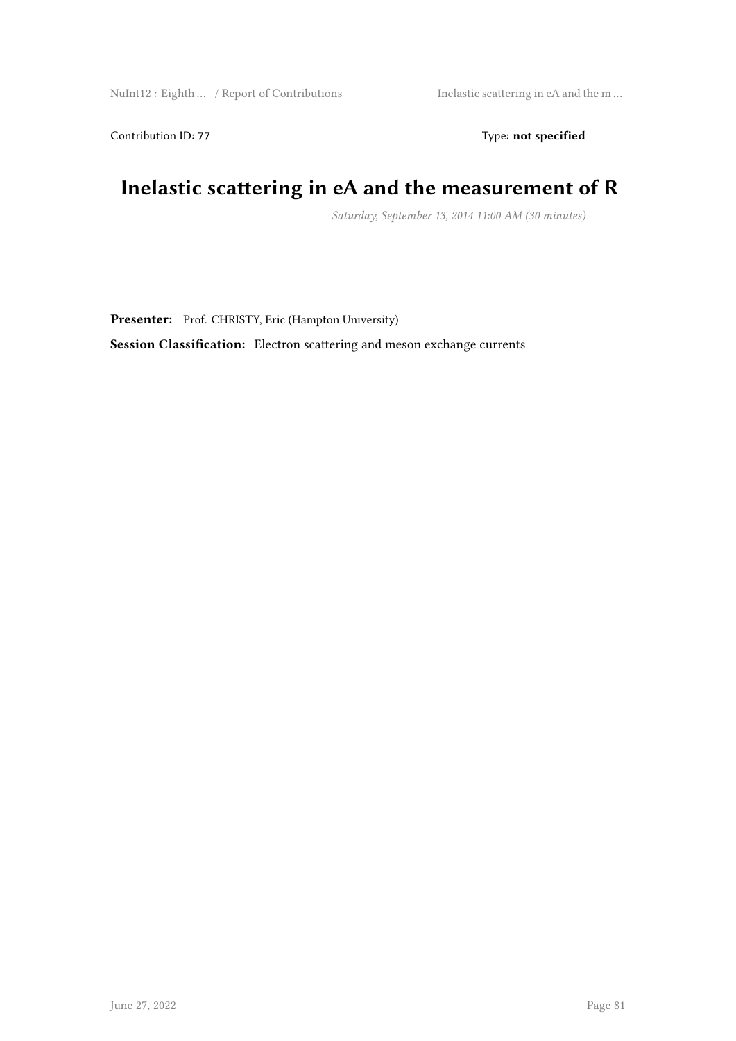Contribution ID: **77** Type: **not specified**

# Inelastic scattering in eA and the measurement of R

*Saturday, September 13, 2014 11:00 AM (30 minutes)*

**Presenter:** Prof. CHRISTY, Eric (Hampton University)

**Session Classification:** Electron scattering and meson exchange currents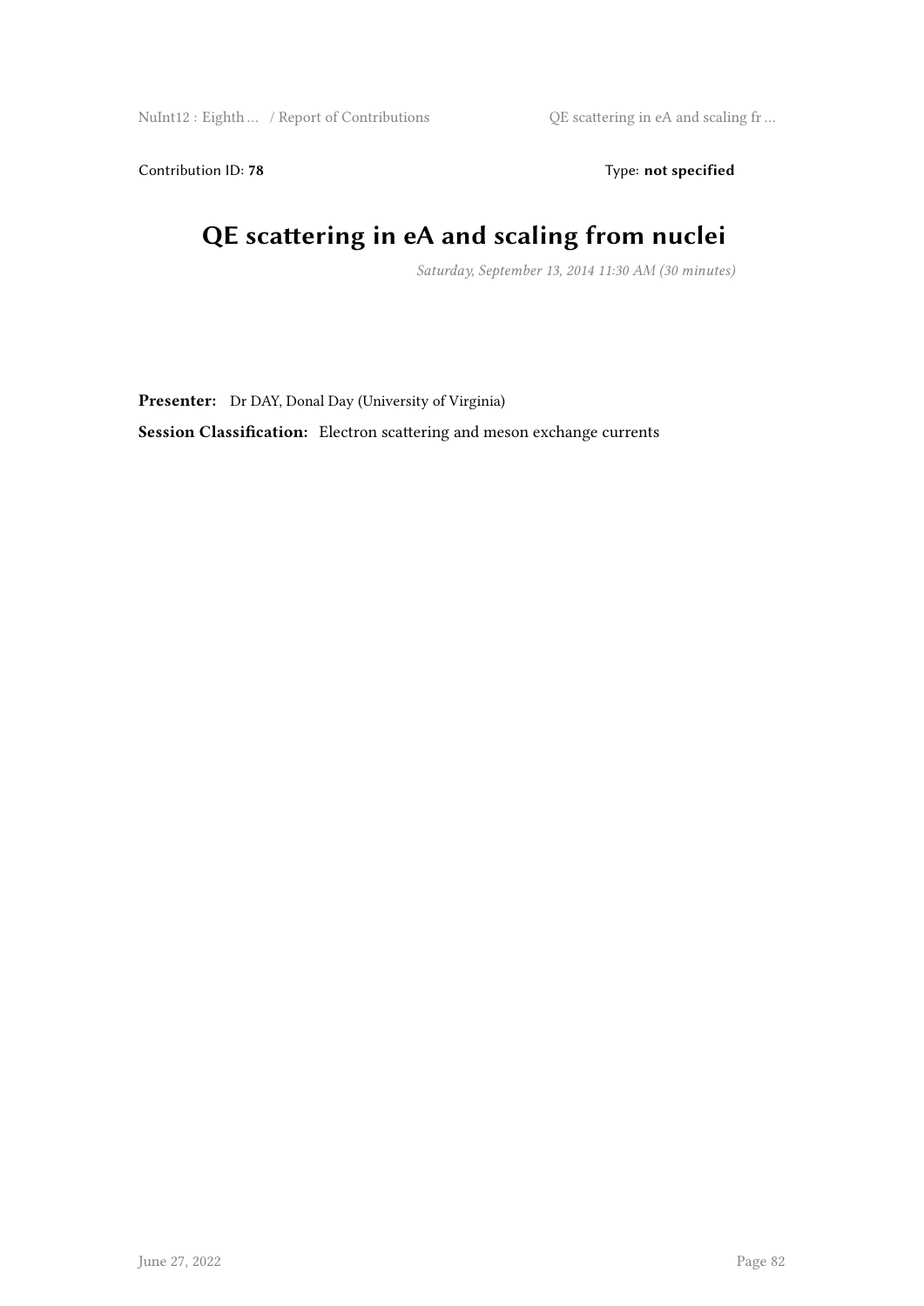Contribution ID: **78** Type: **not specified**

# QE scattering in eA and scaling from nuclei

*Saturday, September 13, 2014 11:30 AM (30 minutes)*

**Presenter:** Dr DAY, Donal Day (University of Virginia)

**Session Classification:** Electron scattering and meson exchange currents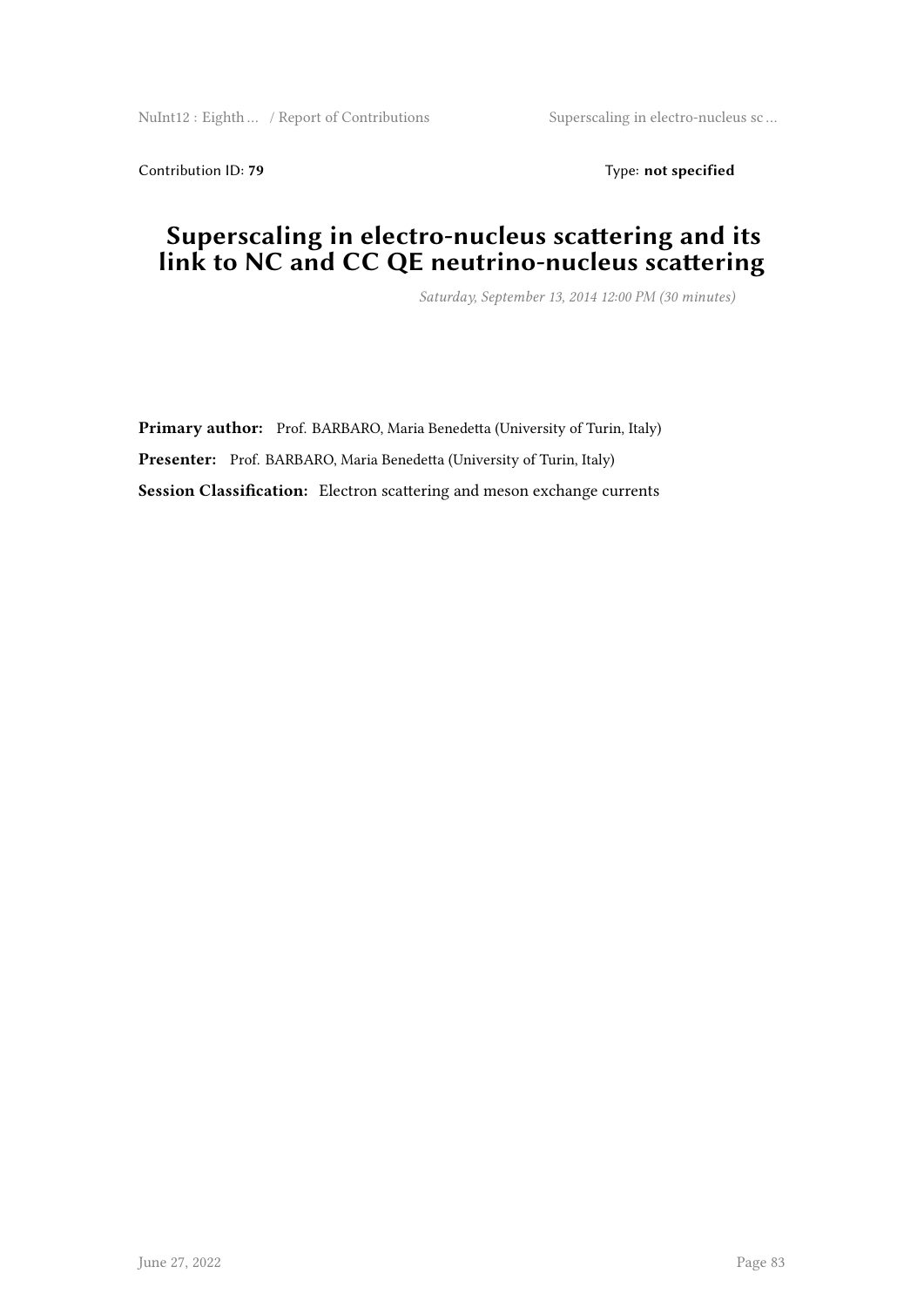Contribution ID: **79** Type: **not specified**

# Superscaling in electro-nucleus scattering and its link to NC and CC QE neutrino-nucleus scattering

*Saturday, September 13, 2014 12:00 PM (30 minutes)*

**Primary author:** Prof. BARBARO, Maria Benedetta (University of Turin, Italy)

**Presenter:** Prof. BARBARO, Maria Benedetta (University of Turin, Italy)

**Session Classification:** Electron scattering and meson exchange currents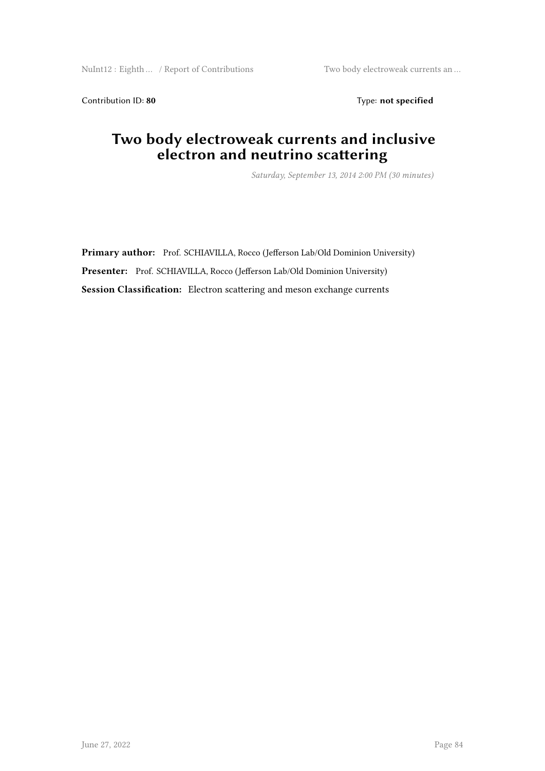Contribution ID: **80** Type: **not specified**

# Two body electroweak currents and inclusive electron and neutrino scattering

*Saturday, September 13, 2014 2:00 PM (30 minutes)*

**Primary author:** Prof. SCHIAVILLA, Rocco (Jefferson Lab/Old Dominion University)

**Presenter:** Prof. SCHIAVILLA, Rocco (Jefferson Lab/Old Dominion University)

**Session Classification:** Electron scattering and meson exchange currents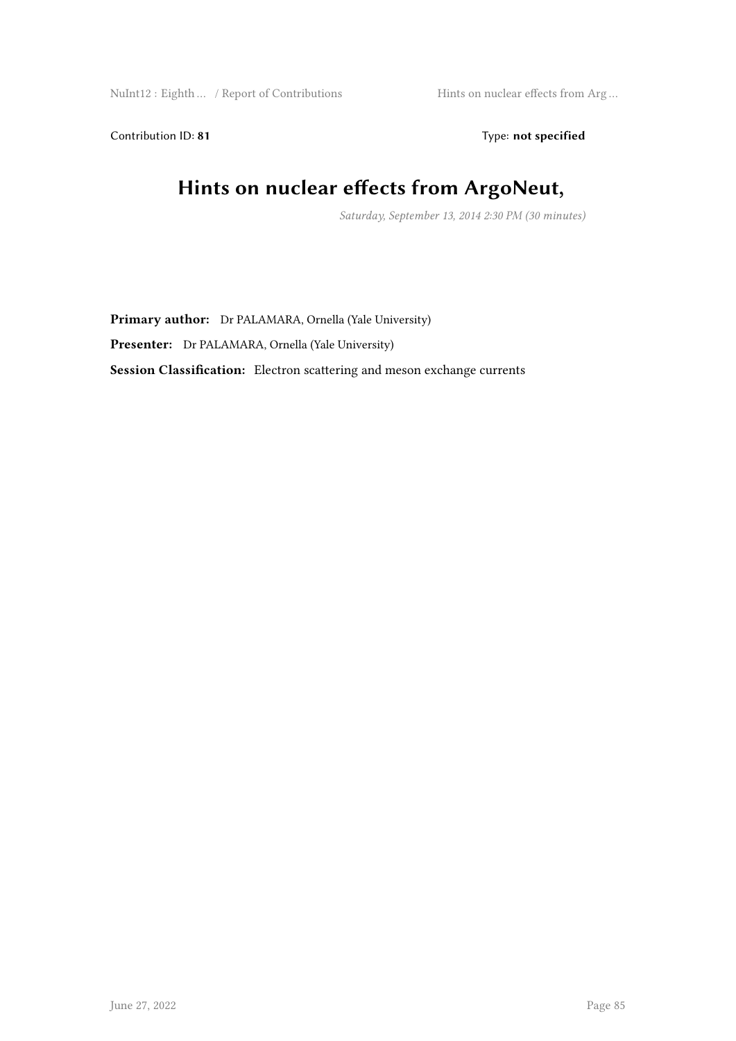Contribution ID: **81** Type: **not specified**

# Hints on nuclear effects from ArgoNeut,

*Saturday, September 13, 2014 2:30 PM (30 minutes)*

**Primary author:** Dr PALAMARA, Ornella (Yale University)

**Presenter:** Dr PALAMARA, Ornella (Yale University)

**Session Classification:** Electron scattering and meson exchange currents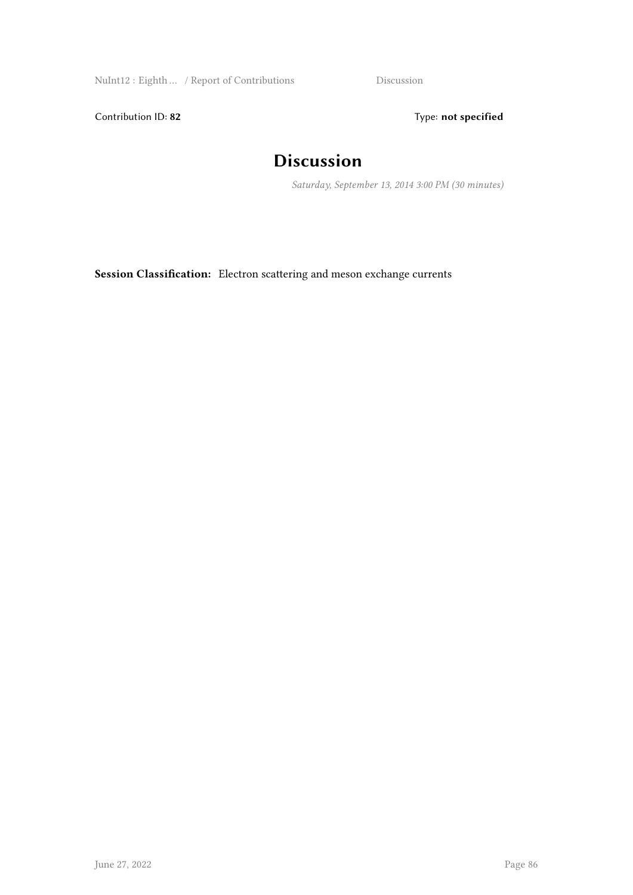Contribution ID: **82** Type: **not specified**

# Discussion

*Saturday, September 13, 2014 3:00 PM (30 minutes)*

**Session Classification:** Electron scattering and meson exchange currents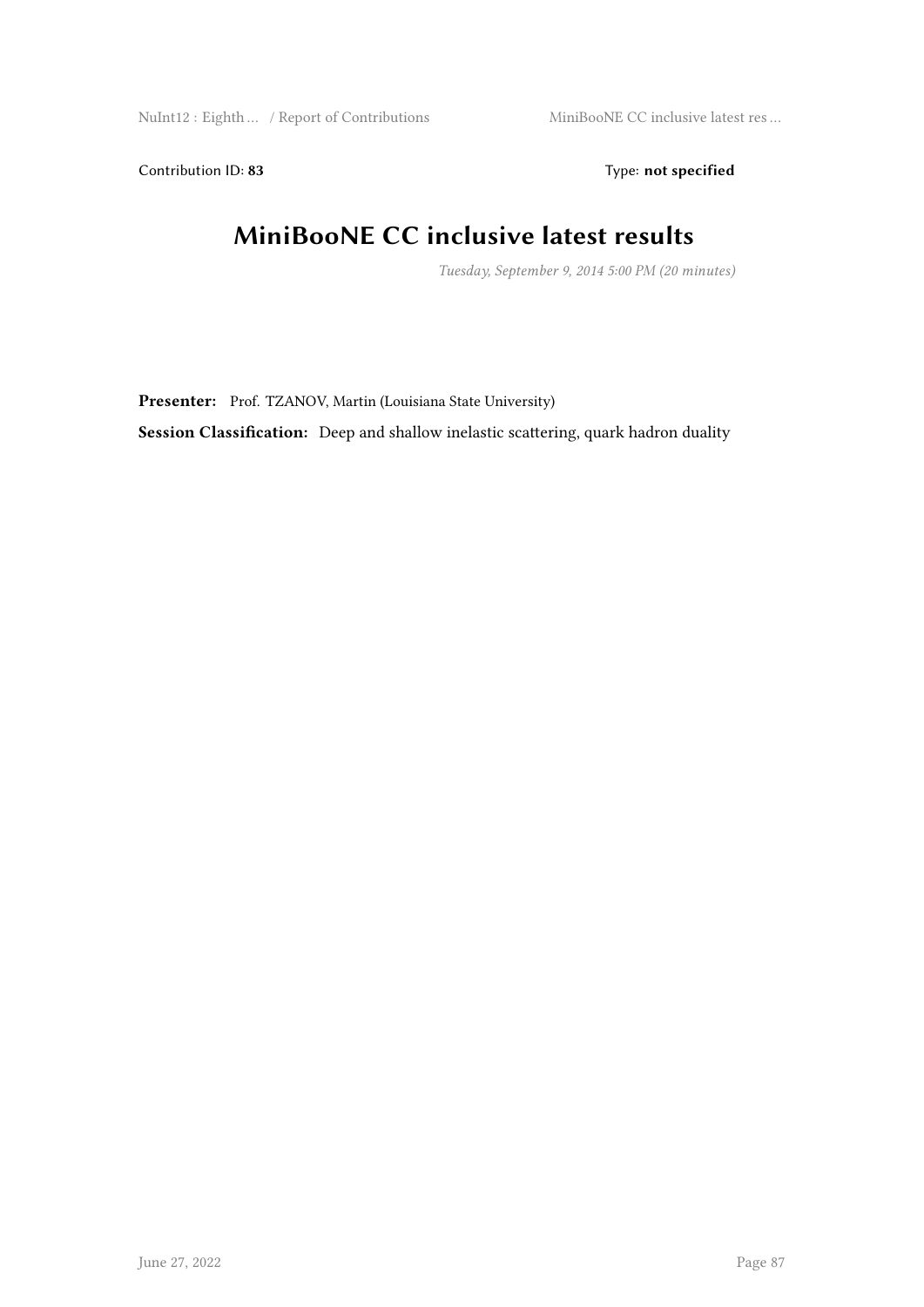Contribution ID: **83** Type: **not specified**

# MiniBooNE CC inclusive latest results

*Tuesday, September 9, 2014 5:00 PM (20 minutes)*

**Presenter:** Prof. TZANOV, Martin (Louisiana State University)

**Session Classification:** Deep and shallow inelastic scattering, quark hadron duality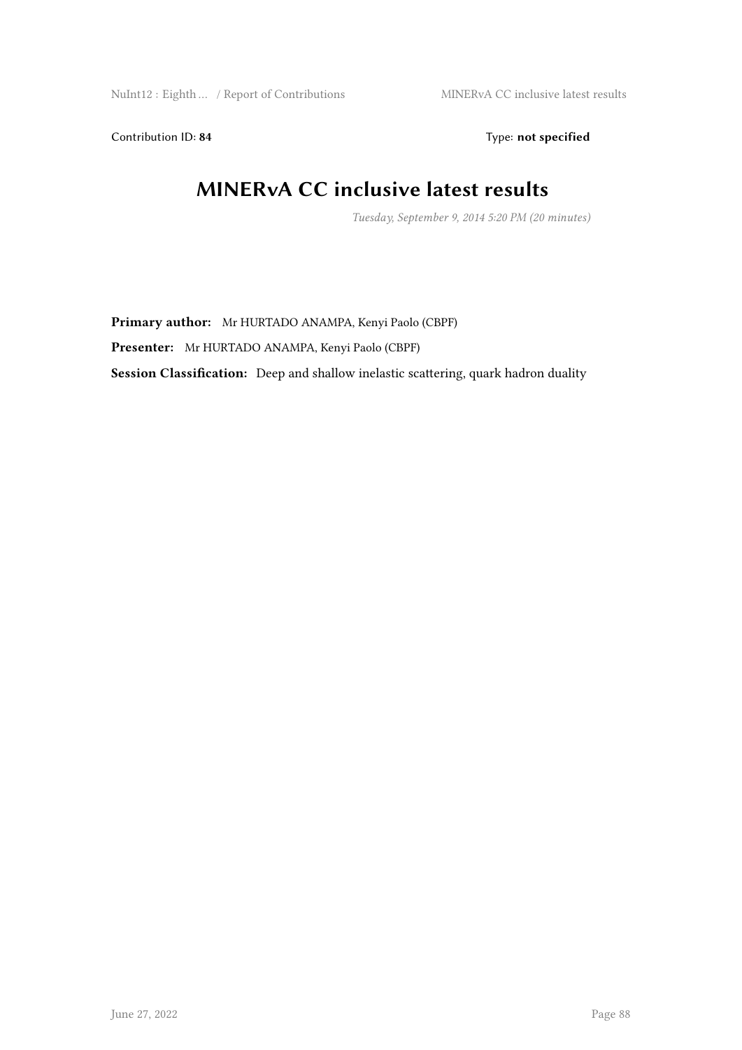Contribution ID: **84** Type: **not specified**

# MINERvA CC inclusive latest results

*Tuesday, September 9, 2014 5:20 PM (20 minutes)*

**Primary author:** Mr HURTADO ANAMPA, Kenyi Paolo (CBPF)

**Presenter:** Mr HURTADO ANAMPA, Kenyi Paolo (CBPF)

**Session Classification:** Deep and shallow inelastic scattering, quark hadron duality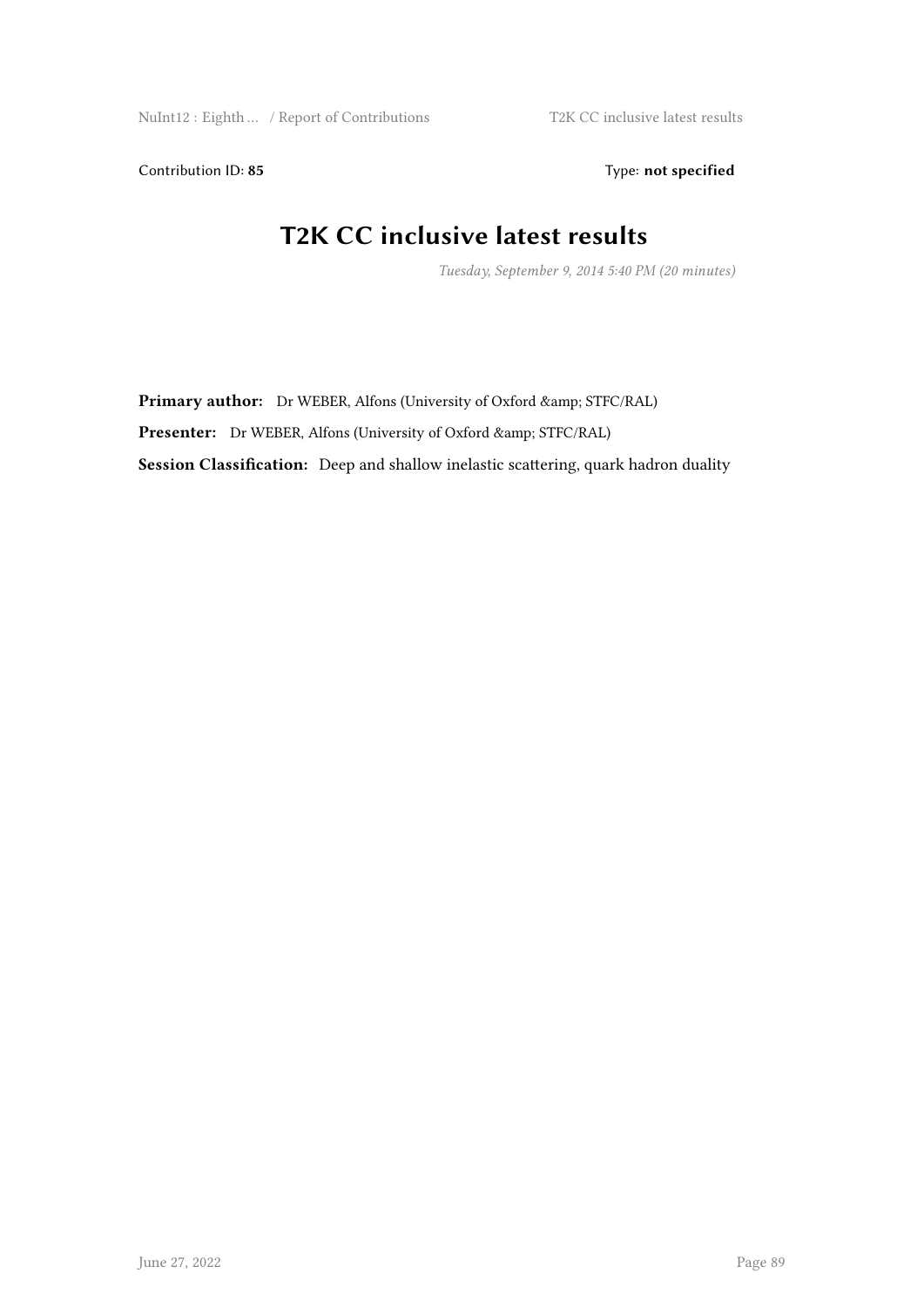Contribution ID: **85** Type: **not specified**

# T2K CC inclusive latest results

*Tuesday, September 9, 2014 5:40 PM (20 minutes)*

**Primary author:** Dr WEBER, Alfons (University of Oxford &amp; STFC/RAL)

**Presenter:** Dr WEBER, Alfons (University of Oxford &amp; STFC/RAL)

**Session Classification:** Deep and shallow inelastic scattering, quark hadron duality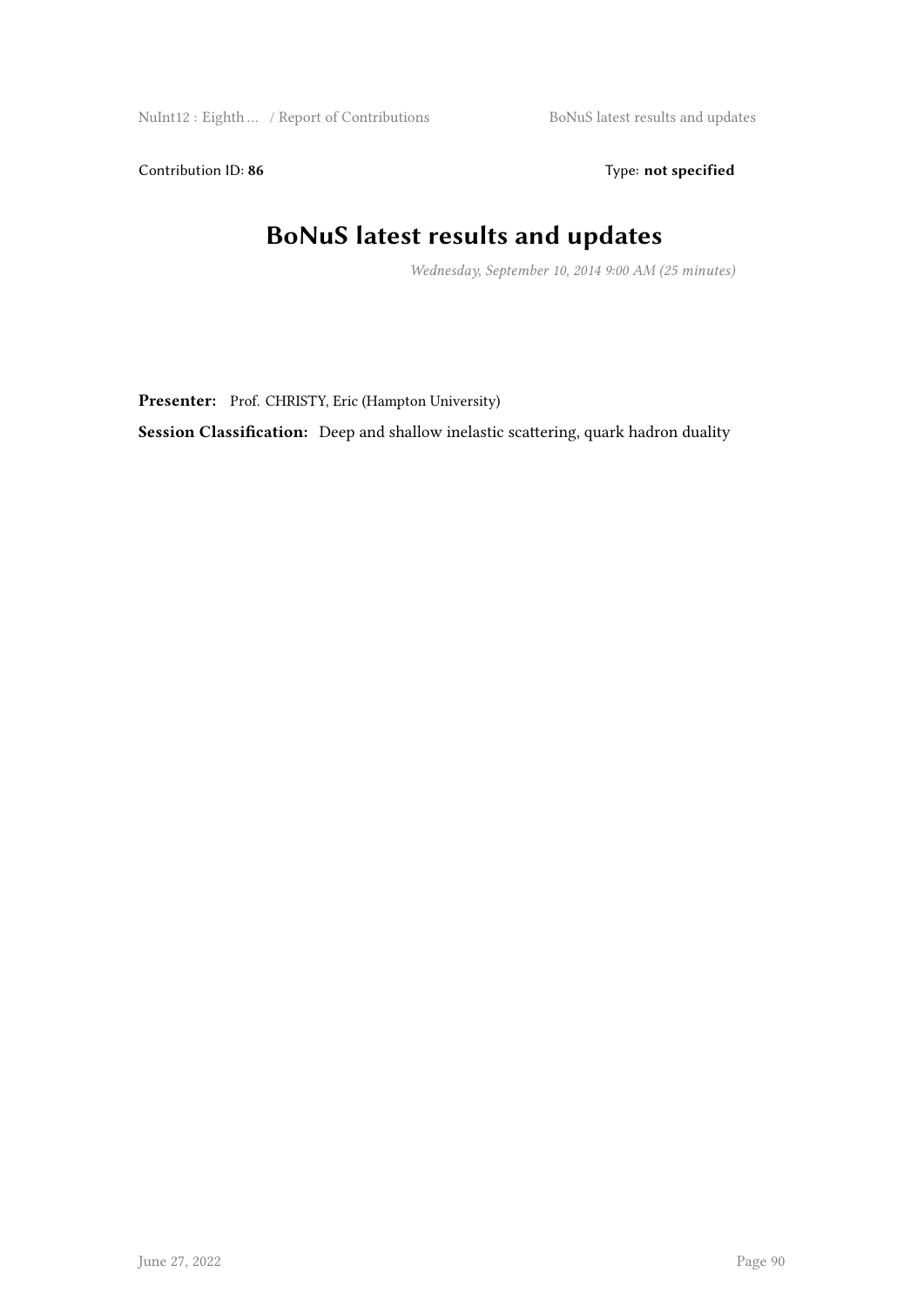Contribution ID: **86** Type: **not specified**

# BoNuS latest results and updates

*Wednesday, September 10, 2014 9:00 AM (25 minutes)*

**Presenter:** Prof. CHRISTY, Eric (Hampton University)

**Session Classification:** Deep and shallow inelastic scattering, quark hadron duality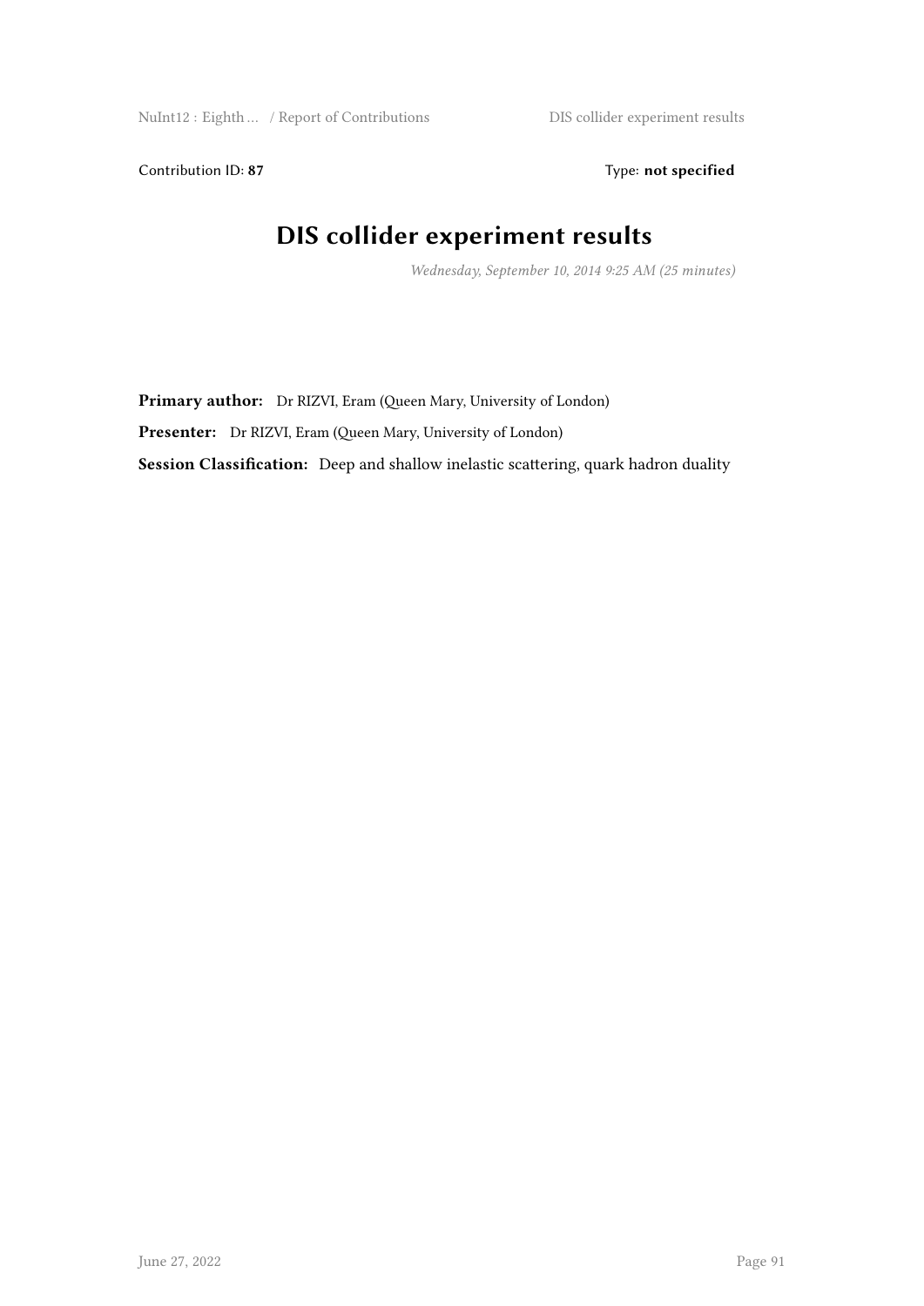Contribution ID: **87** Type: **not specified**

# DIS collider experiment results

*Wednesday, September 10, 2014 9:25 AM (25 minutes)*

**Primary author:** Dr RIZVI, Eram (Queen Mary, University of London)

**Presenter:** Dr RIZVI, Eram (Queen Mary, University of London)

**Session Classification:** Deep and shallow inelastic scattering, quark hadron duality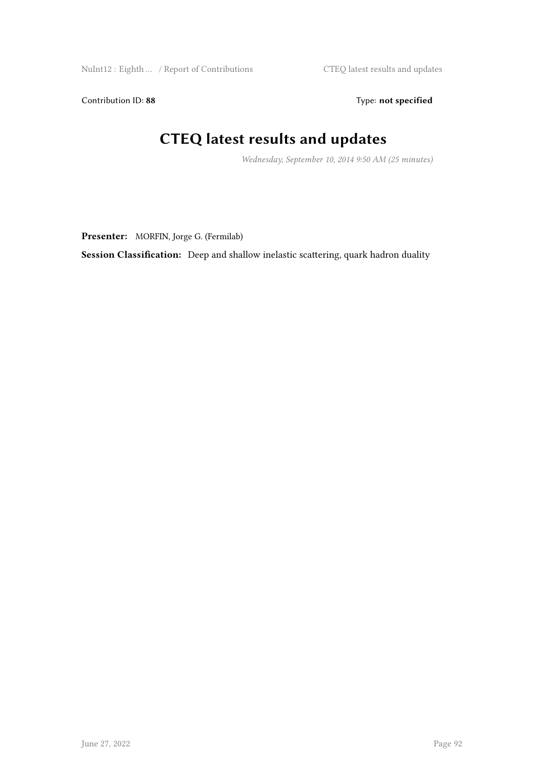Contribution ID: **88** Type: **not specified**

# CTEQ latest results and updates

*Wednesday, September 10, 2014 9:50 AM (25 minutes)*

**Presenter:** MORFIN, Jorge G. (Fermilab)

**Session Classification:** Deep and shallow inelastic scattering, quark hadron duality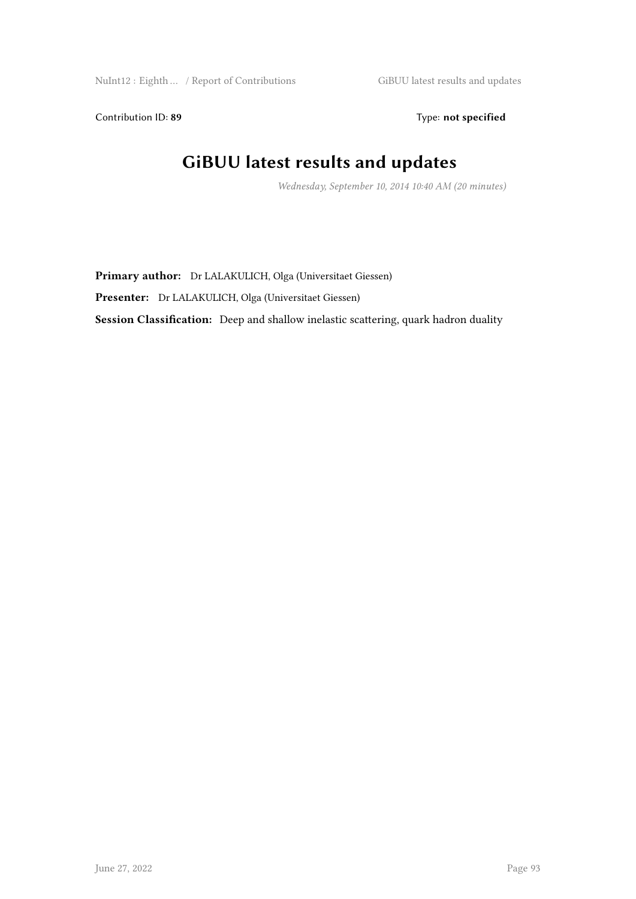Contribution ID: **89** Type: **not specified**

# GiBUU latest results and updates

*Wednesday, September 10, 2014 10:40 AM (20 minutes)*

**Primary author:** Dr LALAKULICH, Olga (Universitaet Giessen)

**Presenter:** Dr LALAKULICH, Olga (Universitaet Giessen)

**Session Classification:** Deep and shallow inelastic scattering, quark hadron duality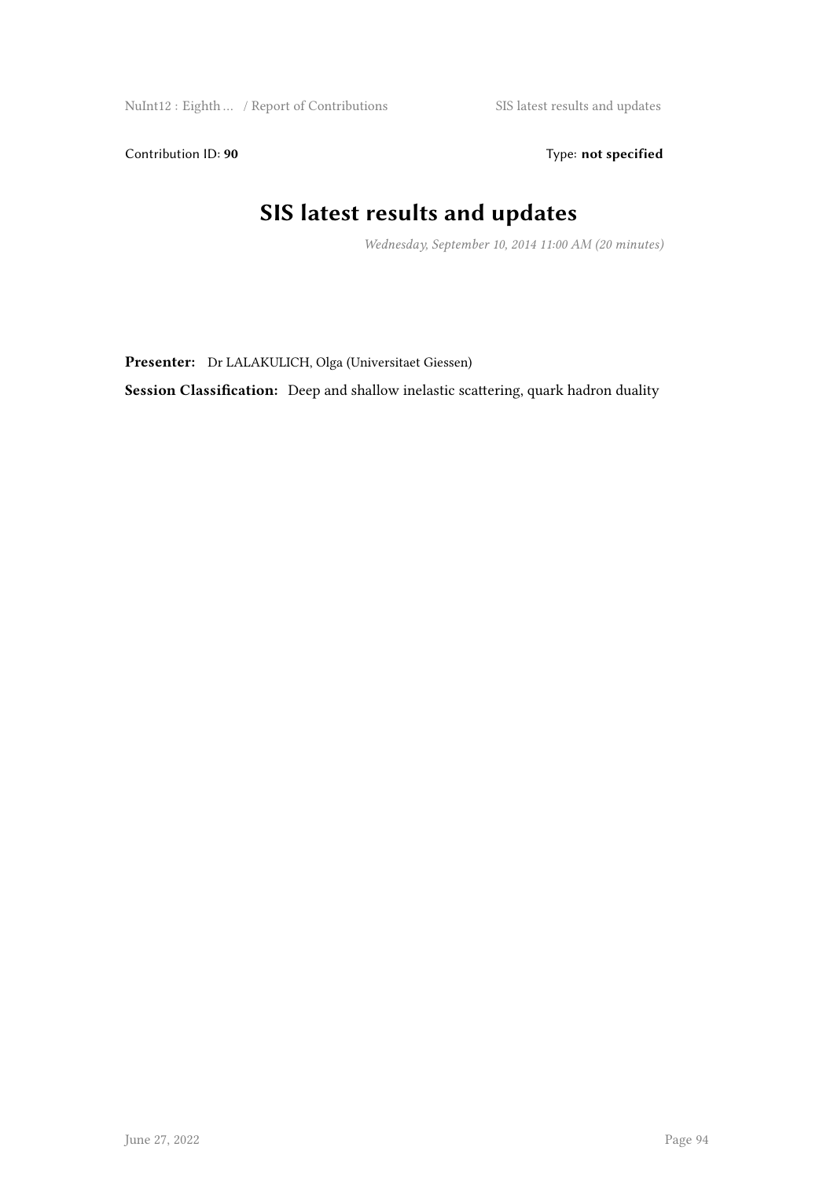Contribution ID: **90** Type: **not specified**

# SIS latest results and updates

*Wednesday, September 10, 2014 11:00 AM (20 minutes)*

**Presenter:** Dr LALAKULICH, Olga (Universitaet Giessen)

**Session Classification:** Deep and shallow inelastic scattering, quark hadron duality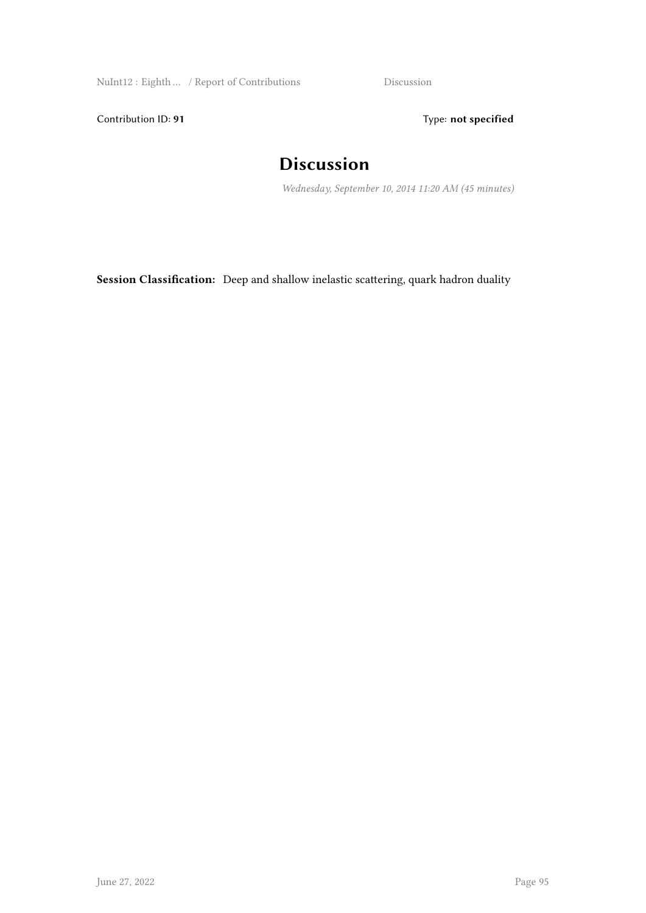Contribution ID: **91** Type: **not specified**

# Discussion

*Wednesday, September 10, 2014 11:20 AM (45 minutes)*

**Session Classification:** Deep and shallow inelastic scattering, quark hadron duality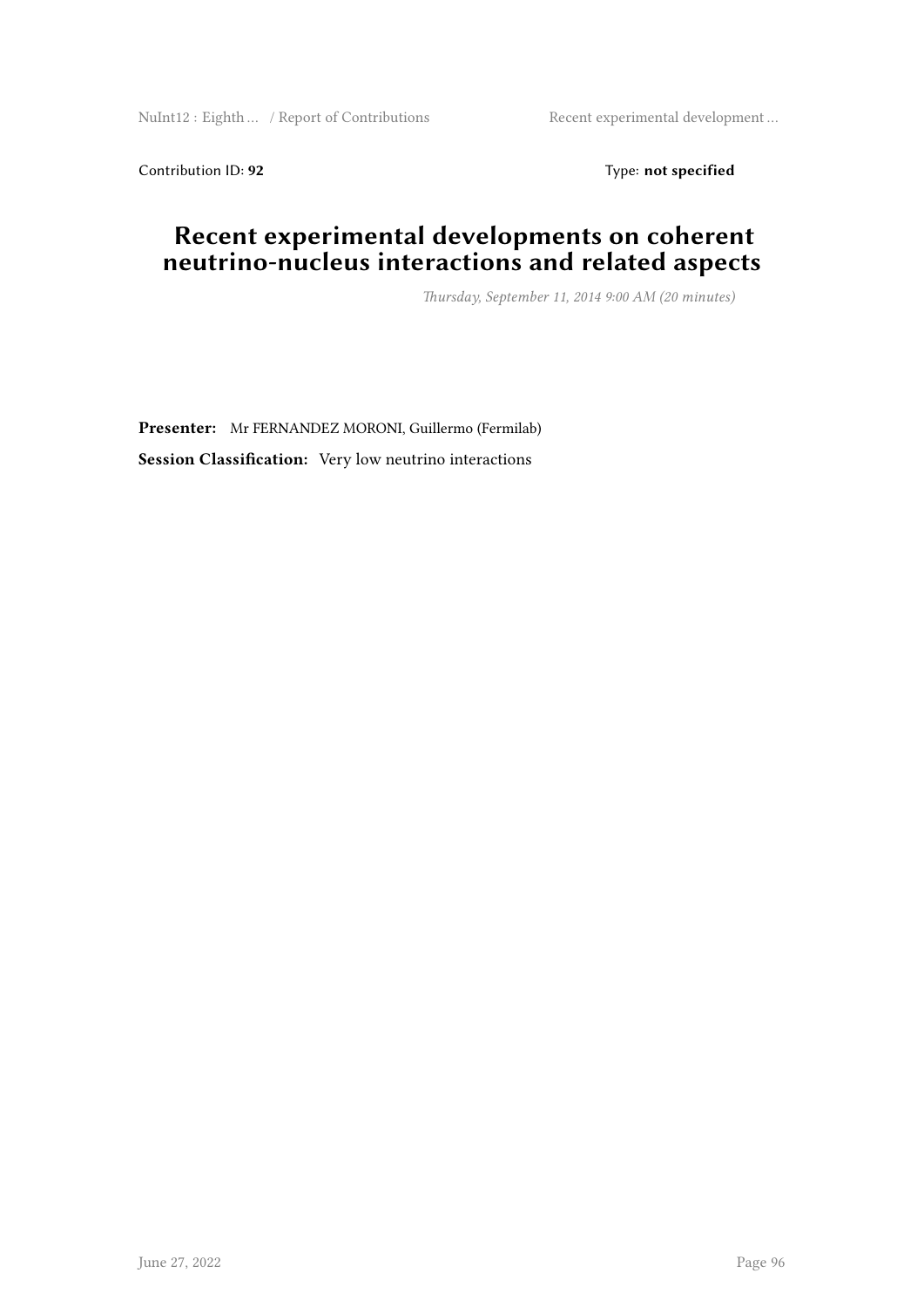Contribution ID: **92** Type: **not specified**

# Recent experimental developments on coherent neutrino-nucleus interactions and related aspects

*Thursday, September 11, 2014 9:00 AM (20 minutes)*

**Presenter:** Mr FERNANDEZ MORONI, Guillermo (Fermilab)

**Session Classification:** Very low neutrino interactions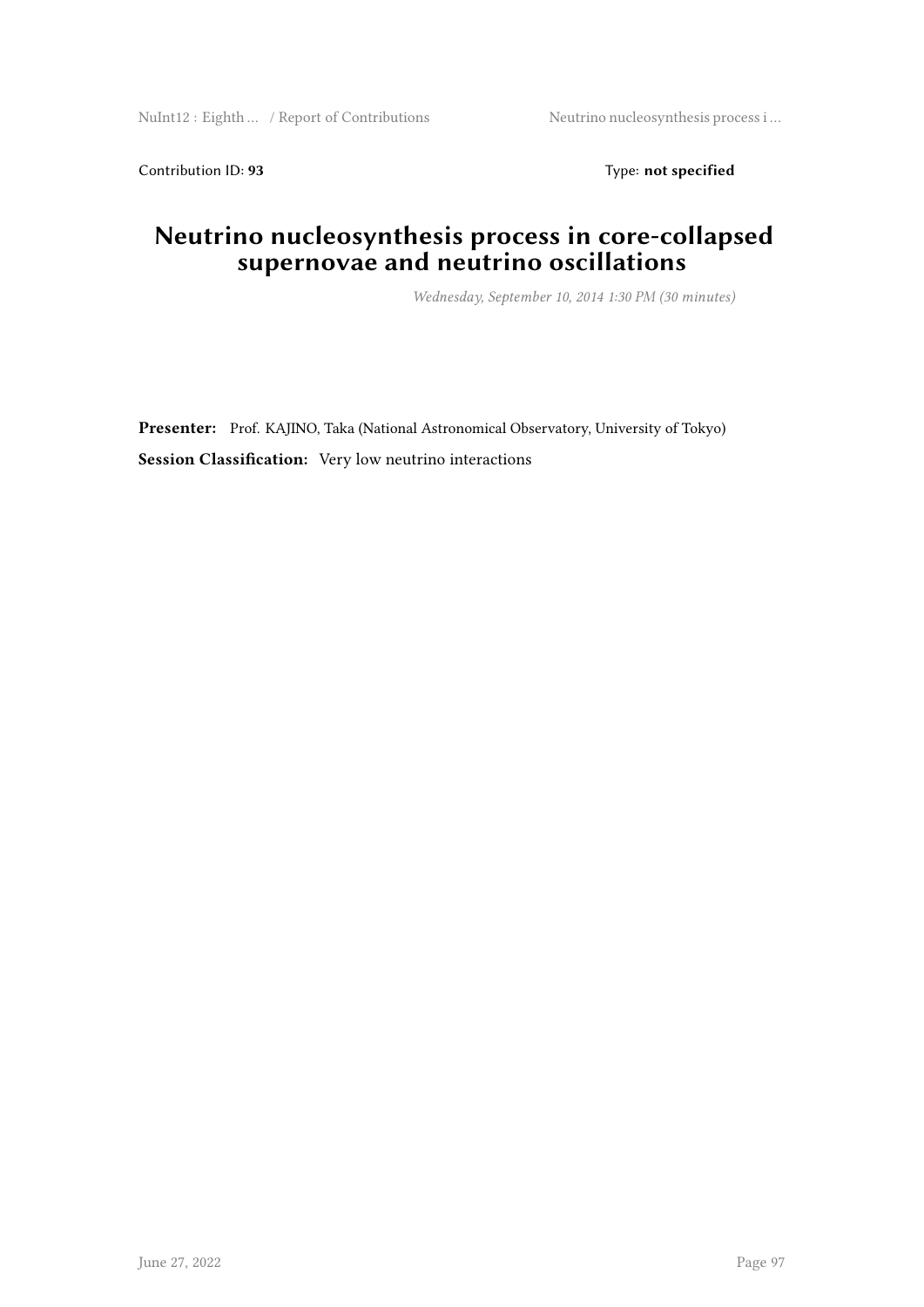Contribution ID: **93** Type: **not specified**

# Neutrino nucleosynthesis process in core-collapsed supernovae and neutrino oscillations

*Wednesday, September 10, 2014 1:30 PM (30 minutes)*

**Presenter:** Prof. KAJINO, Taka (National Astronomical Observatory, University of Tokyo)

**Session Classification:** Very low neutrino interactions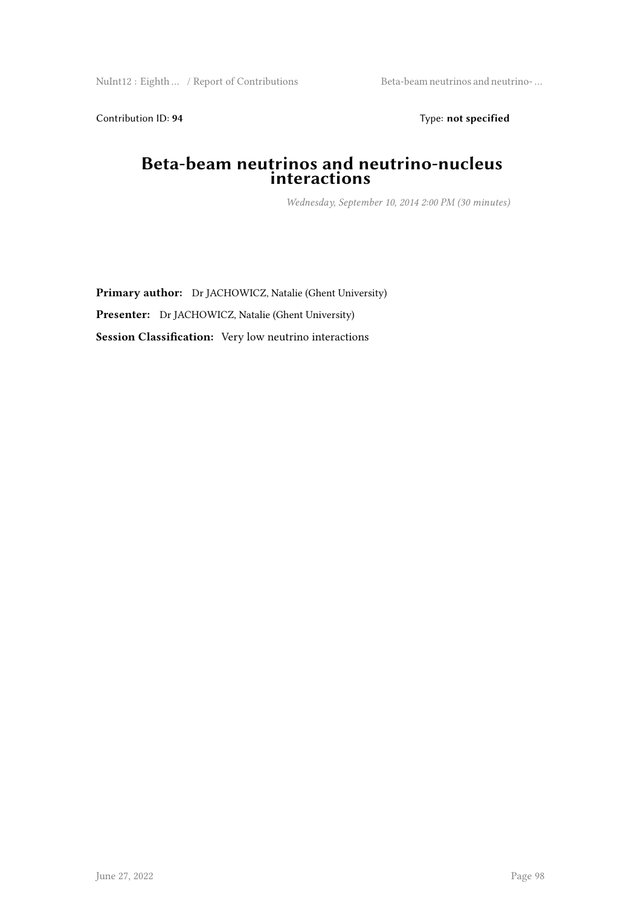Contribution ID: **94** Type: **not specified**

# Beta-beam neutrinos and neutrino-nucleus interactions

*Wednesday, September 10, 2014 2:00 PM (30 minutes)*

**Primary author:** Dr JACHOWICZ, Natalie (Ghent University)

**Presenter:** Dr JACHOWICZ, Natalie (Ghent University)

**Session Classification:** Very low neutrino interactions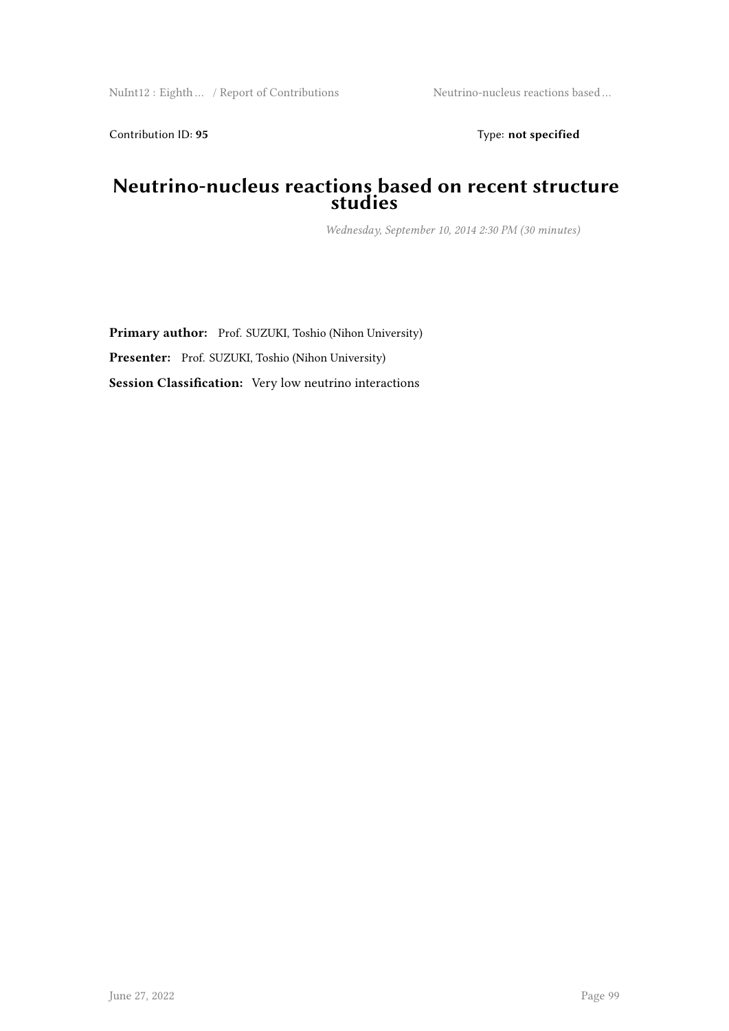Contribution ID: **95** Type: **not specified**

# Neutrino-nucleus reactions based on recent structure studies

*Wednesday, September 10, 2014 2:30 PM (30 minutes)*

**Primary author:** Prof. SUZUKI, Toshio (Nihon University)

**Presenter:** Prof. SUZUKI, Toshio (Nihon University)

**Session Classification:** Very low neutrino interactions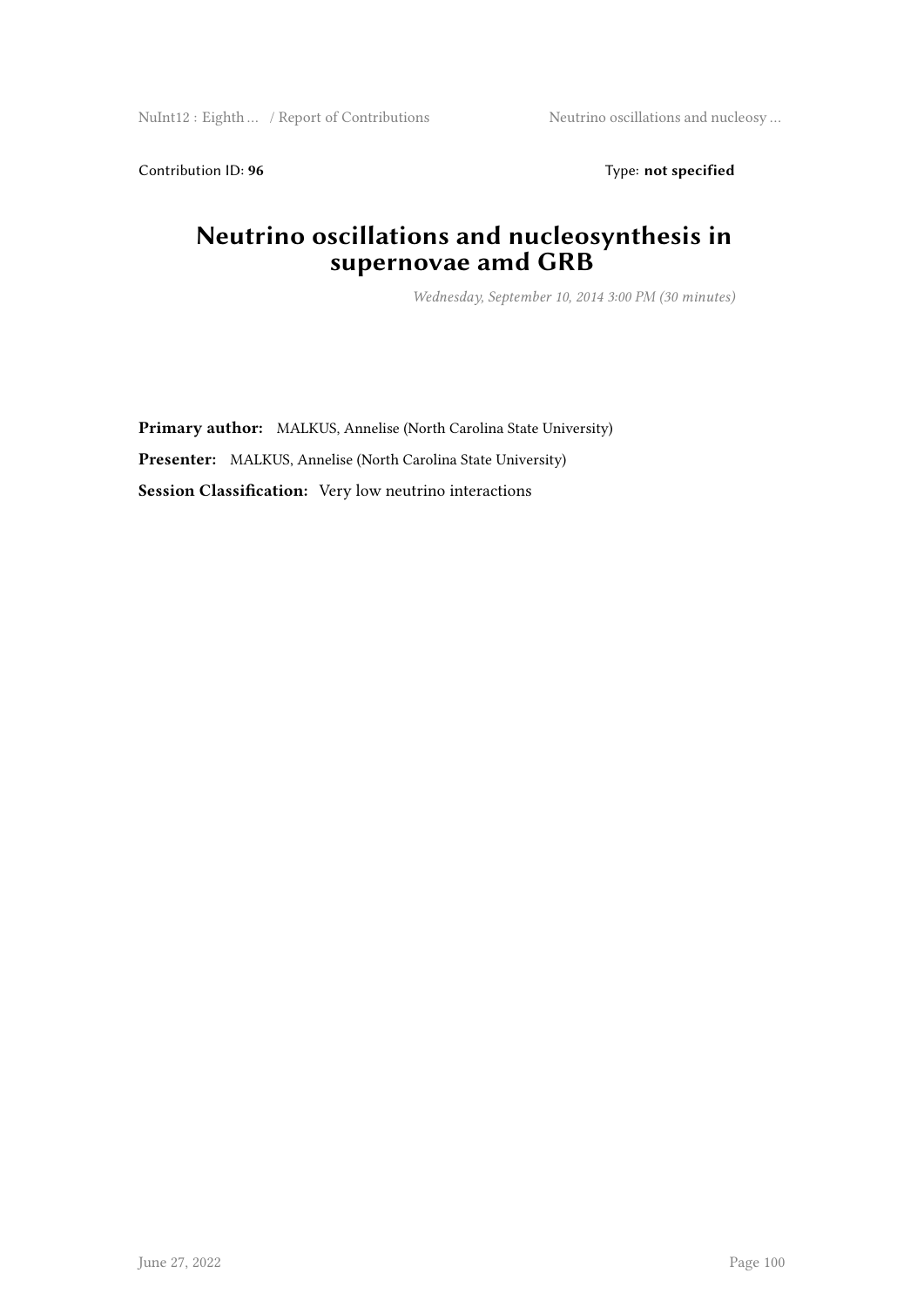Contribution ID: **96** Type: **not specified**

# Neutrino oscillations and nucleosynthesis in supernovae amd GRB

*Wednesday, September 10, 2014 3:00 PM (30 minutes)*

**Primary author:** MALKUS, Annelise (North Carolina State University)

**Presenter:** MALKUS, Annelise (North Carolina State University)

**Session Classification:** Very low neutrino interactions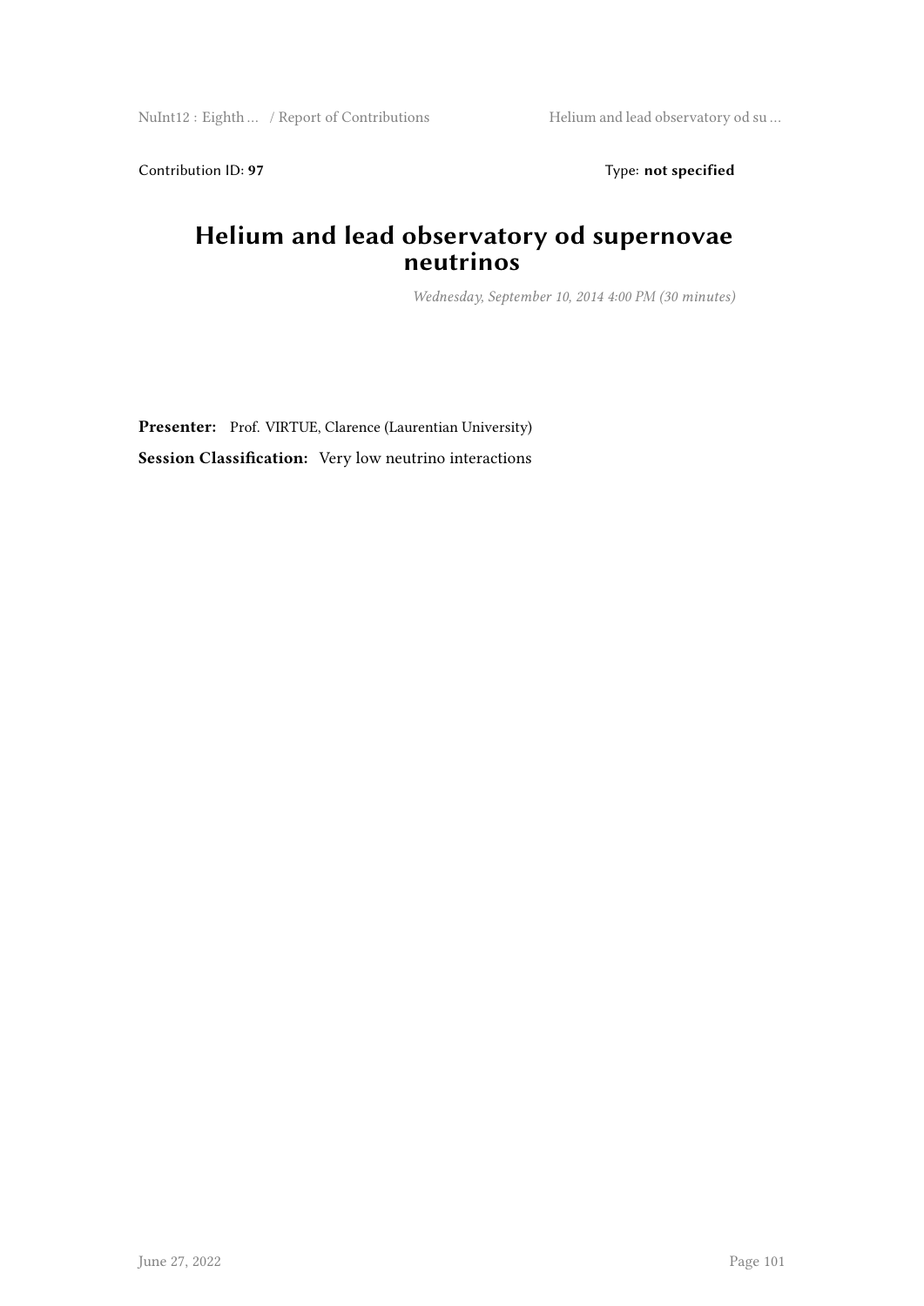Contribution ID: **97** Type: **not specified**

# Helium and lead observatory od supernovae neutrinos

*Wednesday, September 10, 2014 4:00 PM (30 minutes)*

**Presenter:** Prof. VIRTUE, Clarence (Laurentian University)

**Session Classification:** Very low neutrino interactions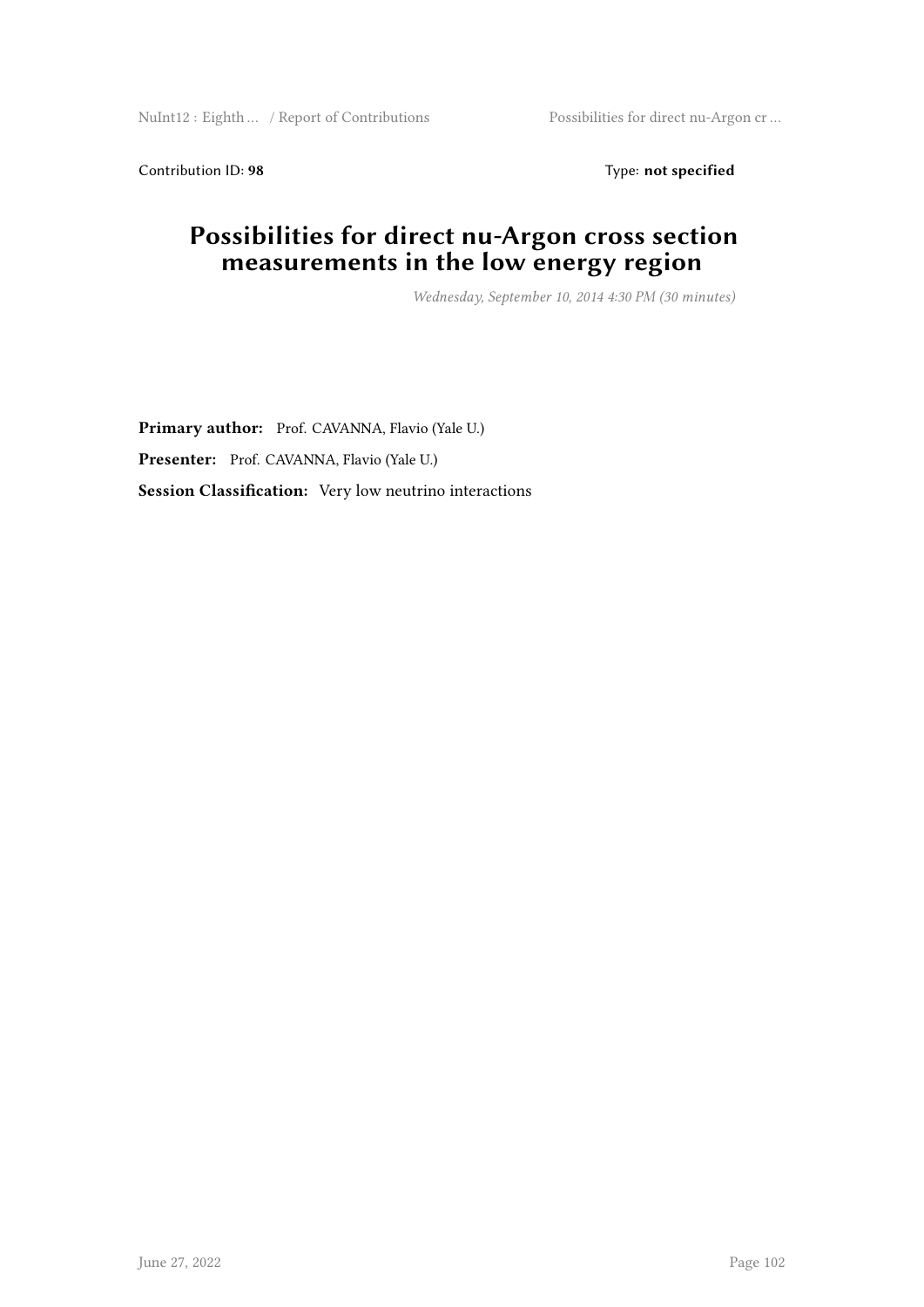Contribution ID: **98** Type: **not specified**

# Possibilities for direct nu-Argon cross section measurements in the low energy region

*Wednesday, September 10, 2014 4:30 PM (30 minutes)*

**Primary author:** Prof. CAVANNA, Flavio (Yale U.)

**Presenter:** Prof. CAVANNA, Flavio (Yale U.)

**Session Classification:** Very low neutrino interactions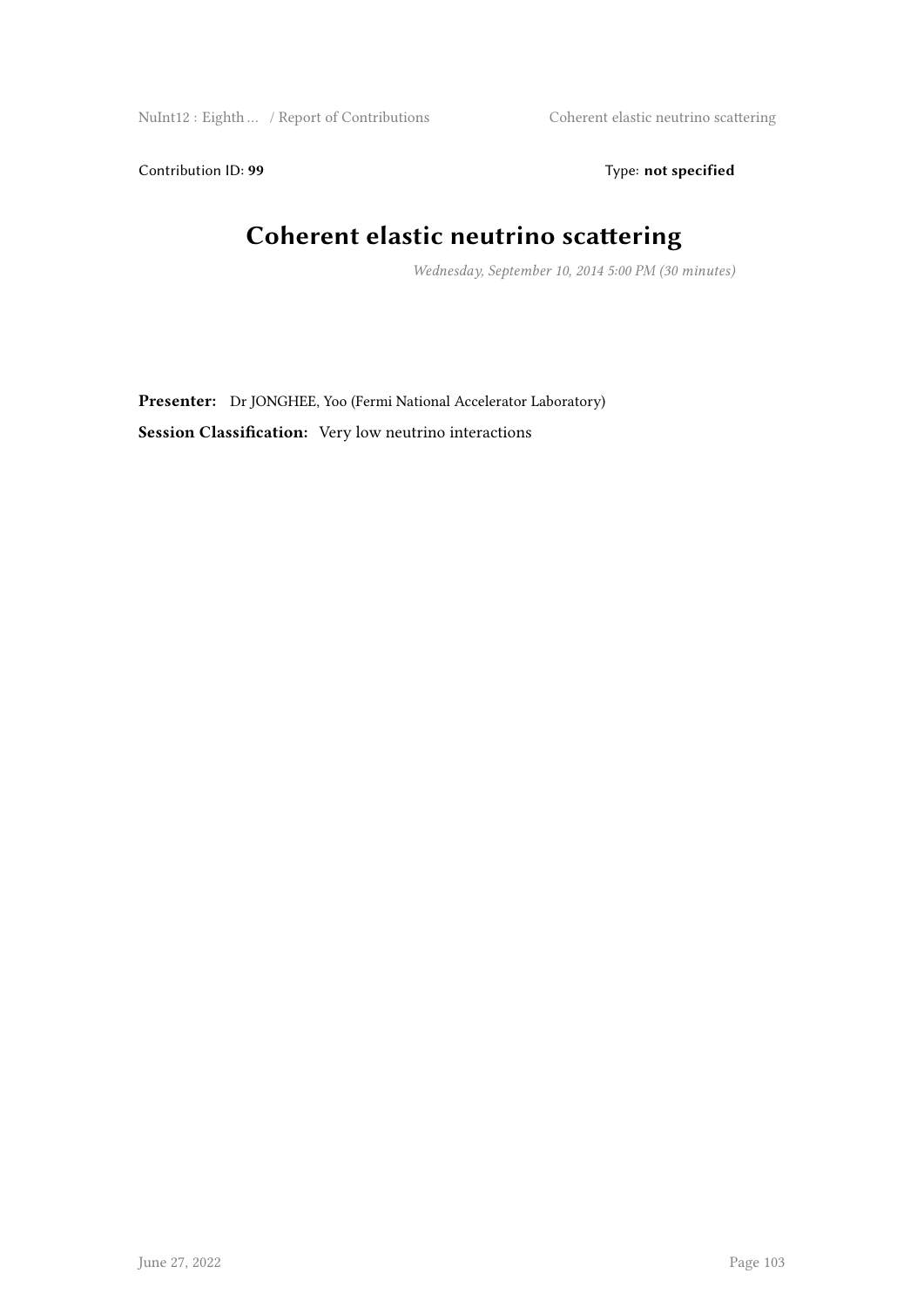Contribution ID: **99** Type: **not specified**

# Coherent elastic neutrino scattering

*Wednesday, September 10, 2014 5:00 PM (30 minutes)*

**Presenter:** Dr JONGHEE, Yoo (Fermi National Accelerator Laboratory)

**Session Classification:** Very low neutrino interactions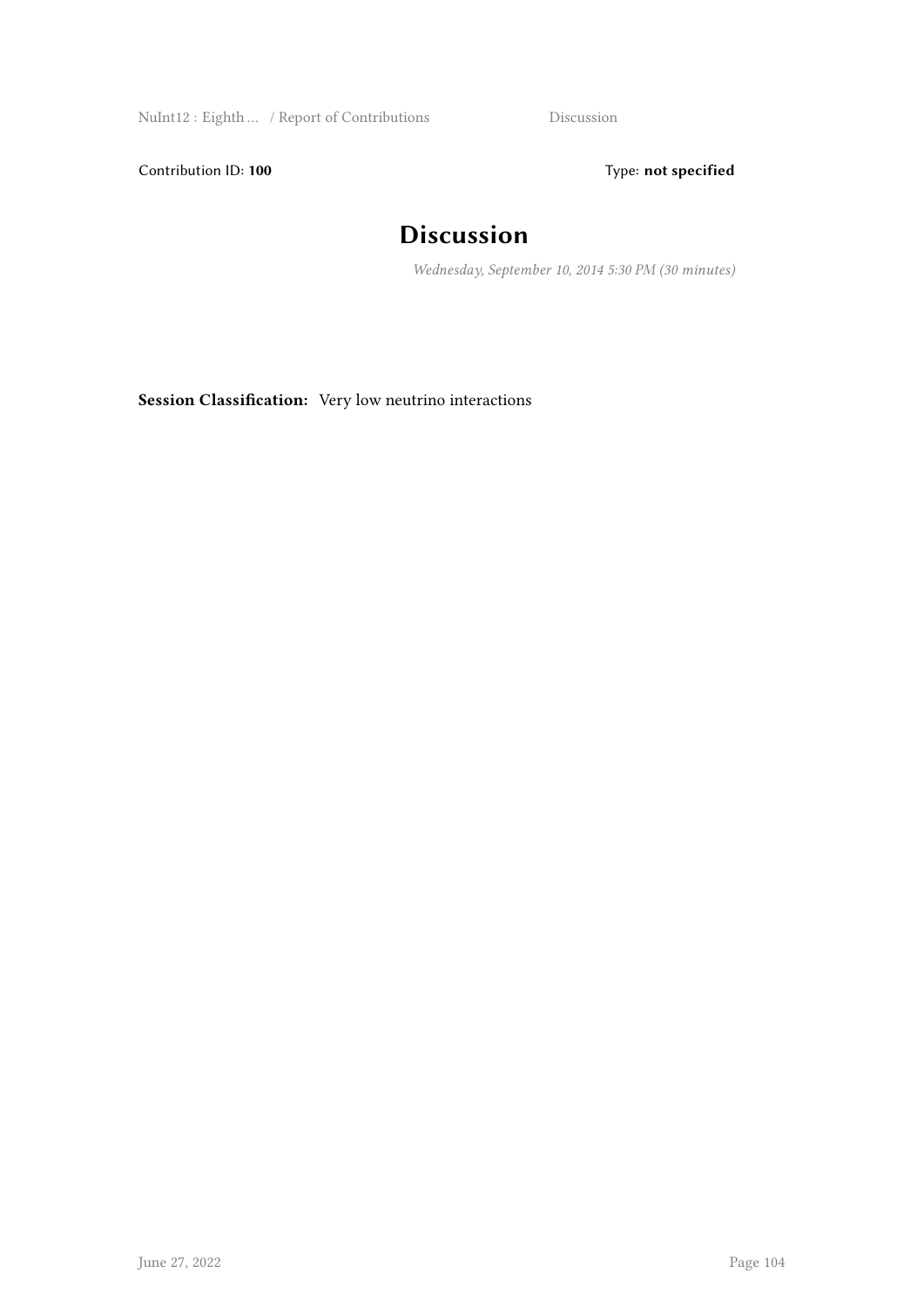Contribution ID: **100** Type: **not specified**

# Discussion

*Wednesday, September 10, 2014 5:30 PM (30 minutes)*

**Session Classification:** Very low neutrino interactions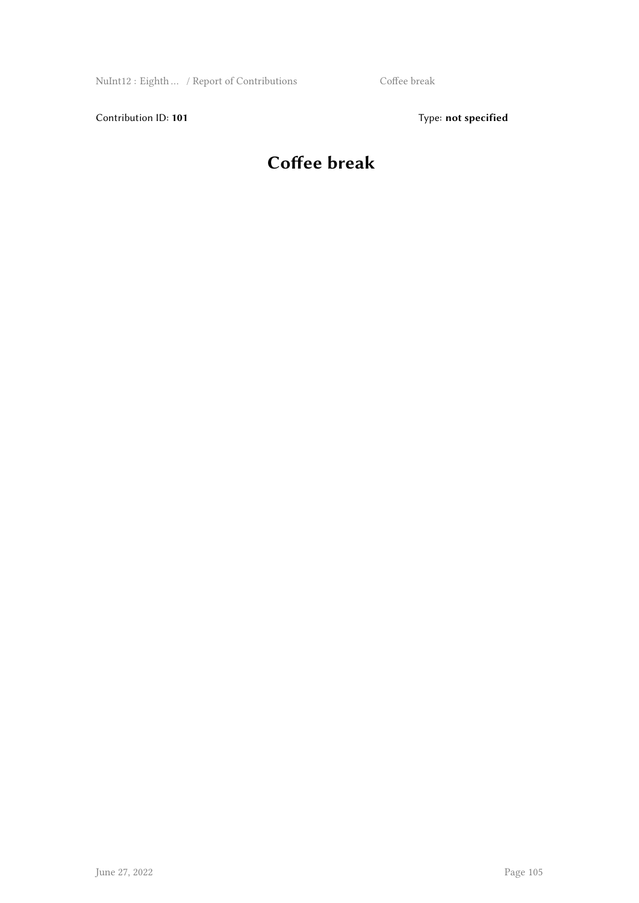Contribution ID: **101** Type: **not specified**

# Coffee break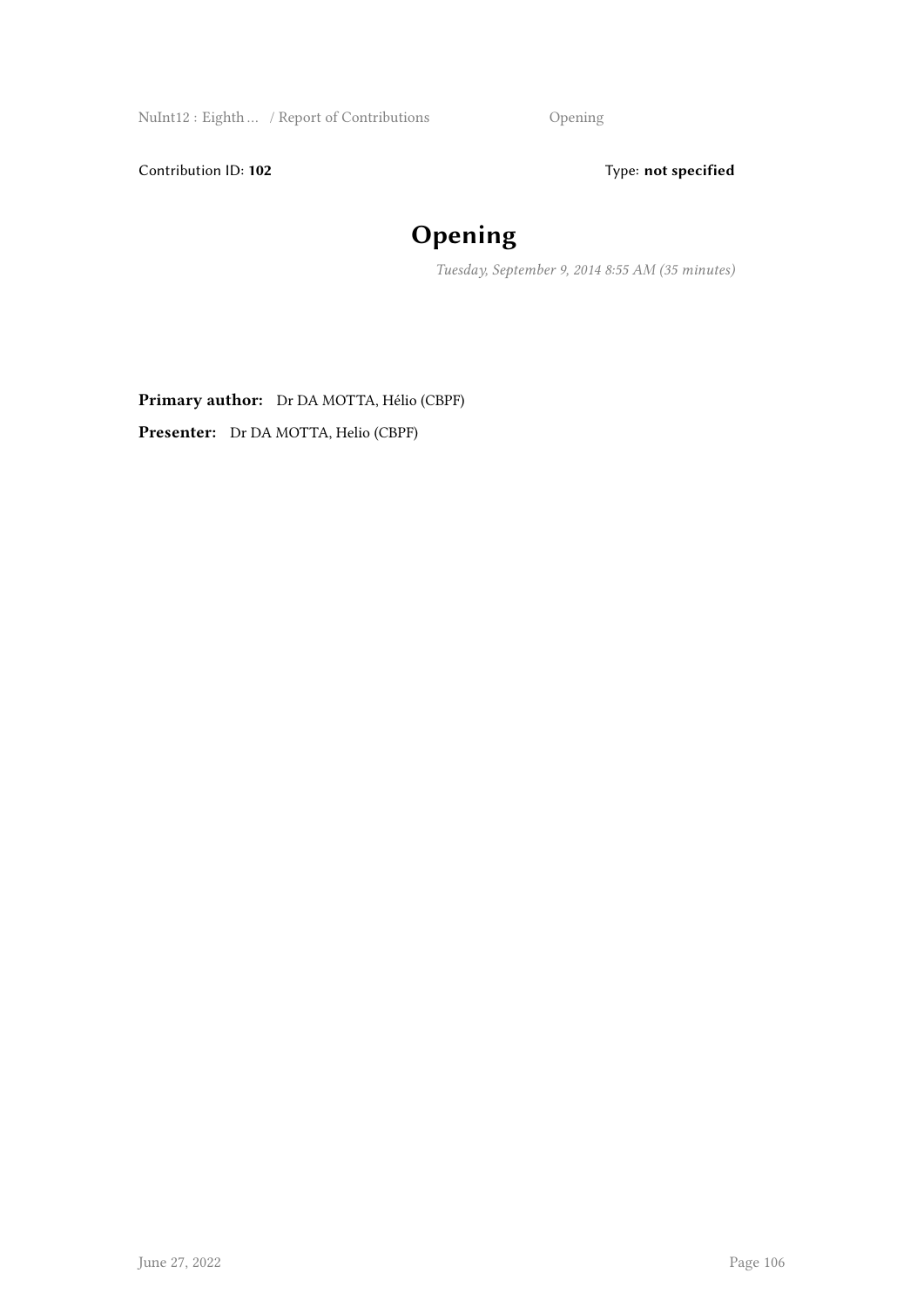Contribution ID: **102** Type: **not specified**

# Opening

*Tuesday, September 9, 2014 8:55 AM (35 minutes)*

**Primary author:** Dr DA MOTTA, Hélio (CBPF)

**Presenter:** Dr DA MOTTA, Helio (CBPF)